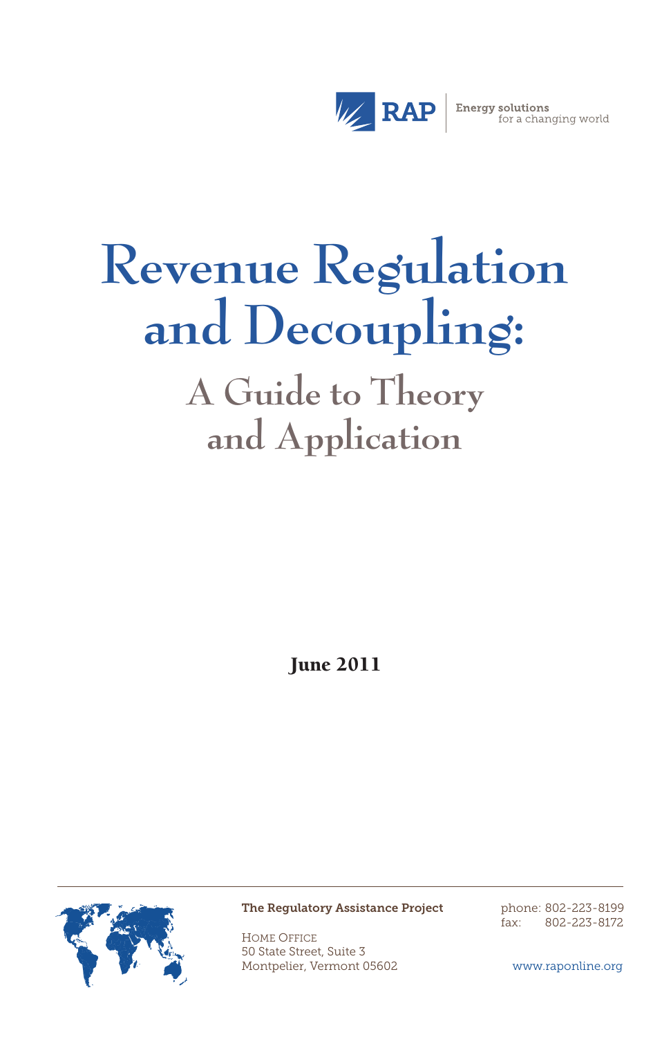RAP | Energy solutions for a changing world

# Revenue Regulation and Decoupling:

## A Guide to Theory and Application

**June 2011**

**The Regulatory Assistance Project**

Home Office
50 State Street, Suite 3
Montpelier, Vermont 05602

phone: 802-223-8199
fax: 802-223-8172

www.raponline.org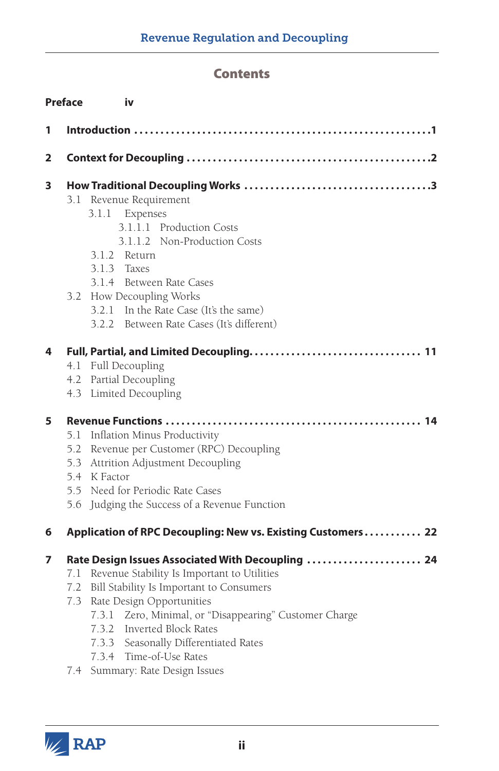# Contents

**Preface** iv

**1 Introduction** ........................................................1

**2 Context for Decoupling** ..............................................2

**3 How Traditional Decoupling Works** ...................................3

- 3.1 Revenue Requirement
  - 3.1.1 Expenses
    - 3.1.1.1 Production Costs
    - 3.1.1.2 Non-Production Costs
  - 3.1.2 Return
  - 3.1.3 Taxes
  - 3.1.4 Between Rate Cases
- 3.2 How Decoupling Works
  - 3.2.1 In the Rate Case (It's the same)
  - 3.2.2 Between Rate Cases (It's different)

**4 Full, Partial, and Limited Decoupling**................................ 11

- 4.1 Full Decoupling
- 4.2 Partial Decoupling
- 4.3 Limited Decoupling

**5 Revenue Functions** ................................................ 14

- 5.1 Inflation Minus Productivity
- 5.2 Revenue per Customer (RPC) Decoupling
- 5.3 Attrition Adjustment Decoupling
- 5.4 K Factor
- 5.5 Need for Periodic Rate Cases
- 5.6 Judging the Success of a Revenue Function

**6 Application of RPC Decoupling: New vs. Existing Customers** ........... 22

**7 Rate Design Issues Associated With Decoupling** ...................... 24

- 7.1 Revenue Stability Is Important to Utilities
- 7.2 Bill Stability Is Important to Consumers
- 7.3 Rate Design Opportunities
  - 7.3.1 Zero, Minimal, or "Disappearing" Customer Charge
  - 7.3.2 Inverted Block Rates
  - 7.3.3 Seasonally Differentiated Rates
  - 7.3.4 Time-of-Use Rates
- 7.4 Summary: Rate Design Issues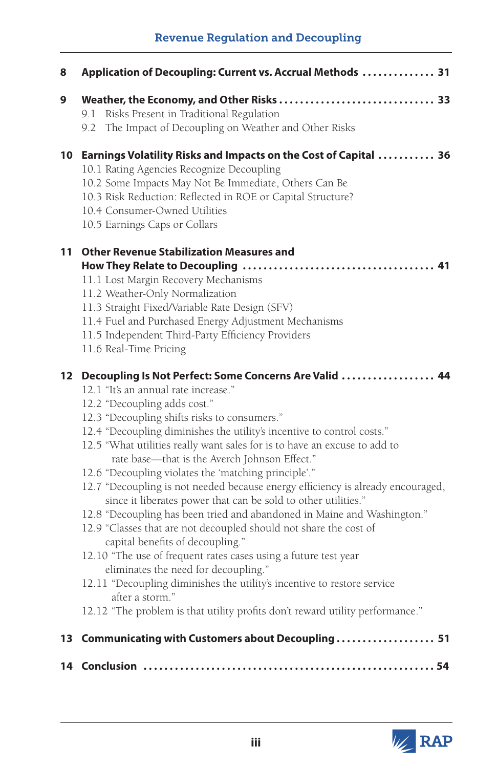**8 Application of Decoupling: Current vs. Accrual Methods .............. 31**

**9 Weather, the Economy, and Other Risks .............................. 33**

9.1 Risks Present in Traditional Regulation

9.2 The Impact of Decoupling on Weather and Other Risks

**10 Earnings Volatility Risks and Impacts on the Cost of Capital ........... 36**

10.1 Rating Agencies Recognize Decoupling

10.2 Some Impacts May Not Be Immediate, Others Can Be

10.3 Risk Reduction: Reflected in ROE or Capital Structure?

10.4 Consumer-Owned Utilities

10.5 Earnings Caps or Collars

**11 Other Revenue Stabilization Measures and How They Relate to Decoupling ..................................... 41**

11.1 Lost Margin Recovery Mechanisms

11.2 Weather-Only Normalization

11.3 Straight Fixed/Variable Rate Design (SFV)

11.4 Fuel and Purchased Energy Adjustment Mechanisms

11.5 Independent Third-Party Efficiency Providers

11.6 Real-Time Pricing

**12 Decoupling Is Not Perfect: Some Concerns Are Valid .................. 44**

12.1 "It's an annual rate increase."

12.2 "Decoupling adds cost."

12.3 "Decoupling shifts risks to consumers."

12.4 "Decoupling diminishes the utility's incentive to control costs."

12.5 "What utilities really want sales for is to have an excuse to add to rate base—that is the Averch Johnson Effect."

12.6 "Decoupling violates the 'matching principle'."

12.7 "Decoupling is not needed because energy efficiency is already encouraged, since it liberates power that can be sold to other utilities."

12.8 "Decoupling has been tried and abandoned in Maine and Washington."

12.9 "Classes that are not decoupled should not share the cost of capital benefits of decoupling."

12.10 "The use of frequent rates cases using a future test year eliminates the need for decoupling."

12.11 "Decoupling diminishes the utility's incentive to restore service after a storm."

12.12 "The problem is that utility profits don't reward utility performance."

**13 Communicating with Customers about Decoupling .................. 51**

**14 Conclusion ..................................................... 54**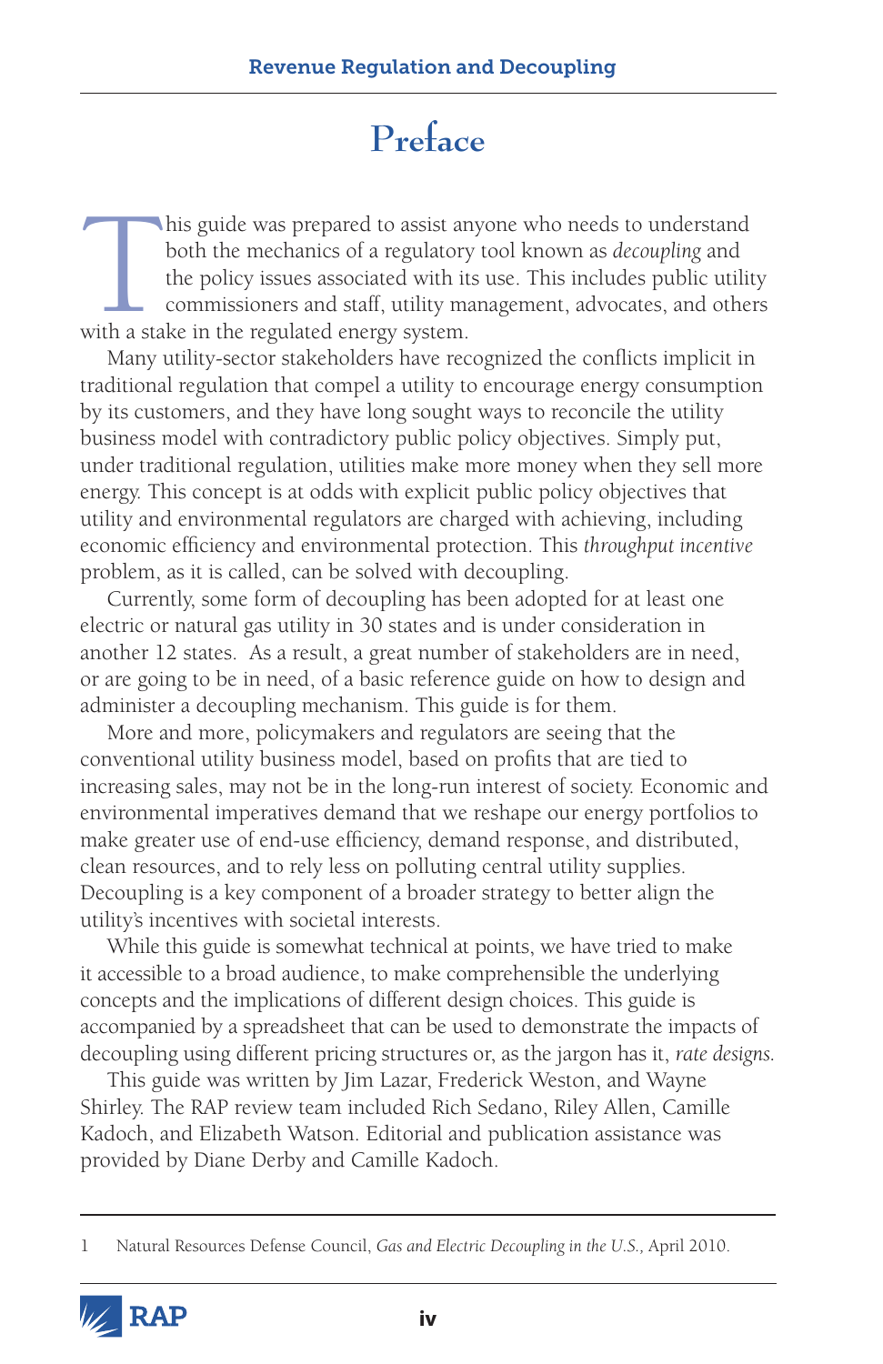# Preface

This guide was prepared to assist anyone who needs to understand both the mechanics of a regulatory tool known as *decoupling* and the policy issues associated with its use. This includes public utility commissioners and staff, utility management, advocates, and others with a stake in the regulated energy system.

Many utility-sector stakeholders have recognized the conflicts implicit in traditional regulation that compel a utility to encourage energy consumption by its customers, and they have long sought ways to reconcile the utility business model with contradictory public policy objectives. Simply put, under traditional regulation, utilities make more money when they sell more energy. This concept is at odds with explicit public policy objectives that utility and environmental regulators are charged with achieving, including economic efficiency and environmental protection. This *throughput incentive* problem, as it is called, can be solved with decoupling.

Currently, some form of decoupling has been adopted for at least one electric or natural gas utility in 30 states and is under consideration in another 12 states. As a result, a great number of stakeholders are in need, or are going to be in need, of a basic reference guide on how to design and administer a decoupling mechanism. This guide is for them.

More and more, policymakers and regulators are seeing that the conventional utility business model, based on profits that are tied to increasing sales, may not be in the long-run interest of society. Economic and environmental imperatives demand that we reshape our energy portfolios to make greater use of end-use efficiency, demand response, and distributed, clean resources, and to rely less on polluting central utility supplies. Decoupling is a key component of a broader strategy to better align the utility's incentives with societal interests.

While this guide is somewhat technical at points, we have tried to make it accessible to a broad audience, to make comprehensible the underlying concepts and the implications of different design choices. This guide is accompanied by a spreadsheet that can be used to demonstrate the impacts of decoupling using different pricing structures or, as the jargon has it, *rate designs*.

This guide was written by Jim Lazar, Frederick Weston, and Wayne Shirley. The RAP review team included Rich Sedano, Riley Allen, Camille Kadoch, and Elizabeth Watson. Editorial and publication assistance was provided by Diane Derby and Camille Kadoch.

---

1 Natural Resources Defense Council, *Gas and Electric Decoupling in the U.S.*, April 2010.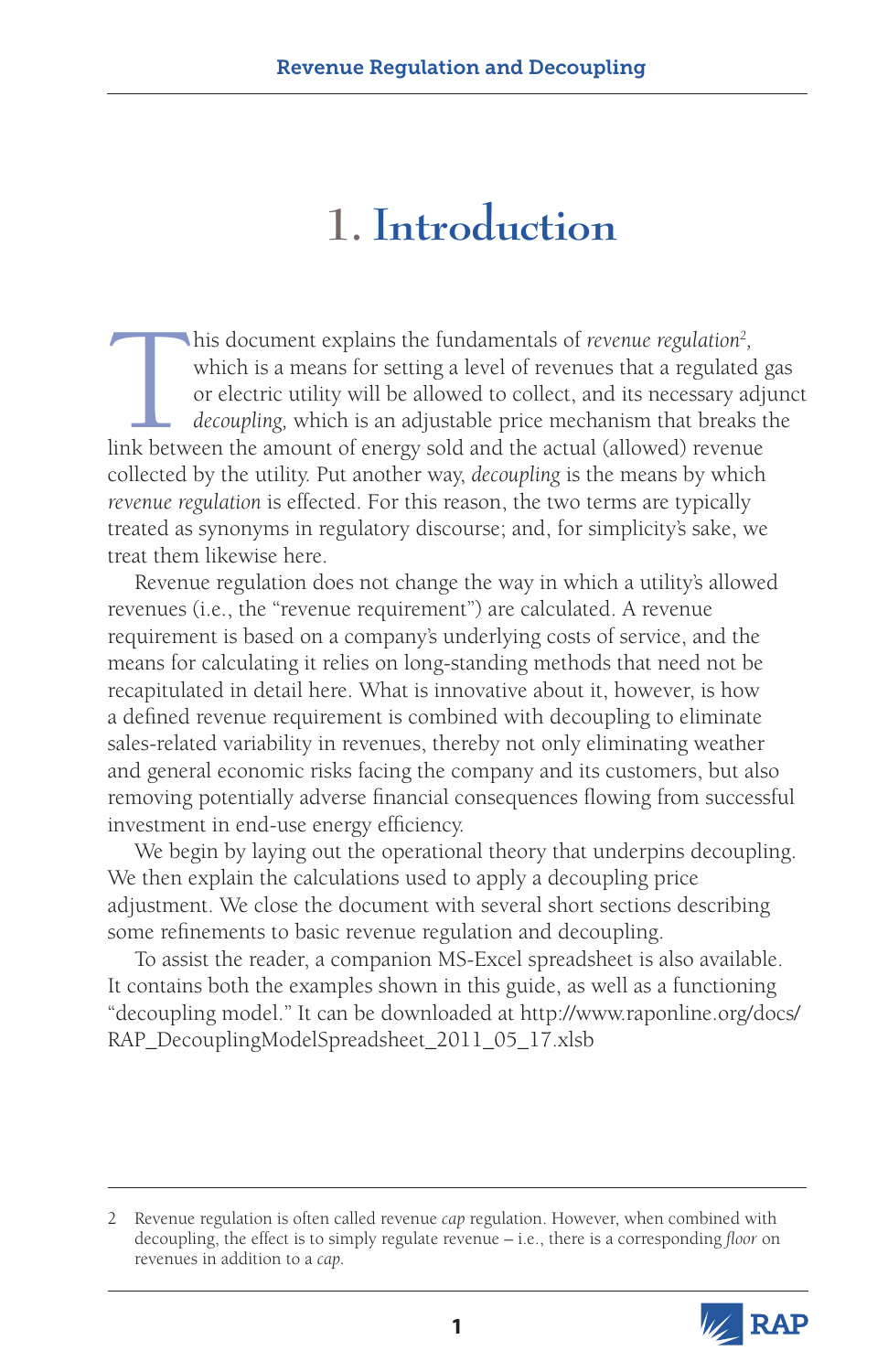# 1. Introduction

This document explains the fundamentals of *revenue regulation*[2], which is a means for setting a level of revenues that a regulated gas or electric utility will be allowed to collect, and its necessary adjunct *decoupling,* which is an adjustable price mechanism that breaks the link between the amount of energy sold and the actual (allowed) revenue collected by the utility. Put another way, *decoupling* is the means by which *revenue regulation* is effected. For this reason, the two terms are typically treated as synonyms in regulatory discourse; and, for simplicity's sake, we treat them likewise here.

Revenue regulation does not change the way in which a utility's allowed revenues (i.e., the "revenue requirement") are calculated. A revenue requirement is based on a company's underlying costs of service, and the means for calculating it relies on long-standing methods that need not be recapitulated in detail here. What is innovative about it, however, is how a defined revenue requirement is combined with decoupling to eliminate sales-related variability in revenues, thereby not only eliminating weather and general economic risks facing the company and its customers, but also removing potentially adverse financial consequences flowing from successful investment in end-use energy efficiency.

We begin by laying out the operational theory that underpins decoupling. We then explain the calculations used to apply a decoupling price adjustment. We close the document with several short sections describing some refinements to basic revenue regulation and decoupling.

To assist the reader, a companion MS-Excel spreadsheet is also available. It contains both the examples shown in this guide, as well as a functioning "decoupling model." It can be downloaded at http://www.raponline.org/docs/RAP_DecouplingModelSpreadsheet_2011_05_17.xlsb

---

2 Revenue regulation is often called revenue *cap* regulation. However, when combined with decoupling, the effect is to simply regulate revenue – i.e., there is a corresponding *floor* on revenues in addition to a *cap*.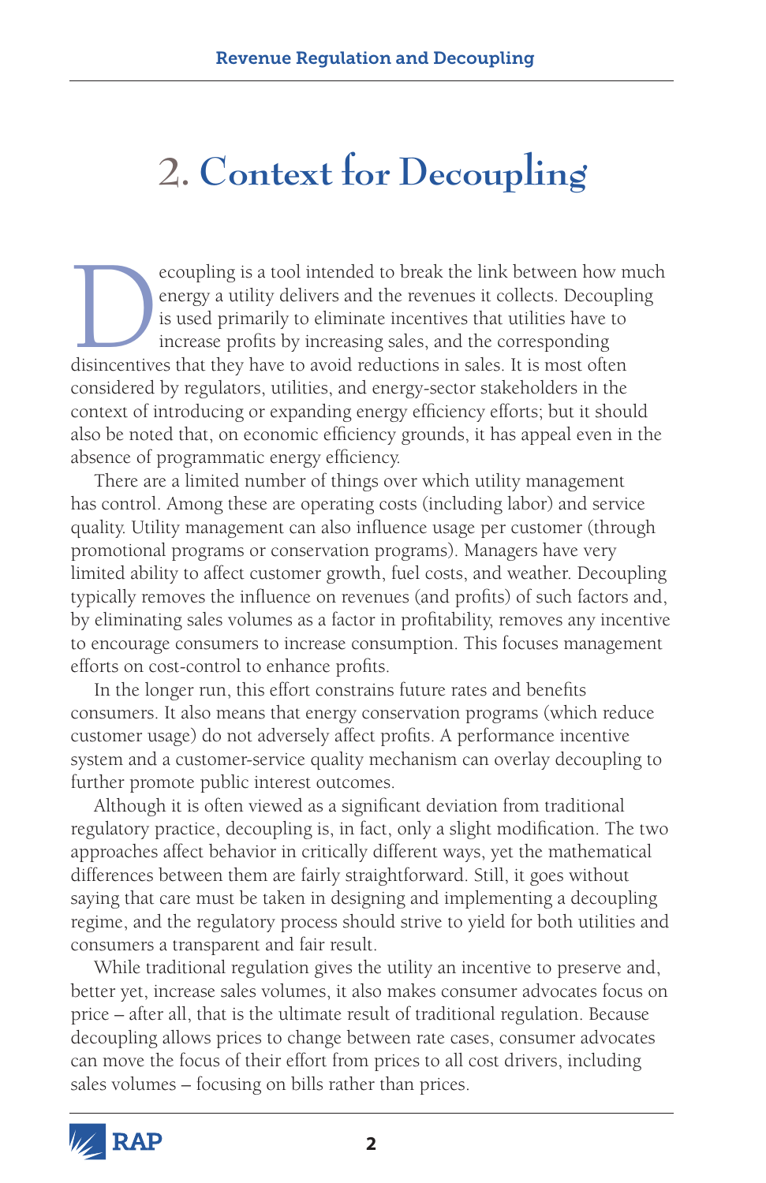# 2. Context for Decoupling

Decoupling is a tool intended to break the link between how much energy a utility delivers and the revenues it collects. Decoupling is used primarily to eliminate incentives that utilities have to increase profits by increasing sales, and the corresponding disincentives that they have to avoid reductions in sales. It is most often considered by regulators, utilities, and energy-sector stakeholders in the context of introducing or expanding energy efficiency efforts; but it should also be noted that, on economic efficiency grounds, it has appeal even in the absence of programmatic energy efficiency.

There are a limited number of things over which utility management has control. Among these are operating costs (including labor) and service quality. Utility management can also influence usage per customer (through promotional programs or conservation programs). Managers have very limited ability to affect customer growth, fuel costs, and weather. Decoupling typically removes the influence on revenues (and profits) of such factors and, by eliminating sales volumes as a factor in profitability, removes any incentive to encourage consumers to increase consumption. This focuses management efforts on cost-control to enhance profits.

In the longer run, this effort constrains future rates and benefits consumers. It also means that energy conservation programs (which reduce customer usage) do not adversely affect profits. A performance incentive system and a customer-service quality mechanism can overlay decoupling to further promote public interest outcomes.

Although it is often viewed as a significant deviation from traditional regulatory practice, decoupling is, in fact, only a slight modification. The two approaches affect behavior in critically different ways, yet the mathematical differences between them are fairly straightforward. Still, it goes without saying that care must be taken in designing and implementing a decoupling regime, and the regulatory process should strive to yield for both utilities and consumers a transparent and fair result.

While traditional regulation gives the utility an incentive to preserve and, better yet, increase sales volumes, it also makes consumer advocates focus on price – after all, that is the ultimate result of traditional regulation. Because decoupling allows prices to change between rate cases, consumer advocates can move the focus of their effort from prices to all cost drivers, including sales volumes – focusing on bills rather than prices.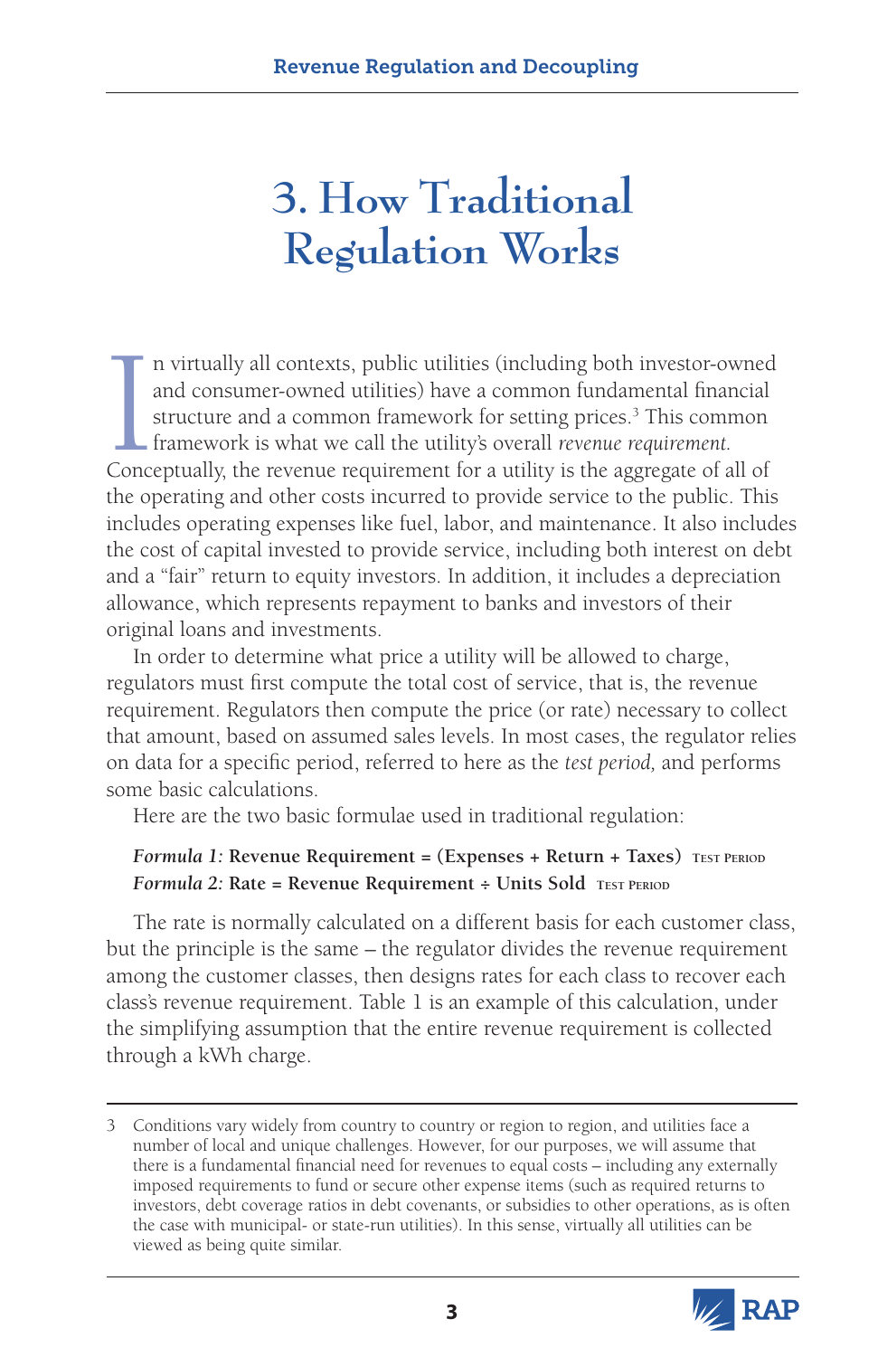# 3. How Traditional Regulation Works

In virtually all contexts, public utilities (including both investor-owned and consumer-owned utilities) have a common fundamental financial structure and a common framework for setting prices.[3] This common framework is what we call the utility's overall *revenue requirement.* Conceptually, the revenue requirement for a utility is the aggregate of all of the operating and other costs incurred to provide service to the public. This includes operating expenses like fuel, labor, and maintenance. It also includes the cost of capital invested to provide service, including both interest on debt and a "fair" return to equity investors. In addition, it includes a depreciation allowance, which represents repayment to banks and investors of their original loans and investments.

In order to determine what price a utility will be allowed to charge, regulators must first compute the total cost of service, that is, the revenue requirement. Regulators then compute the price (or rate) necessary to collect that amount, based on assumed sales levels. In most cases, the regulator relies on data for a specific period, referred to here as the *test period,* and performs some basic calculations.

Here are the two basic formulae used in traditional regulation:

***Formula 1:*** **Revenue Requirement = (Expenses + Return + Taxes)** TEST PERIOD
***Formula 2:*** **Rate = Revenue Requirement ÷ Units Sold** TEST PERIOD

The rate is normally calculated on a different basis for each customer class, but the principle is the same – the regulator divides the revenue requirement among the customer classes, then designs rates for each class to recover each class's revenue requirement. Table 1 is an example of this calculation, under the simplifying assumption that the entire revenue requirement is collected through a kWh charge.

---

3 Conditions vary widely from country to country or region to region, and utilities face a number of local and unique challenges. However, for our purposes, we will assume that there is a fundamental financial need for revenues to equal costs – including any externally imposed requirements to fund or secure other expense items (such as required returns to investors, debt coverage ratios in debt covenants, or subsidies to other operations, as is often the case with municipal- or state-run utilities). In this sense, virtually all utilities can be viewed as being quite similar.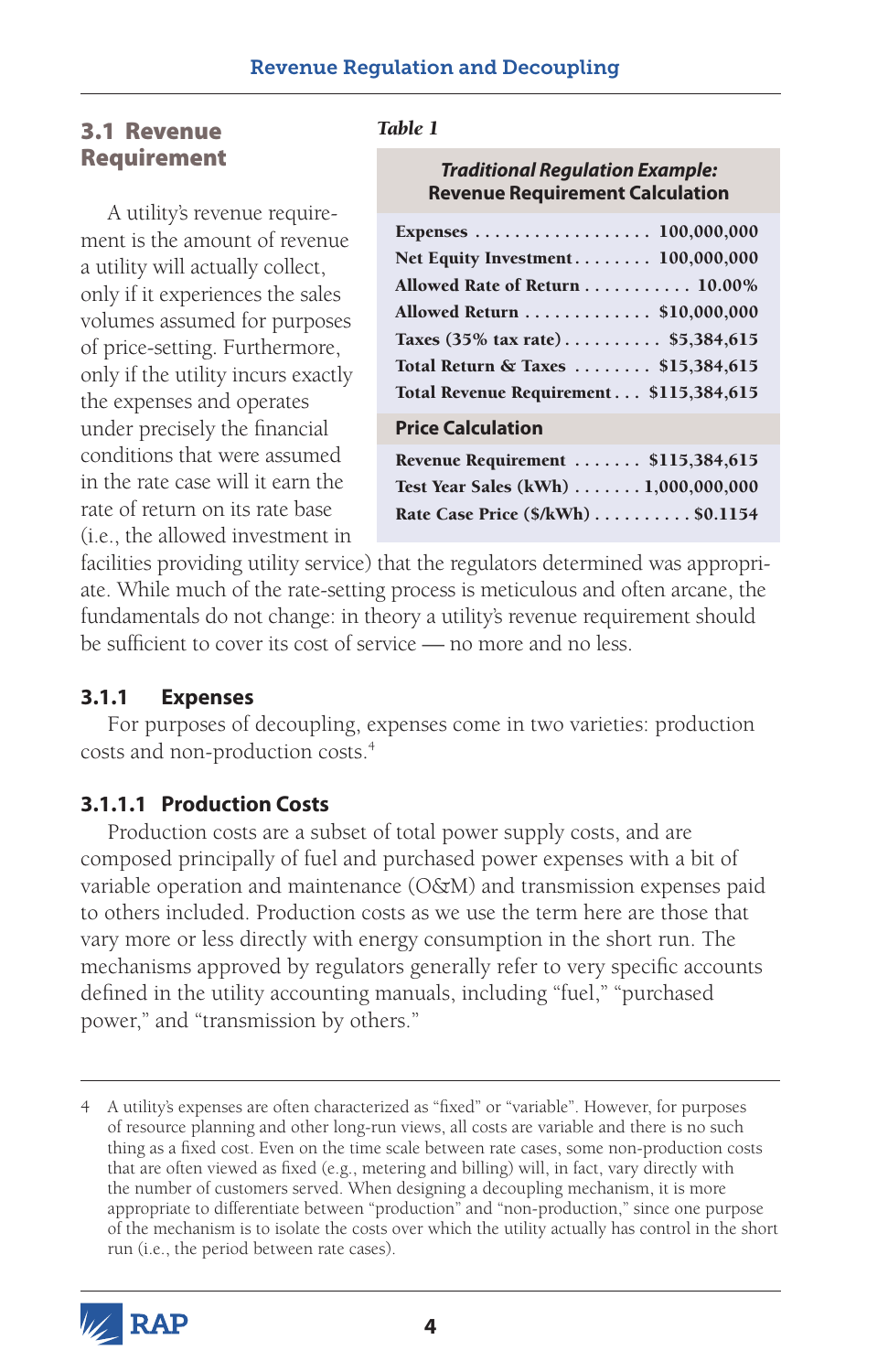## 3.1 Revenue Requirement

*Table 1*

| Traditional Regulation Example: Revenue Requirement Calculation | |
|---|---|
| Expenses | 100,000,000 |
| Net Equity Investment | 100,000,000 |
| Allowed Rate of Return | 10.00% |
| Allowed Return | $10,000,000 |
| Taxes (35% tax rate) | $5,384,615 |
| Total Return & Taxes | $15,384,615 |
| Total Revenue Requirement | $115,384,615 |
| **Price Calculation** | |
| Revenue Requirement | $115,384,615 |
| Test Year Sales (kWh) | 1,000,000,000 |
| Rate Case Price ($/kWh) | $0.1154 |

A utility's revenue requirement is the amount of revenue a utility will actually collect, only if it experiences the sales volumes assumed for purposes of price-setting. Furthermore, only if the utility incurs exactly the expenses and operates under precisely the financial conditions that were assumed in the rate case will it earn the rate of return on its rate base (i.e., the allowed investment in facilities providing utility service) that the regulators determined was appropriate. While much of the rate-setting process is meticulous and often arcane, the fundamentals do not change: in theory a utility's revenue requirement should be sufficient to cover its cost of service — no more and no less.

### 3.1.1 Expenses

For purposes of decoupling, expenses come in two varieties: production costs and non-production costs.[4]

#### 3.1.1.1 Production Costs

Production costs are a subset of total power supply costs, and are composed principally of fuel and purchased power expenses with a bit of variable operation and maintenance (O&M) and transmission expenses paid to others included. Production costs as we use the term here are those that vary more or less directly with energy consumption in the short run. The mechanisms approved by regulators generally refer to very specific accounts defined in the utility accounting manuals, including "fuel," "purchased power," and "transmission by others."

---

4 A utility's expenses are often characterized as "fixed" or "variable". However, for purposes of resource planning and other long-run views, all costs are variable and there is no such thing as a fixed cost. Even on the time scale between rate cases, some non-production costs that are often viewed as fixed (e.g., metering and billing) will, in fact, vary directly with the number of customers served. When designing a decoupling mechanism, it is more appropriate to differentiate between "production" and "non-production," since one purpose of the mechanism is to isolate the costs over which the utility actually has control in the short run (i.e., the period between rate cases).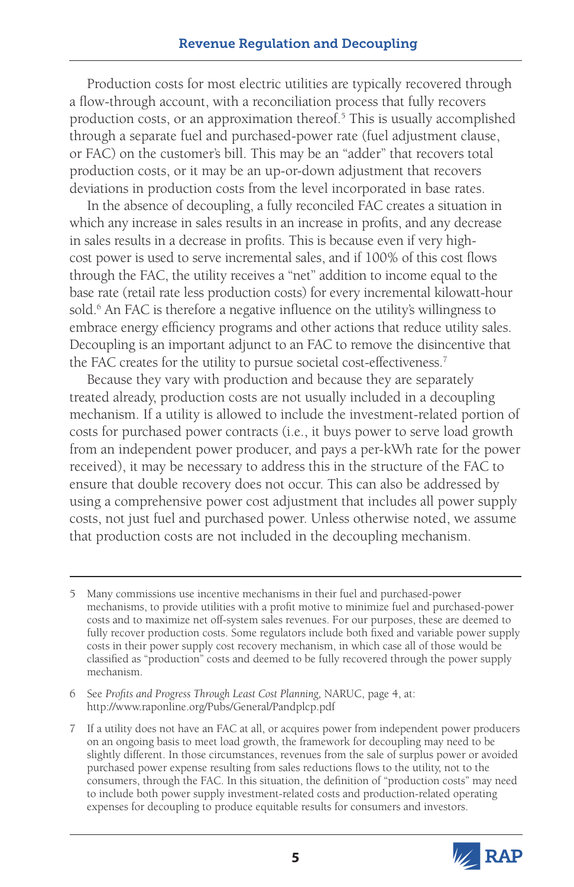Production costs for most electric utilities are typically recovered through a flow-through account, with a reconciliation process that fully recovers production costs, or an approximation thereof.[5] This is usually accomplished through a separate fuel and purchased-power rate (fuel adjustment clause, or FAC) on the customer's bill. This may be an "adder" that recovers total production costs, or it may be an up-or-down adjustment that recovers deviations in production costs from the level incorporated in base rates.

In the absence of decoupling, a fully reconciled FAC creates a situation in which any increase in sales results in an increase in profits, and any decrease in sales results in a decrease in profits. This is because even if very high-cost power is used to serve incremental sales, and if 100% of this cost flows through the FAC, the utility receives a "net" addition to income equal to the base rate (retail rate less production costs) for every incremental kilowatt-hour sold.[6] An FAC is therefore a negative influence on the utility's willingness to embrace energy efficiency programs and other actions that reduce utility sales. Decoupling is an important adjunct to an FAC to remove the disincentive that the FAC creates for the utility to pursue societal cost-effectiveness.[7]

Because they vary with production and because they are separately treated already, production costs are not usually included in a decoupling mechanism. If a utility is allowed to include the investment-related portion of costs for purchased power contracts (i.e., it buys power to serve load growth from an independent power producer, and pays a per-kWh rate for the power received), it may be necessary to address this in the structure of the FAC to ensure that double recovery does not occur. This can also be addressed by using a comprehensive power cost adjustment that includes all power supply costs, not just fuel and purchased power. Unless otherwise noted, we assume that production costs are not included in the decoupling mechanism.

---

5 Many commissions use incentive mechanisms in their fuel and purchased-power mechanisms, to provide utilities with a profit motive to minimize fuel and purchased-power costs and to maximize net off-system sales revenues. For our purposes, these are deemed to fully recover production costs. Some regulators include both fixed and variable power supply costs in their power supply cost recovery mechanism, in which case all of those would be classified as "production" costs and deemed to be fully recovered through the power supply mechanism.

6 See *Profits and Progress Through Least Cost Planning*, NARUC, page 4, at: http://www.raponline.org/Pubs/General/Pandplcp.pdf

7 If a utility does not have an FAC at all, or acquires power from independent power producers on an ongoing basis to meet load growth, the framework for decoupling may need to be slightly different. In those circumstances, revenues from the sale of surplus power or avoided purchased power expense resulting from sales reductions flows to the utility, not to the consumers, through the FAC. In this situation, the definition of "production costs" may need to include both power supply investment-related costs and production-related operating expenses for decoupling to produce equitable results for consumers and investors.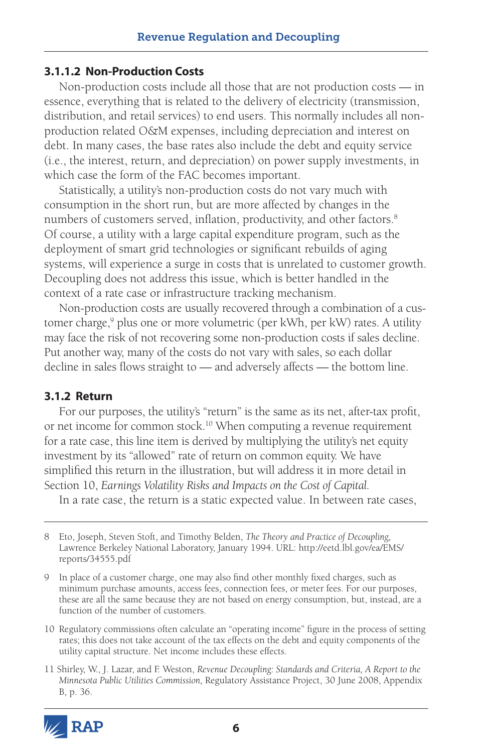### 3.1.1.2 Non-Production Costs

Non-production costs include all those that are not production costs — in essence, everything that is related to the delivery of electricity (transmission, distribution, and retail services) to end users. This normally includes all non-production related O&M expenses, including depreciation and interest on debt. In many cases, the base rates also include the debt and equity service (i.e., the interest, return, and depreciation) on power supply investments, in which case the form of the FAC becomes important.

Statistically, a utility's non-production costs do not vary much with consumption in the short run, but are more affected by changes in the numbers of customers served, inflation, productivity, and other factors.[8] Of course, a utility with a large capital expenditure program, such as the deployment of smart grid technologies or significant rebuilds of aging systems, will experience a surge in costs that is unrelated to customer growth. Decoupling does not address this issue, which is better handled in the context of a rate case or infrastructure tracking mechanism.

Non-production costs are usually recovered through a combination of a customer charge,[9] plus one or more volumetric (per kWh, per kW) rates. A utility may face the risk of not recovering some non-production costs if sales decline. Put another way, many of the costs do not vary with sales, so each dollar decline in sales flows straight to — and adversely affects — the bottom line.

## 3.1.2 Return

For our purposes, the utility's "return" is the same as its net, after-tax profit, or net income for common stock.[10] When computing a revenue requirement for a rate case, this line item is derived by multiplying the utility's net equity investment by its "allowed" rate of return on common equity. We have simplified this return in the illustration, but will address it in more detail in Section 10, *Earnings Volatility Risks and Impacts on the Cost of Capital.*

In a rate case, the return is a static expected value. In between rate cases,

---

8 Eto, Joseph, Steven Stoft, and Timothy Belden, *The Theory and Practice of Decoupling,* Lawrence Berkeley National Laboratory, January 1994. URL: http://eetd.lbl.gov/ea/EMS/reports/34555.pdf

9 In place of a customer charge, one may also find other monthly fixed charges, such as minimum purchase amounts, access fees, connection fees, or meter fees. For our purposes, these are all the same because they are not based on energy consumption, but, instead, are a function of the number of customers.

10 Regulatory commissions often calculate an "operating income" figure in the process of setting rates; this does not take account of the tax effects on the debt and equity components of the utility capital structure. Net income includes these effects.

11 Shirley, W., J. Lazar, and F. Weston, *Revenue Decoupling: Standards and Criteria, A Report to the Minnesota Public Utilities Commission,* Regulatory Assistance Project, 30 June 2008, Appendix B, p. 36.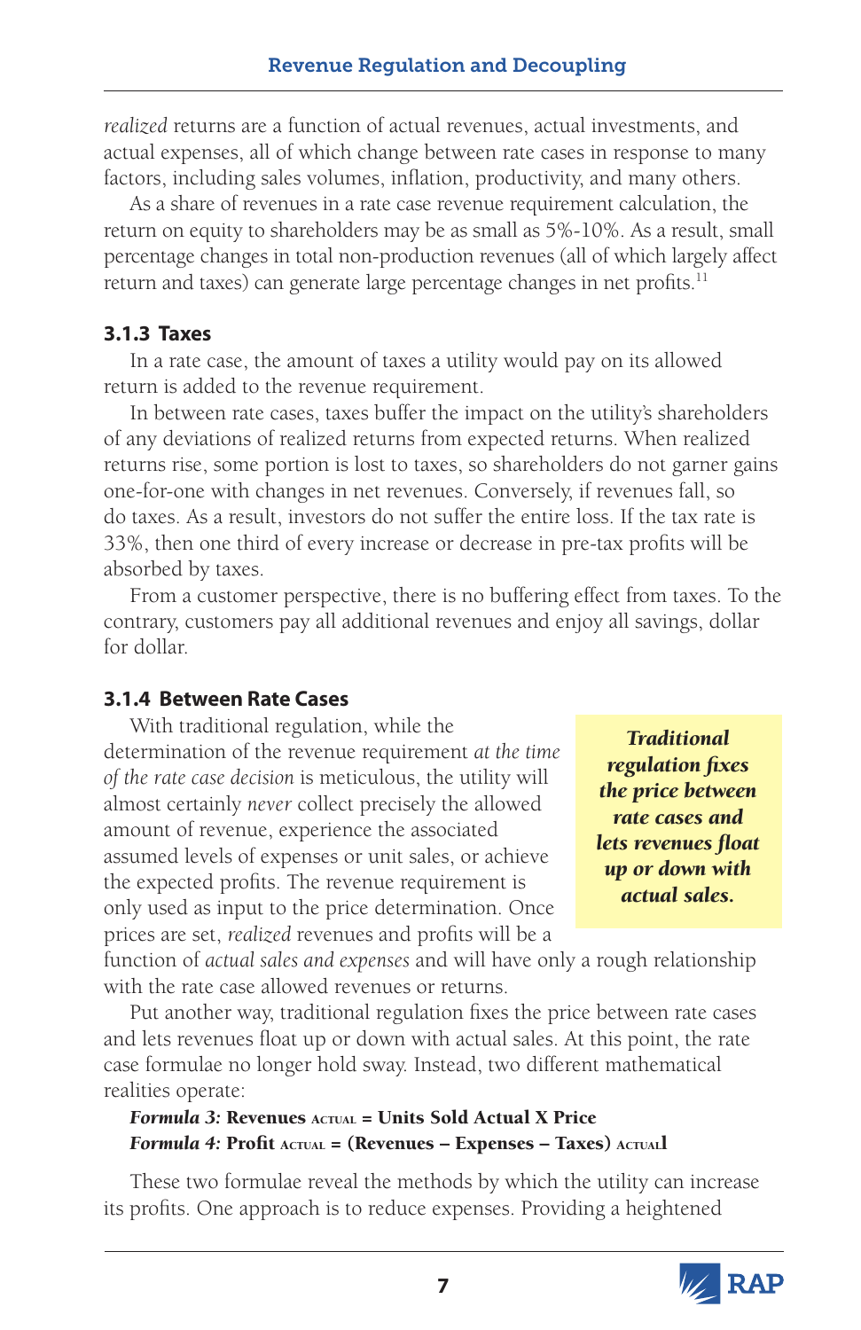*realized* returns are a function of actual revenues, actual investments, and actual expenses, all of which change between rate cases in response to many factors, including sales volumes, inflation, productivity, and many others.

As a share of revenues in a rate case revenue requirement calculation, the return on equity to shareholders may be as small as 5%-10%. As a result, small percentage changes in total non-production revenues (all of which largely affect return and taxes) can generate large percentage changes in net profits.[11]

### 3.1.3 Taxes

In a rate case, the amount of taxes a utility would pay on its allowed return is added to the revenue requirement.

In between rate cases, taxes buffer the impact on the utility's shareholders of any deviations of realized returns from expected returns. When realized returns rise, some portion is lost to taxes, so shareholders do not garner gains one-for-one with changes in net revenues. Conversely, if revenues fall, so do taxes. As a result, investors do not suffer the entire loss. If the tax rate is 33%, then one third of every increase or decrease in pre-tax profits will be absorbed by taxes.

From a customer perspective, there is no buffering effect from taxes. To the contrary, customers pay all additional revenues and enjoy all savings, dollar for dollar.

### 3.1.4 Between Rate Cases

With traditional regulation, while the determination of the revenue requirement *at the time of the rate case decision* is meticulous, the utility will almost certainly *never* collect precisely the allowed amount of revenue, experience the associated assumed levels of expenses or unit sales, or achieve the expected profits. The revenue requirement is only used as input to the price determination. Once prices are set, *realized* revenues and profits will be a function of *actual sales and expenses* and will have only a rough relationship with the rate case allowed revenues or returns.

> ***Traditional regulation fixes the price between rate cases and lets revenues float up or down with actual sales.***

Put another way, traditional regulation fixes the price between rate cases and lets revenues float up or down with actual sales. At this point, the rate case formulae no longer hold sway. Instead, two different mathematical realities operate:

***Formula 3:*** **Revenues $_{\text{ACTUAL}}$ = Units Sold Actual X Price**
***Formula 4:*** **Profit $_{\text{ACTUAL}}$ = (Revenues – Expenses – Taxes) $_{\text{ACTUAL}}$**

These two formulae reveal the methods by which the utility can increase its profits. One approach is to reduce expenses. Providing a heightened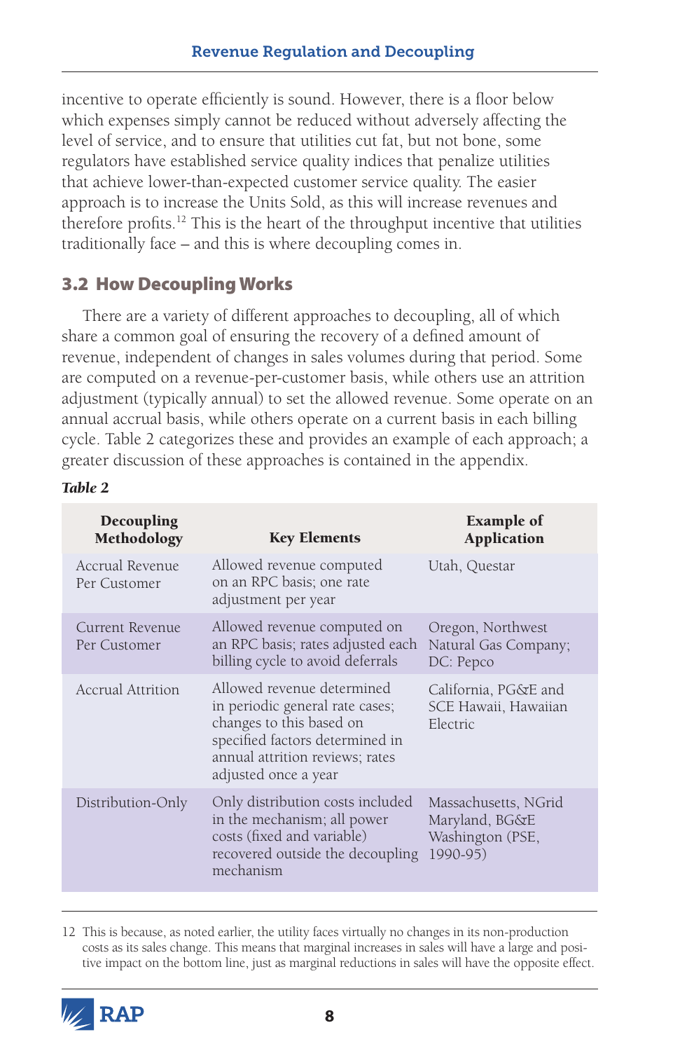incentive to operate efficiently is sound. However, there is a floor below which expenses simply cannot be reduced without adversely affecting the level of service, and to ensure that utilities cut fat, but not bone, some regulators have established service quality indices that penalize utilities that achieve lower-than-expected customer service quality. The easier approach is to increase the Units Sold, as this will increase revenues and therefore profits.[12] This is the heart of the throughput incentive that utilities traditionally face – and this is where decoupling comes in.

## 3.2 How Decoupling Works

There are a variety of different approaches to decoupling, all of which share a common goal of ensuring the recovery of a defined amount of revenue, independent of changes in sales volumes during that period. Some are computed on a revenue-per-customer basis, while others use an attrition adjustment (typically annual) to set the allowed revenue. Some operate on an annual accrual basis, while others operate on a current basis in each billing cycle. Table 2 categorizes these and provides an example of each approach; a greater discussion of these approaches is contained in the appendix.

***Table 2***

| Decoupling Methodology | Key Elements | Example of Application |
|---|---|---|
| Accrual Revenue Per Customer | Allowed revenue computed on an RPC basis; one rate adjustment per year | Utah, Questar |
| Current Revenue Per Customer | Allowed revenue computed on an RPC basis; rates adjusted each billing cycle to avoid deferrals | Oregon, Northwest Natural Gas Company; DC: Pepco |
| Accrual Attrition | Allowed revenue determined in periodic general rate cases; changes to this based on specified factors determined in annual attrition reviews; rates adjusted once a year | California, PG&E and SCE Hawaii, Hawaiian Electric |
| Distribution-Only | Only distribution costs included in the mechanism; all power costs (fixed and variable) recovered outside the decoupling mechanism | Massachusetts, NGrid Maryland, BG&E Washington (PSE, 1990-95) |

12 This is because, as noted earlier, the utility faces virtually no changes in its non-production costs as its sales change. This means that marginal increases in sales will have a large and positive impact on the bottom line, just as marginal reductions in sales will have the opposite effect.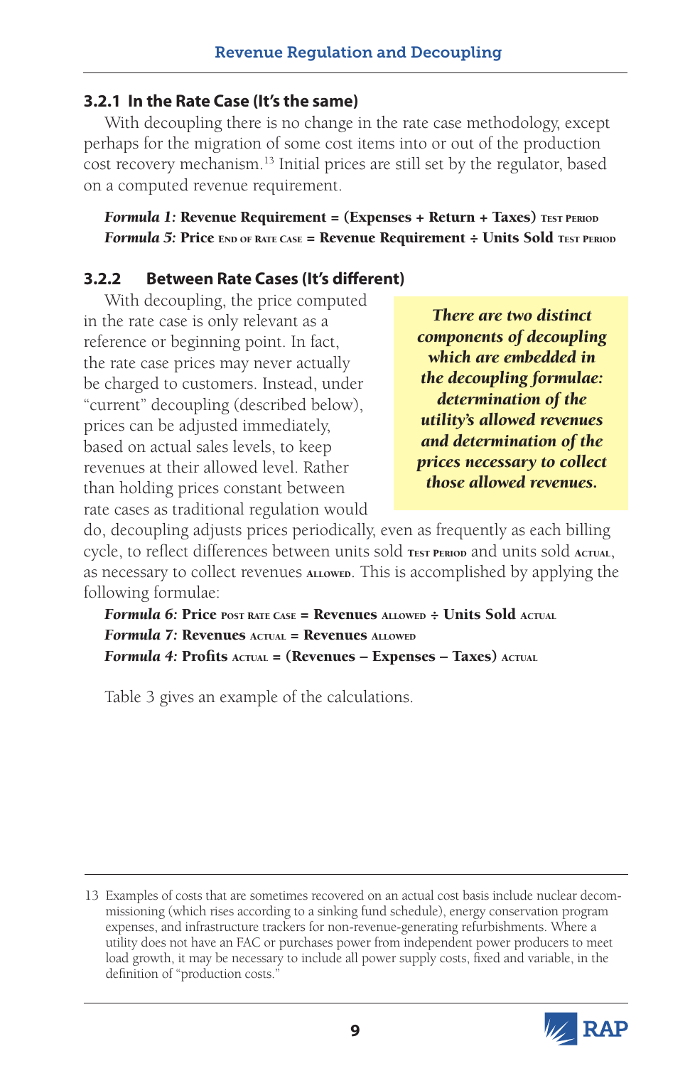### 3.2.1 In the Rate Case (It's the same)

With decoupling there is no change in the rate case methodology, except perhaps for the migration of some cost items into or out of the production cost recovery mechanism.[13] Initial prices are still set by the regulator, based on a computed revenue requirement.

***Formula 1:*** **Revenue Requirement = (Expenses + Return + Taxes)** TEST PERIOD
***Formula 5:*** **Price** END OF RATE CASE **= Revenue Requirement ÷ Units Sold** TEST PERIOD

### 3.2.2 Between Rate Cases (It's different)

> ***There are two distinct components of decoupling which are embedded in the decoupling formulae: determination of the utility's allowed revenues and determination of the prices necessary to collect those allowed revenues.***

With decoupling, the price computed in the rate case is only relevant as a reference or beginning point. In fact, the rate case prices may never actually be charged to customers. Instead, under "current" decoupling (described below), prices can be adjusted immediately, based on actual sales levels, to keep revenues at their allowed level. Rather than holding prices constant between rate cases as traditional regulation would do, decoupling adjusts prices periodically, even as frequently as each billing cycle, to reflect differences between units sold TEST PERIOD and units sold ACTUAL, as necessary to collect revenues ALLOWED. This is accomplished by applying the following formulae:

***Formula 6:*** **Price** POST RATE CASE **= Revenues** ALLOWED **÷ Units Sold** ACTUAL
***Formula 7:*** **Revenues** ACTUAL **= Revenues** ALLOWED
***Formula 4:*** **Profits** ACTUAL **= (Revenues – Expenses – Taxes)** ACTUAL

Table 3 gives an example of the calculations.

---

13 Examples of costs that are sometimes recovered on an actual cost basis include nuclear decommissioning (which rises according to a sinking fund schedule), energy conservation program expenses, and infrastructure trackers for non-revenue-generating refurbishments. Where a utility does not have an FAC or purchases power from independent power producers to meet load growth, it may be necessary to include all power supply costs, fixed and variable, in the definition of "production costs."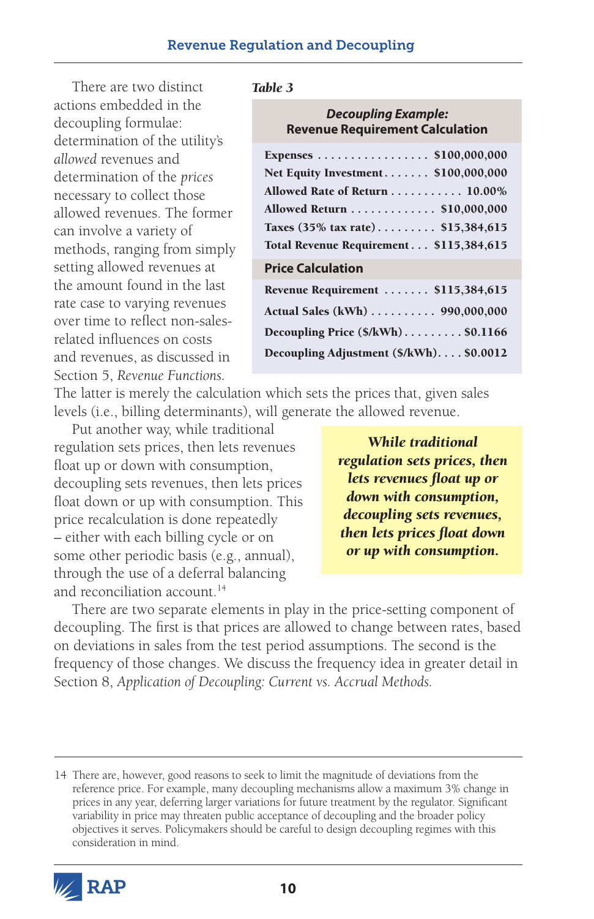There are two distinct actions embedded in the decoupling formulae: determination of the utility's *allowed* revenues and determination of the *prices* necessary to collect those allowed revenues. The former can involve a variety of methods, ranging from simply setting allowed revenues at the amount found in the last rate case to varying revenues over time to reflect non-sales-related influences on costs and revenues, as discussed in Section 5, *Revenue Functions.* The latter is merely the calculation which sets the prices that, given sales levels (i.e., billing determinants), will generate the allowed revenue.

***Table 3***

| *Decoupling Example:* **Revenue Requirement Calculation** | |
|---|---|
| **Expenses** | **$100,000,000** |
| **Net Equity Investment** | **$100,000,000** |
| **Allowed Rate of Return** | **10.00%** |
| **Allowed Return** | **$10,000,000** |
| **Taxes (35% tax rate)** | **$15,384,615** |
| **Total Revenue Requirement** | **$115,384,615** |
| **Price Calculation** | |
| **Revenue Requirement** | **$115,384,615** |
| **Actual Sales (kWh)** | **990,000,000** |
| **Decoupling Price ($/kWh)** | **$0.1166** |
| **Decoupling Adjustment ($/kWh)** | **$0.0012** |

Put another way, while traditional regulation sets prices, then lets revenues float up or down with consumption, decoupling sets revenues, then lets prices float down or up with consumption. This price recalculation is done repeatedly – either with each billing cycle or on some other periodic basis (e.g., annual), through the use of a deferral balancing and reconciliation account.[14]

> ***While traditional regulation sets prices, then lets revenues float up or down with consumption, decoupling sets revenues, then lets prices float down or up with consumption.***

There are two separate elements in play in the price-setting component of decoupling. The first is that prices are allowed to change between rates, based on deviations in sales from the test period assumptions. The second is the frequency of those changes. We discuss the frequency idea in greater detail in Section 8, *Application of Decoupling: Current vs. Accrual Methods.*

---

14 There are, however, good reasons to seek to limit the magnitude of deviations from the reference price. For example, many decoupling mechanisms allow a maximum 3% change in prices in any year, deferring larger variations for future treatment by the regulator. Significant variability in price may threaten public acceptance of decoupling and the broader policy objectives it serves. Policymakers should be careful to design decoupling regimes with this consideration in mind.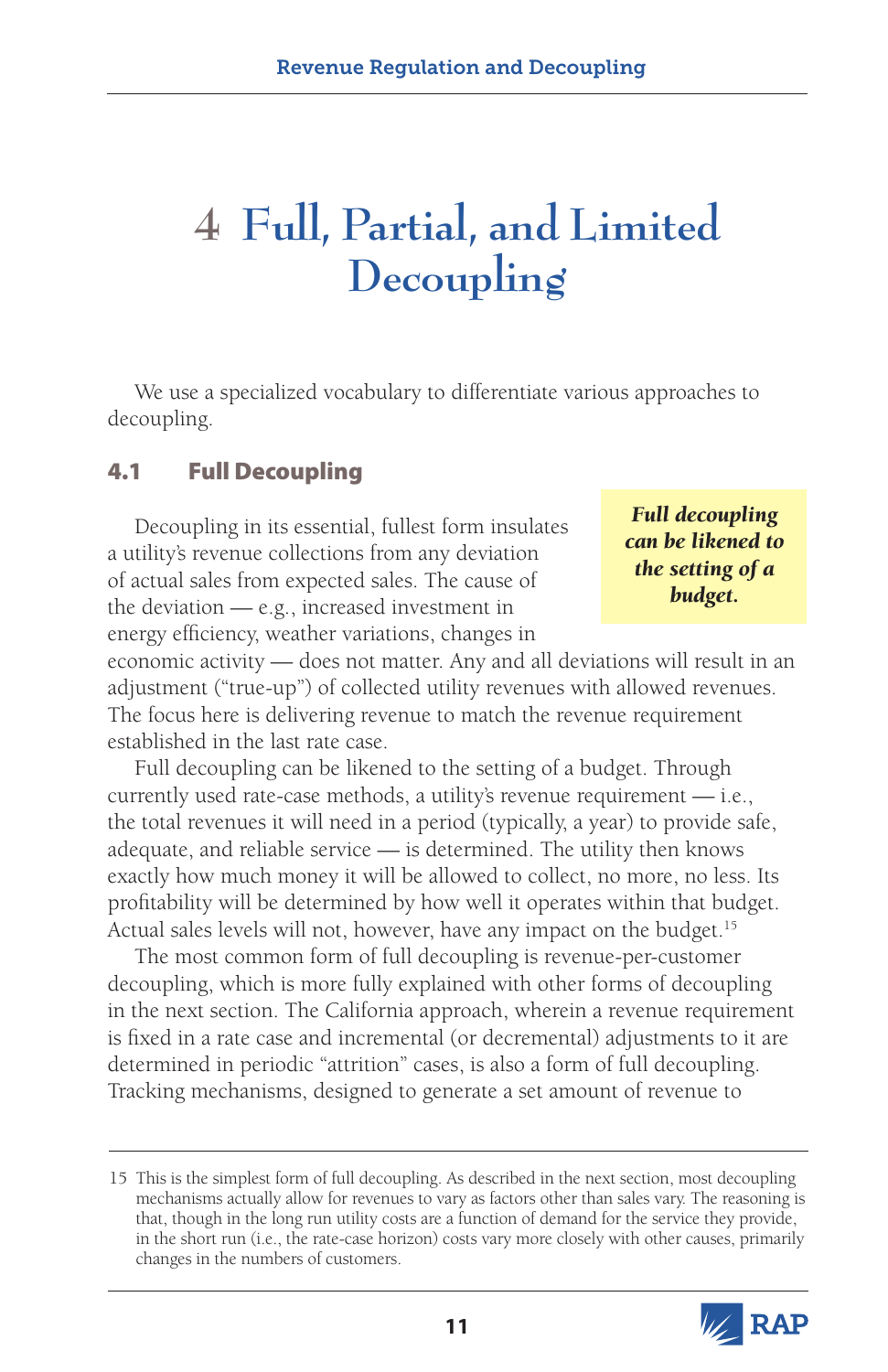# 4 Full, Partial, and Limited Decoupling

We use a specialized vocabulary to differentiate various approaches to decoupling.

## 4.1 Full Decoupling

> ***Full decoupling can be likened to the setting of a budget.***

Decoupling in its essential, fullest form insulates a utility's revenue collections from any deviation of actual sales from expected sales. The cause of the deviation — e.g., increased investment in energy efficiency, weather variations, changes in economic activity — does not matter. Any and all deviations will result in an adjustment ("true-up") of collected utility revenues with allowed revenues. The focus here is delivering revenue to match the revenue requirement established in the last rate case.

Full decoupling can be likened to the setting of a budget. Through currently used rate-case methods, a utility's revenue requirement — i.e., the total revenues it will need in a period (typically, a year) to provide safe, adequate, and reliable service — is determined. The utility then knows exactly how much money it will be allowed to collect, no more, no less. Its profitability will be determined by how well it operates within that budget. Actual sales levels will not, however, have any impact on the budget.[15]

The most common form of full decoupling is revenue-per-customer decoupling, which is more fully explained with other forms of decoupling in the next section. The California approach, wherein a revenue requirement is fixed in a rate case and incremental (or decremental) adjustments to it are determined in periodic "attrition" cases, is also a form of full decoupling. Tracking mechanisms, designed to generate a set amount of revenue to

---

15 This is the simplest form of full decoupling. As described in the next section, most decoupling mechanisms actually allow for revenues to vary as factors other than sales vary. The reasoning is that, though in the long run utility costs are a function of demand for the service they provide, in the short run (i.e., the rate-case horizon) costs vary more closely with other causes, primarily changes in the numbers of customers.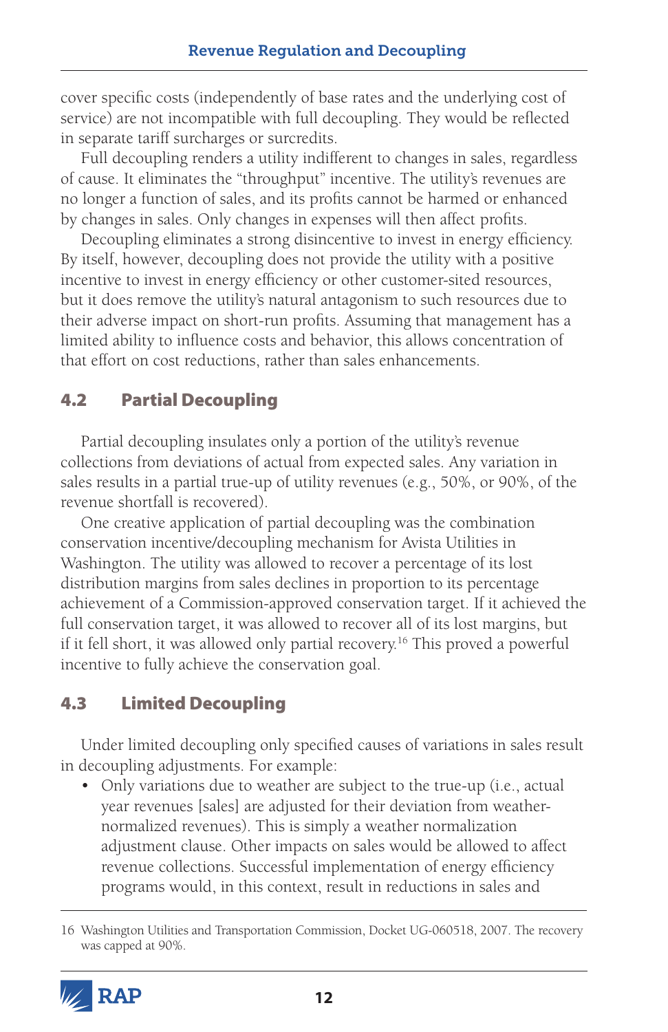cover specific costs (independently of base rates and the underlying cost of service) are not incompatible with full decoupling. They would be reflected in separate tariff surcharges or surcredits.

Full decoupling renders a utility indifferent to changes in sales, regardless of cause. It eliminates the "throughput" incentive. The utility's revenues are no longer a function of sales, and its profits cannot be harmed or enhanced by changes in sales. Only changes in expenses will then affect profits.

Decoupling eliminates a strong disincentive to invest in energy efficiency. By itself, however, decoupling does not provide the utility with a positive incentive to invest in energy efficiency or other customer-sited resources, but it does remove the utility's natural antagonism to such resources due to their adverse impact on short-run profits. Assuming that management has a limited ability to influence costs and behavior, this allows concentration of that effort on cost reductions, rather than sales enhancements.

## 4.2 Partial Decoupling

Partial decoupling insulates only a portion of the utility's revenue collections from deviations of actual from expected sales. Any variation in sales results in a partial true-up of utility revenues (e.g., 50%, or 90%, of the revenue shortfall is recovered).

One creative application of partial decoupling was the combination conservation incentive/decoupling mechanism for Avista Utilities in Washington. The utility was allowed to recover a percentage of its lost distribution margins from sales declines in proportion to its percentage achievement of a Commission-approved conservation target. If it achieved the full conservation target, it was allowed to recover all of its lost margins, but if it fell short, it was allowed only partial recovery.[16] This proved a powerful incentive to fully achieve the conservation goal.

## 4.3 Limited Decoupling

Under limited decoupling only specified causes of variations in sales result in decoupling adjustments. For example:

- Only variations due to weather are subject to the true-up (i.e., actual year revenues [sales] are adjusted for their deviation from weather-normalized revenues). This is simply a weather normalization adjustment clause. Other impacts on sales would be allowed to affect revenue collections. Successful implementation of energy efficiency programs would, in this context, result in reductions in sales and

16 Washington Utilities and Transportation Commission, Docket UG-060518, 2007. The recovery was capped at 90%.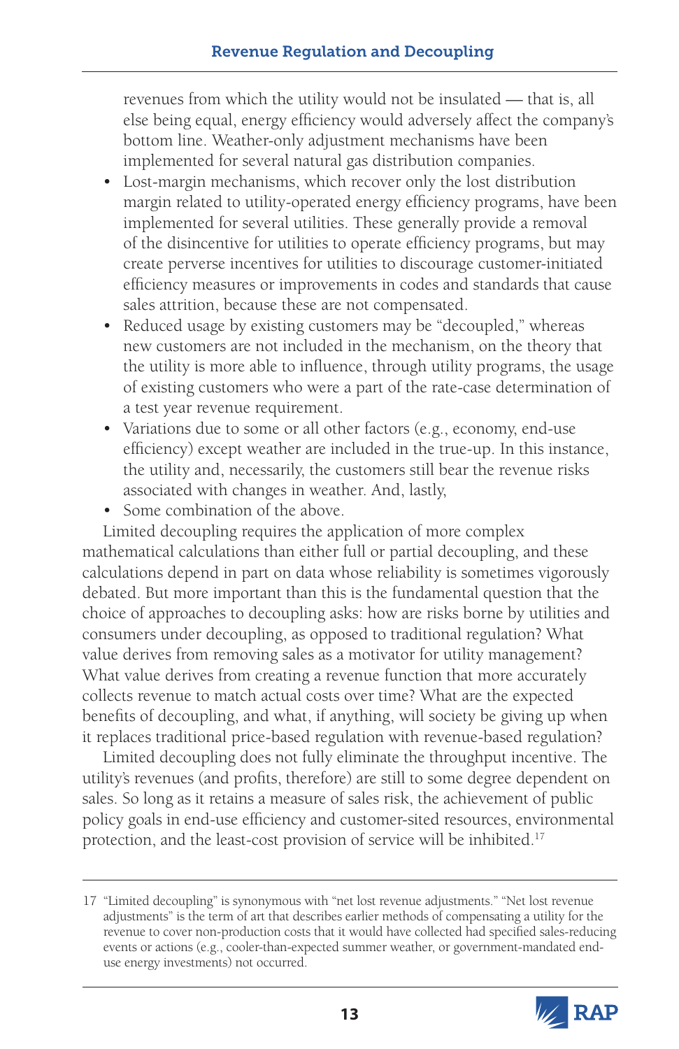revenues from which the utility would not be insulated — that is, all else being equal, energy efficiency would adversely affect the company's bottom line. Weather-only adjustment mechanisms have been implemented for several natural gas distribution companies.

- Lost-margin mechanisms, which recover only the lost distribution margin related to utility-operated energy efficiency programs, have been implemented for several utilities. These generally provide a removal of the disincentive for utilities to operate efficiency programs, but may create perverse incentives for utilities to discourage customer-initiated efficiency measures or improvements in codes and standards that cause sales attrition, because these are not compensated.
- Reduced usage by existing customers may be "decoupled," whereas new customers are not included in the mechanism, on the theory that the utility is more able to influence, through utility programs, the usage of existing customers who were a part of the rate-case determination of a test year revenue requirement.
- Variations due to some or all other factors (e.g., economy, end-use efficiency) except weather are included in the true-up. In this instance, the utility and, necessarily, the customers still bear the revenue risks associated with changes in weather. And, lastly,
- Some combination of the above.

Limited decoupling requires the application of more complex mathematical calculations than either full or partial decoupling, and these calculations depend in part on data whose reliability is sometimes vigorously debated. But more important than this is the fundamental question that the choice of approaches to decoupling asks: how are risks borne by utilities and consumers under decoupling, as opposed to traditional regulation? What value derives from removing sales as a motivator for utility management? What value derives from creating a revenue function that more accurately collects revenue to match actual costs over time? What are the expected benefits of decoupling, and what, if anything, will society be giving up when it replaces traditional price-based regulation with revenue-based regulation?

Limited decoupling does not fully eliminate the throughput incentive. The utility's revenues (and profits, therefore) are still to some degree dependent on sales. So long as it retains a measure of sales risk, the achievement of public policy goals in end-use efficiency and customer-sited resources, environmental protection, and the least-cost provision of service will be inhibited.[17]

---

17 "Limited decoupling" is synonymous with "net lost revenue adjustments." "Net lost revenue adjustments" is the term of art that describes earlier methods of compensating a utility for the revenue to cover non-production costs that it would have collected had specified sales-reducing events or actions (e.g., cooler-than-expected summer weather, or government-mandated end-use energy investments) not occurred.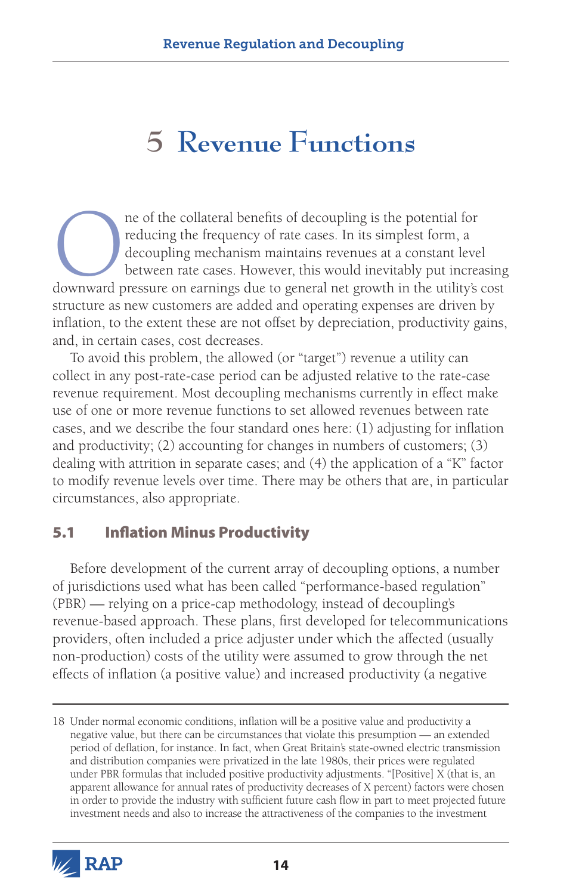# 5 Revenue Functions

One of the collateral benefits of decoupling is the potential for reducing the frequency of rate cases. In its simplest form, a decoupling mechanism maintains revenues at a constant level between rate cases. However, this would inevitably put increasing downward pressure on earnings due to general net growth in the utility's cost structure as new customers are added and operating expenses are driven by inflation, to the extent these are not offset by depreciation, productivity gains, and, in certain cases, cost decreases.

To avoid this problem, the allowed (or "target") revenue a utility can collect in any post-rate-case period can be adjusted relative to the rate-case revenue requirement. Most decoupling mechanisms currently in effect make use of one or more revenue functions to set allowed revenues between rate cases, and we describe the four standard ones here: (1) adjusting for inflation and productivity; (2) accounting for changes in numbers of customers; (3) dealing with attrition in separate cases; and (4) the application of a "K" factor to modify revenue levels over time. There may be others that are, in particular circumstances, also appropriate.

## 5.1 Inflation Minus Productivity

Before development of the current array of decoupling options, a number of jurisdictions used what has been called "performance-based regulation" (PBR) — relying on a price-cap methodology, instead of decoupling's revenue-based approach. These plans, first developed for telecommunications providers, often included a price adjuster under which the affected (usually non-production) costs of the utility were assumed to grow through the net effects of inflation (a positive value) and increased productivity (a negative

18 Under normal economic conditions, inflation will be a positive value and productivity a negative value, but there can be circumstances that violate this presumption — an extended period of deflation, for instance. In fact, when Great Britain's state-owned electric transmission and distribution companies were privatized in the late 1980s, their prices were regulated under PBR formulas that included positive productivity adjustments. "[Positive] X (that is, an apparent allowance for annual rates of productivity decreases of X percent) factors were chosen in order to provide the industry with sufficient future cash flow in part to meet projected future investment needs and also to increase the attractiveness of the companies to the investment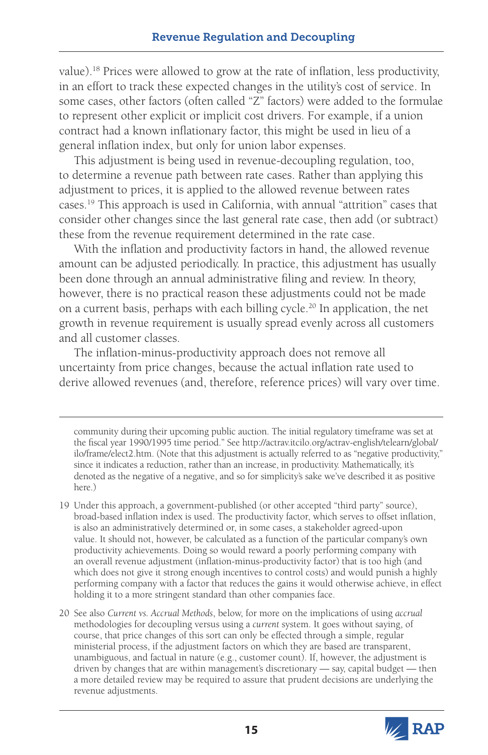value).[18] Prices were allowed to grow at the rate of inflation, less productivity, in an effort to track these expected changes in the utility's cost of service. In some cases, other factors (often called "Z" factors) were added to the formulae to represent other explicit or implicit cost drivers. For example, if a union contract had a known inflationary factor, this might be used in lieu of a general inflation index, but only for union labor expenses.

This adjustment is being used in revenue-decoupling regulation, too, to determine a revenue path between rate cases. Rather than applying this adjustment to prices, it is applied to the allowed revenue between rates cases.[19] This approach is used in California, with annual "attrition" cases that consider other changes since the last general rate case, then add (or subtract) these from the revenue requirement determined in the rate case.

With the inflation and productivity factors in hand, the allowed revenue amount can be adjusted periodically. In practice, this adjustment has usually been done through an annual administrative filing and review. In theory, however, there is no practical reason these adjustments could not be made on a current basis, perhaps with each billing cycle.[20] In application, the net growth in revenue requirement is usually spread evenly across all customers and all customer classes.

The inflation-minus-productivity approach does not remove all uncertainty from price changes, because the actual inflation rate used to derive allowed revenues (and, therefore, reference prices) will vary over time.

---

community during their upcoming public auction. The initial regulatory timeframe was set at the fiscal year 1990/1995 time period." See http://actrav.itcilo.org/actrav-english/telearn/global/ilo/frame/elect2.htm. (Note that this adjustment is actually referred to as "negative productivity," since it indicates a reduction, rather than an increase, in productivity. Mathematically, it's denoted as the negative of a negative, and so for simplicity's sake we've described it as positive here.)

19 Under this approach, a government-published (or other accepted "third party" source), broad-based inflation index is used. The productivity factor, which serves to offset inflation, is also an administratively determined or, in some cases, a stakeholder agreed-upon value. It should not, however, be calculated as a function of the particular company's own productivity achievements. Doing so would reward a poorly performing company with an overall revenue adjustment (inflation-minus-productivity factor) that is too high (and which does not give it strong enough incentives to control costs) and would punish a highly performing company with a factor that reduces the gains it would otherwise achieve, in effect holding it to a more stringent standard than other companies face.

20 See also *Current vs. Accrual Methods*, below, for more on the implications of using *accrual* methodologies for decoupling versus using a *current* system. It goes without saying, of course, that price changes of this sort can only be effected through a simple, regular ministerial process, if the adjustment factors on which they are based are transparent, unambiguous, and factual in nature (e.g., customer count). If, however, the adjustment is driven by changes that are within management's discretionary — say, capital budget — then a more detailed review may be required to assure that prudent decisions are underlying the revenue adjustments.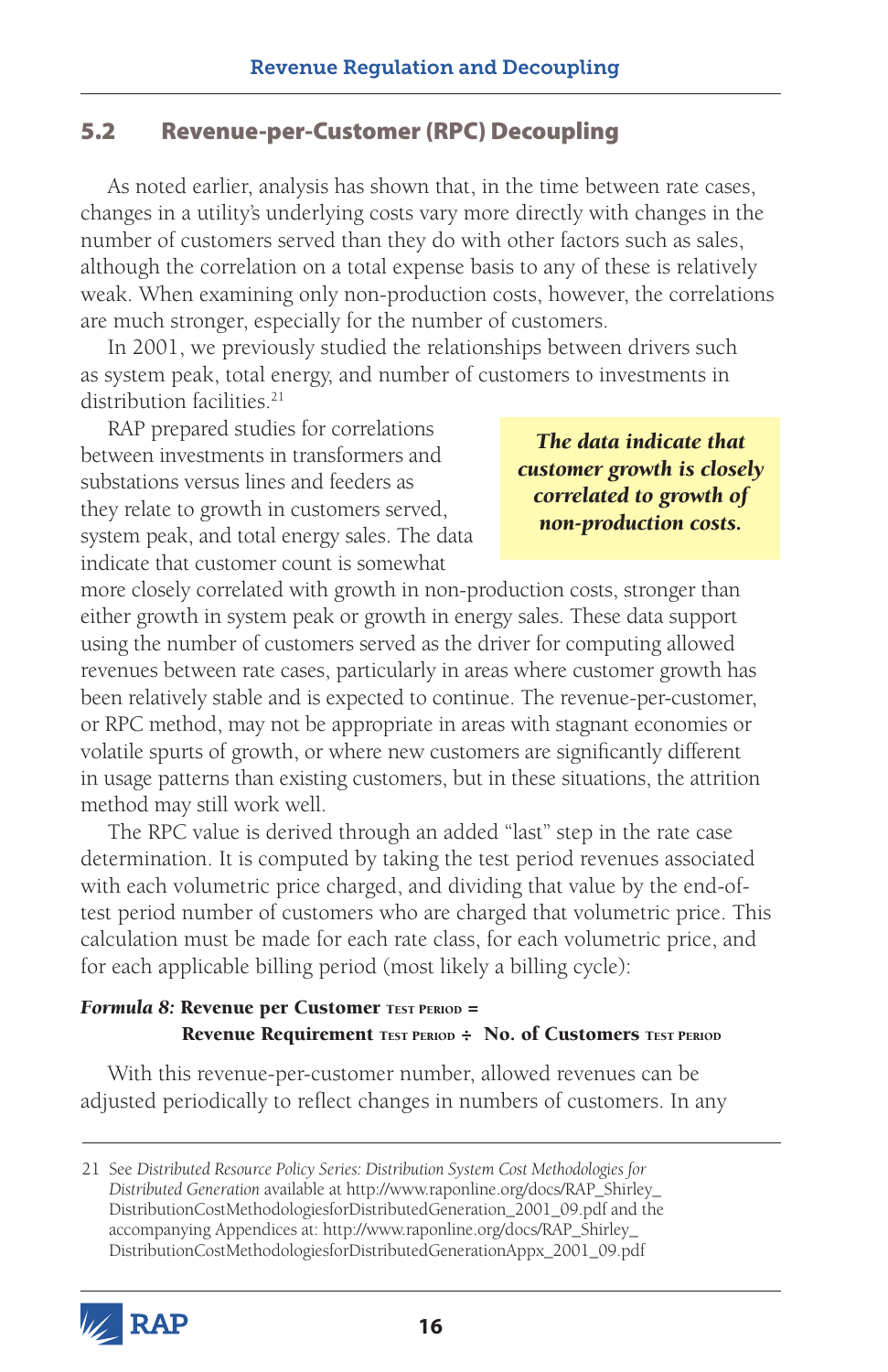## 5.2 Revenue-per-Customer (RPC) Decoupling

As noted earlier, analysis has shown that, in the time between rate cases, changes in a utility's underlying costs vary more directly with changes in the number of customers served than they do with other factors such as sales, although the correlation on a total expense basis to any of these is relatively weak. When examining only non-production costs, however, the correlations are much stronger, especially for the number of customers.

In 2001, we previously studied the relationships between drivers such as system peak, total energy, and number of customers to investments in distribution facilities.[21]

> ***The data indicate that customer growth is closely correlated to growth of non-production costs.***

RAP prepared studies for correlations between investments in transformers and substations versus lines and feeders as they relate to growth in customers served, system peak, and total energy sales. The data indicate that customer count is somewhat more closely correlated with growth in non-production costs, stronger than either growth in system peak or growth in energy sales. These data support using the number of customers served as the driver for computing allowed revenues between rate cases, particularly in areas where customer growth has been relatively stable and is expected to continue. The revenue-per-customer, or RPC method, may not be appropriate in areas with stagnant economies or volatile spurts of growth, or where new customers are significantly different in usage patterns than existing customers, but in these situations, the attrition method may still work well.

The RPC value is derived through an added "last" step in the rate case determination. It is computed by taking the test period revenues associated with each volumetric price charged, and dividing that value by the end-of-test period number of customers who are charged that volumetric price. This calculation must be made for each rate class, for each volumetric price, and for each applicable billing period (most likely a billing cycle):

***Formula 8:*** **Revenue per Customer** $_{\text{TEST PERIOD}}$ **=**
**Revenue Requirement** $_{\text{TEST PERIOD}}$ **÷ No. of Customers** $_{\text{TEST PERIOD}}$

With this revenue-per-customer number, allowed revenues can be adjusted periodically to reflect changes in numbers of customers. In any

---

21 See *Distributed Resource Policy Series: Distribution System Cost Methodologies for Distributed Generation* available at http://www.raponline.org/docs/RAP_Shirley_DistributionCostMethodologiesforDistributedGeneration_2001_09.pdf and the accompanying Appendices at: http://www.raponline.org/docs/RAP_Shirley_DistributionCostMethodologiesforDistributedGenerationAppx_2001_09.pdf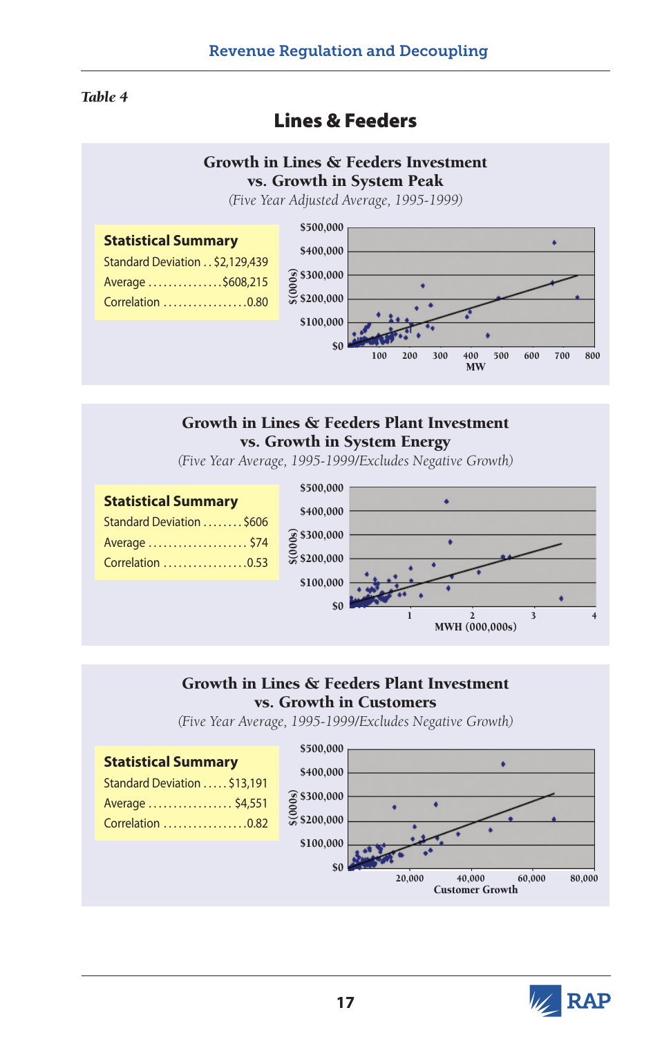*Table 4*

## Lines & Feeders

### Growth in Lines & Feeders Investment vs. Growth in System Peak

*(Five Year Adjusted Average, 1995-1999)*

**Statistical Summary**

| | |
|---|---|
| Standard Deviation | $2,129,439 |
| Average | $608,215 |
| Correlation | 0.80 |

### Growth in Lines & Feeders Plant Investment vs. Growth in System Energy

*(Five Year Average, 1995-1999/Excludes Negative Growth)*

**Statistical Summary**

| | |
|---|---|
| Standard Deviation | $606 |
| Average | $74 |
| Correlation | 0.53 |

### Growth in Lines & Feeders Plant Investment vs. Growth in Customers

*(Five Year Average, 1995-1999/Excludes Negative Growth)*

**Statistical Summary**

| | |
|---|---|
| Standard Deviation | $13,191 |
| Average | $4,551 |
| Correlation | 0.82 |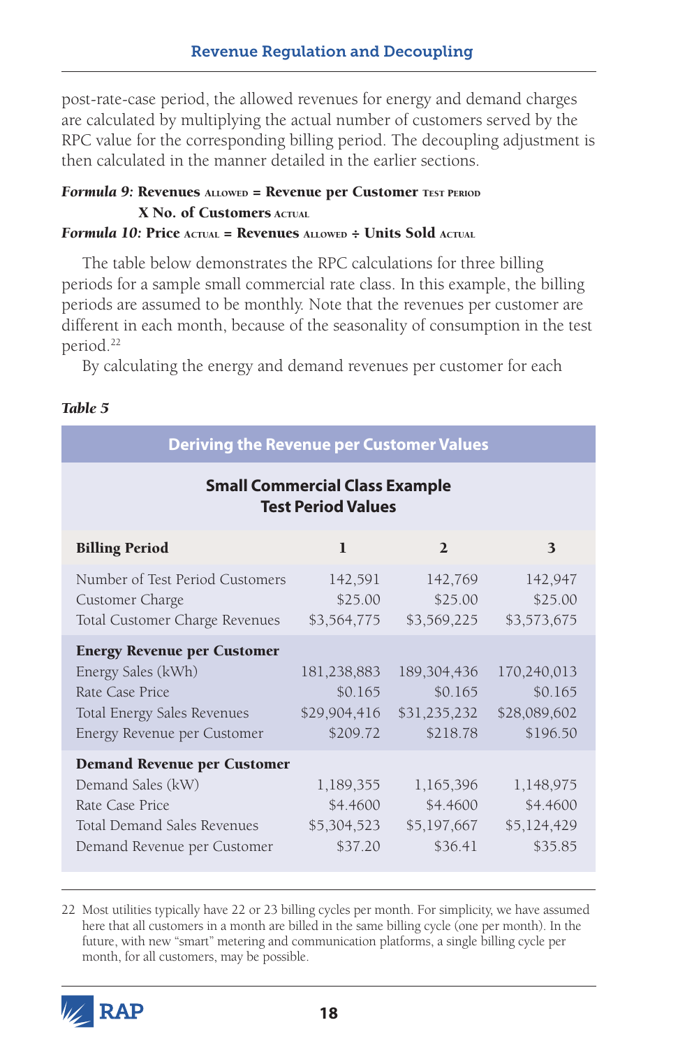post-rate-case period, the allowed revenues for energy and demand charges are calculated by multiplying the actual number of customers served by the RPC value for the corresponding billing period. The decoupling adjustment is then calculated in the manner detailed in the earlier sections.

***Formula 9:*** **Revenues** $_{\text{ALLOWED}}$ **= Revenue per Customer** $_{\text{TEST PERIOD}}$ **X No. of Customers** $_{\text{ACTUAL}}$

***Formula 10:*** **Price** $_{\text{ACTUAL}}$ **= Revenues** $_{\text{ALLOWED}}$ **÷ Units Sold** $_{\text{ACTUAL}}$

The table below demonstrates the RPC calculations for three billing periods for a sample small commercial rate class. In this example, the billing periods are assumed to be monthly. Note that the revenues per customer are different in each month, because of the seasonality of consumption in the test period.[22]

By calculating the energy and demand revenues per customer for each

***Table 5***

**Deriving the Revenue per Customer Values**

**Small Commercial Class Example**
**Test Period Values**

| **Billing Period** | **1** | **2** | **3** |
|---|---|---|---|
| Number of Test Period Customers | 142,591 | 142,769 | 142,947 |
| Customer Charge | $25.00 | $25.00 | $25.00 |
| Total Customer Charge Revenues | $3,564,775 | $3,569,225 | $3,573,675 |
| **Energy Revenue per Customer** | | | |
| Energy Sales (kWh) | 181,238,883 | 189,304,436 | 170,240,013 |
| Rate Case Price | $0.165 | $0.165 | $0.165 |
| Total Energy Sales Revenues | $29,904,416 | $31,235,232 | $28,089,602 |
| Energy Revenue per Customer | $209.72 | $218.78 | $196.50 |
| **Demand Revenue per Customer** | | | |
| Demand Sales (kW) | 1,189,355 | 1,165,396 | 1,148,975 |
| Rate Case Price | $4.4600 | $4.4600 | $4.4600 |
| Total Demand Sales Revenues | $5,304,523 | $5,197,667 | $5,124,429 |
| Demand Revenue per Customer | $37.20 | $36.41 | $35.85 |

22 Most utilities typically have 22 or 23 billing cycles per month. For simplicity, we have assumed here that all customers in a month are billed in the same billing cycle (one per month). In the future, with new "smart" metering and communication platforms, a single billing cycle per month, for all customers, may be possible.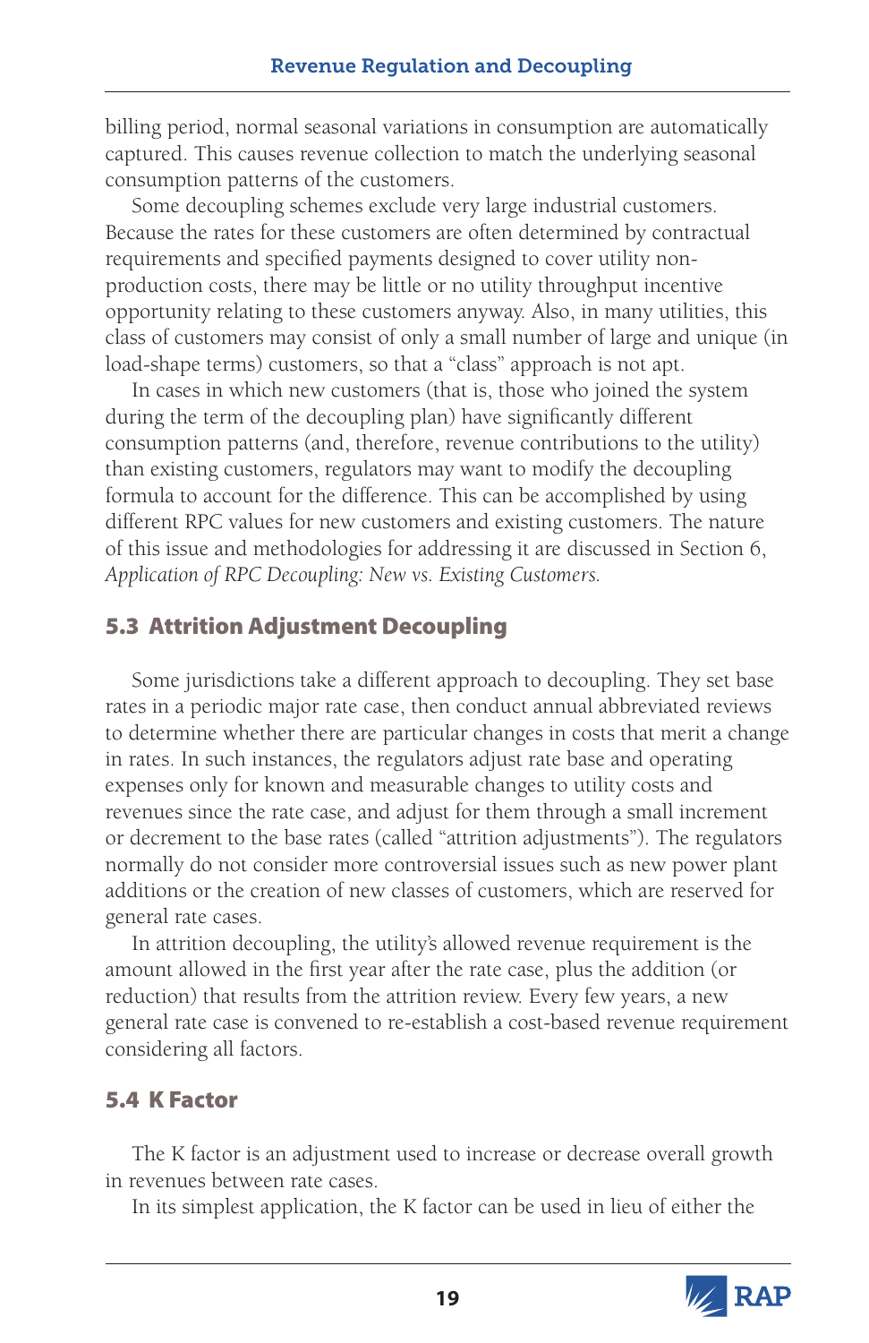billing period, normal seasonal variations in consumption are automatically captured. This causes revenue collection to match the underlying seasonal consumption patterns of the customers.

Some decoupling schemes exclude very large industrial customers. Because the rates for these customers are often determined by contractual requirements and specified payments designed to cover utility non-production costs, there may be little or no utility throughput incentive opportunity relating to these customers anyway. Also, in many utilities, this class of customers may consist of only a small number of large and unique (in load-shape terms) customers, so that a "class" approach is not apt.

In cases in which new customers (that is, those who joined the system during the term of the decoupling plan) have significantly different consumption patterns (and, therefore, revenue contributions to the utility) than existing customers, regulators may want to modify the decoupling formula to account for the difference. This can be accomplished by using different RPC values for new customers and existing customers. The nature of this issue and methodologies for addressing it are discussed in Section 6, *Application of RPC Decoupling: New vs. Existing Customers.*

## 5.3 Attrition Adjustment Decoupling

Some jurisdictions take a different approach to decoupling. They set base rates in a periodic major rate case, then conduct annual abbreviated reviews to determine whether there are particular changes in costs that merit a change in rates. In such instances, the regulators adjust rate base and operating expenses only for known and measurable changes to utility costs and revenues since the rate case, and adjust for them through a small increment or decrement to the base rates (called "attrition adjustments"). The regulators normally do not consider more controversial issues such as new power plant additions or the creation of new classes of customers, which are reserved for general rate cases.

In attrition decoupling, the utility's allowed revenue requirement is the amount allowed in the first year after the rate case, plus the addition (or reduction) that results from the attrition review. Every few years, a new general rate case is convened to re-establish a cost-based revenue requirement considering all factors.

## 5.4 K Factor

The K factor is an adjustment used to increase or decrease overall growth in revenues between rate cases.

In its simplest application, the K factor can be used in lieu of either the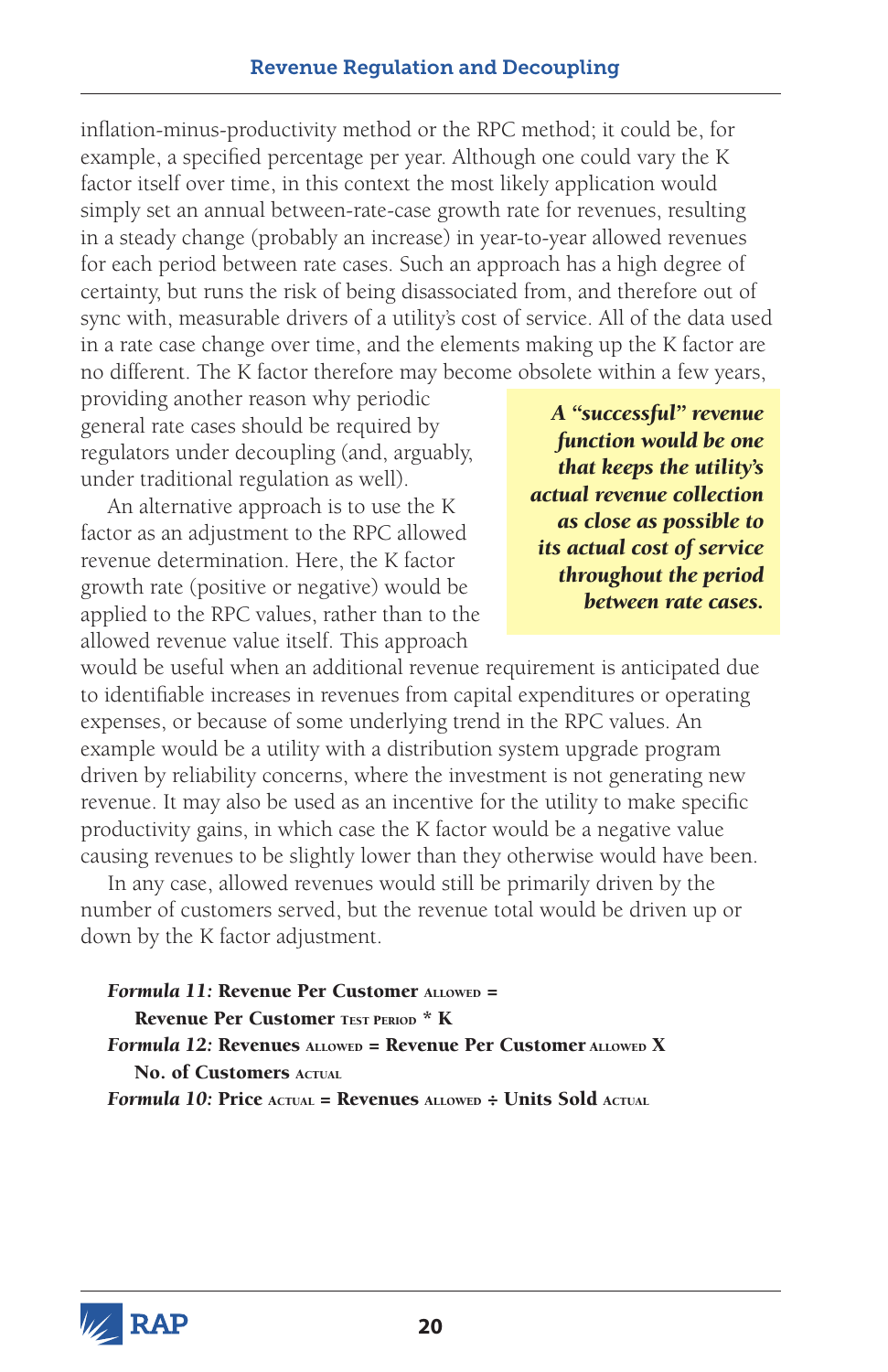inflation-minus-productivity method or the RPC method; it could be, for example, a specified percentage per year. Although one could vary the K factor itself over time, in this context the most likely application would simply set an annual between-rate-case growth rate for revenues, resulting in a steady change (probably an increase) in year-to-year allowed revenues for each period between rate cases. Such an approach has a high degree of certainty, but runs the risk of being disassociated from, and therefore out of sync with, measurable drivers of a utility's cost of service. All of the data used in a rate case change over time, and the elements making up the K factor are no different. The K factor therefore may become obsolete within a few years, providing another reason why periodic general rate cases should be required by regulators under decoupling (and, arguably, under traditional regulation as well).

> ***A "successful" revenue function would be one that keeps the utility's actual revenue collection as close as possible to its actual cost of service throughout the period between rate cases.***

An alternative approach is to use the K factor as an adjustment to the RPC allowed revenue determination. Here, the K factor growth rate (positive or negative) would be applied to the RPC values, rather than to the allowed revenue value itself. This approach would be useful when an additional revenue requirement is anticipated due to identifiable increases in revenues from capital expenditures or operating expenses, or because of some underlying trend in the RPC values. An example would be a utility with a distribution system upgrade program driven by reliability concerns, where the investment is not generating new revenue. It may also be used as an incentive for the utility to make specific productivity gains, in which case the K factor would be a negative value causing revenues to be slightly lower than they otherwise would have been.

In any case, allowed revenues would still be primarily driven by the number of customers served, but the revenue total would be driven up or down by the K factor adjustment.

***Formula 11:*** **Revenue Per Customer** $_{\text{ALLOWED}}$ **= Revenue Per Customer** $_{\text{TEST PERIOD}}$ **\* K**

***Formula 12:*** **Revenues** $_{\text{ALLOWED}}$ **= Revenue Per Customer** $_{\text{ALLOWED}}$ **X No. of Customers** $_{\text{ACTUAL}}$

***Formula 10:*** **Price** $_{\text{ACTUAL}}$ **= Revenues** $_{\text{ALLOWED}}$ **÷ Units Sold** $_{\text{ACTUAL}}$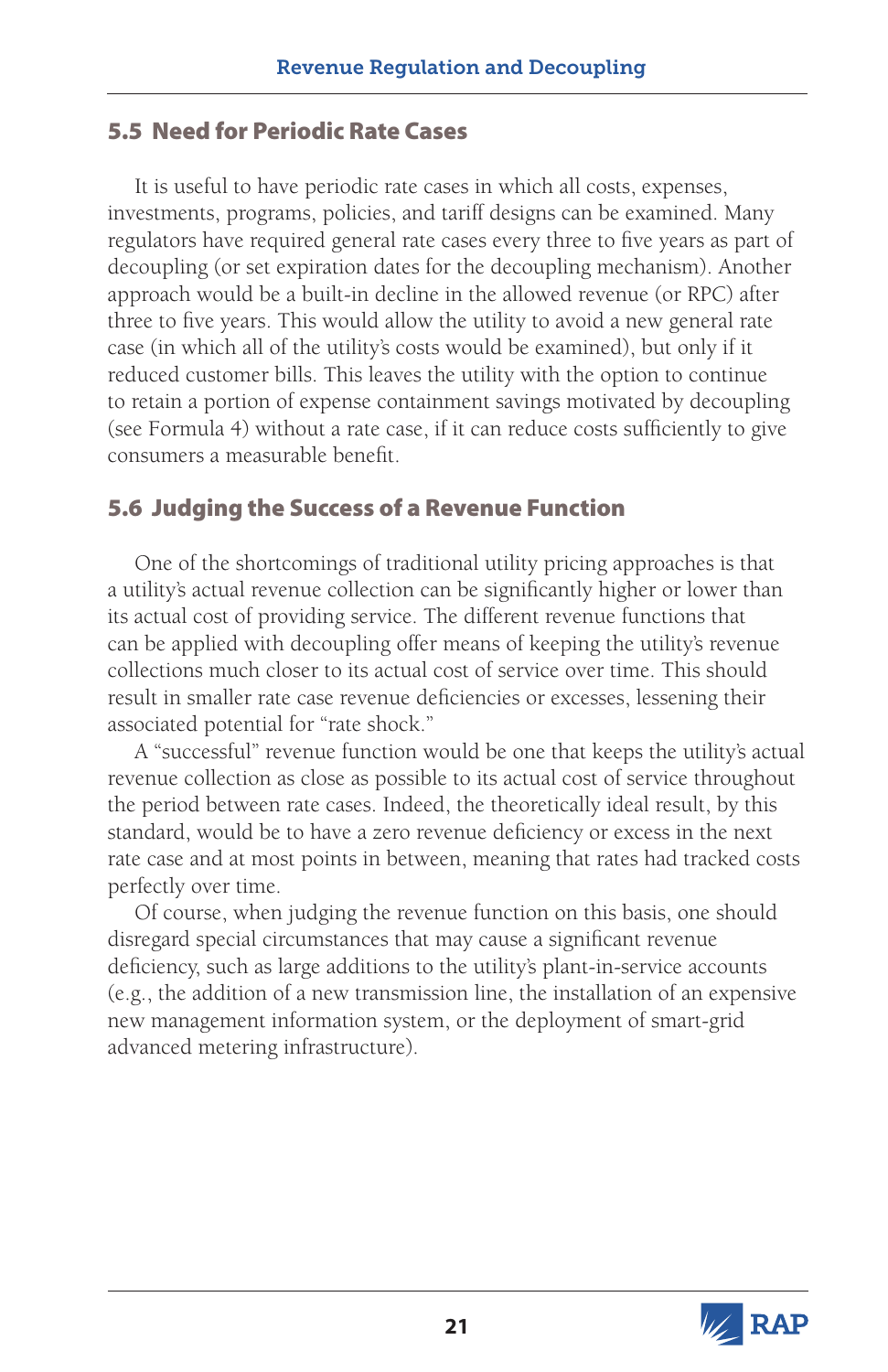## 5.5 Need for Periodic Rate Cases

It is useful to have periodic rate cases in which all costs, expenses, investments, programs, policies, and tariff designs can be examined. Many regulators have required general rate cases every three to five years as part of decoupling (or set expiration dates for the decoupling mechanism). Another approach would be a built-in decline in the allowed revenue (or RPC) after three to five years. This would allow the utility to avoid a new general rate case (in which all of the utility's costs would be examined), but only if it reduced customer bills. This leaves the utility with the option to continue to retain a portion of expense containment savings motivated by decoupling (see Formula 4) without a rate case, if it can reduce costs sufficiently to give consumers a measurable benefit.

## 5.6 Judging the Success of a Revenue Function

One of the shortcomings of traditional utility pricing approaches is that a utility's actual revenue collection can be significantly higher or lower than its actual cost of providing service. The different revenue functions that can be applied with decoupling offer means of keeping the utility's revenue collections much closer to its actual cost of service over time. This should result in smaller rate case revenue deficiencies or excesses, lessening their associated potential for "rate shock."

A "successful" revenue function would be one that keeps the utility's actual revenue collection as close as possible to its actual cost of service throughout the period between rate cases. Indeed, the theoretically ideal result, by this standard, would be to have a zero revenue deficiency or excess in the next rate case and at most points in between, meaning that rates had tracked costs perfectly over time.

Of course, when judging the revenue function on this basis, one should disregard special circumstances that may cause a significant revenue deficiency, such as large additions to the utility's plant-in-service accounts (e.g., the addition of a new transmission line, the installation of an expensive new management information system, or the deployment of smart-grid advanced metering infrastructure).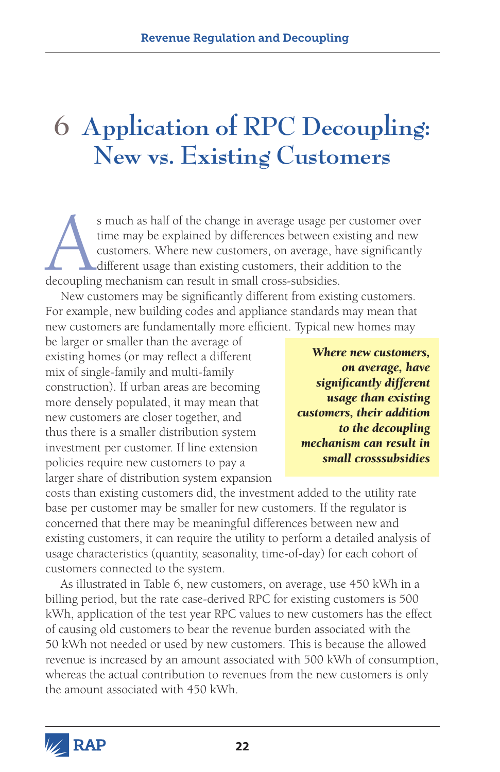# 6 Application of RPC Decoupling: New vs. Existing Customers

As much as half of the change in average usage per customer over time may be explained by differences between existing and new customers. Where new customers, on average, have significantly different usage than existing customers, their addition to the decoupling mechanism can result in small cross-subsidies.

New customers may be significantly different from existing customers. For example, new building codes and appliance standards may mean that new customers are fundamentally more efficient. Typical new homes may be larger or smaller than the average of existing homes (or may reflect a different mix of single-family and multi-family construction). If urban areas are becoming more densely populated, it may mean that new customers are closer together, and thus there is a smaller distribution system investment per customer. If line extension policies require new customers to pay a larger share of distribution system expansion costs than existing customers did, the investment added to the utility rate base per customer may be smaller for new customers. If the regulator is concerned that there may be meaningful differences between new and existing customers, it can require the utility to perform a detailed analysis of usage characteristics (quantity, seasonality, time-of-day) for each cohort of customers connected to the system.

> ***Where new customers, on average, have significantly different usage than existing customers, their addition to the decoupling mechanism can result in small crosssubsidies***

As illustrated in Table 6, new customers, on average, use 450 kWh in a billing period, but the rate case-derived RPC for existing customers is 500 kWh, application of the test year RPC values to new customers has the effect of causing old customers to bear the revenue burden associated with the 50 kWh not needed or used by new customers. This is because the allowed revenue is increased by an amount associated with 500 kWh of consumption, whereas the actual contribution to revenues from the new customers is only the amount associated with 450 kWh.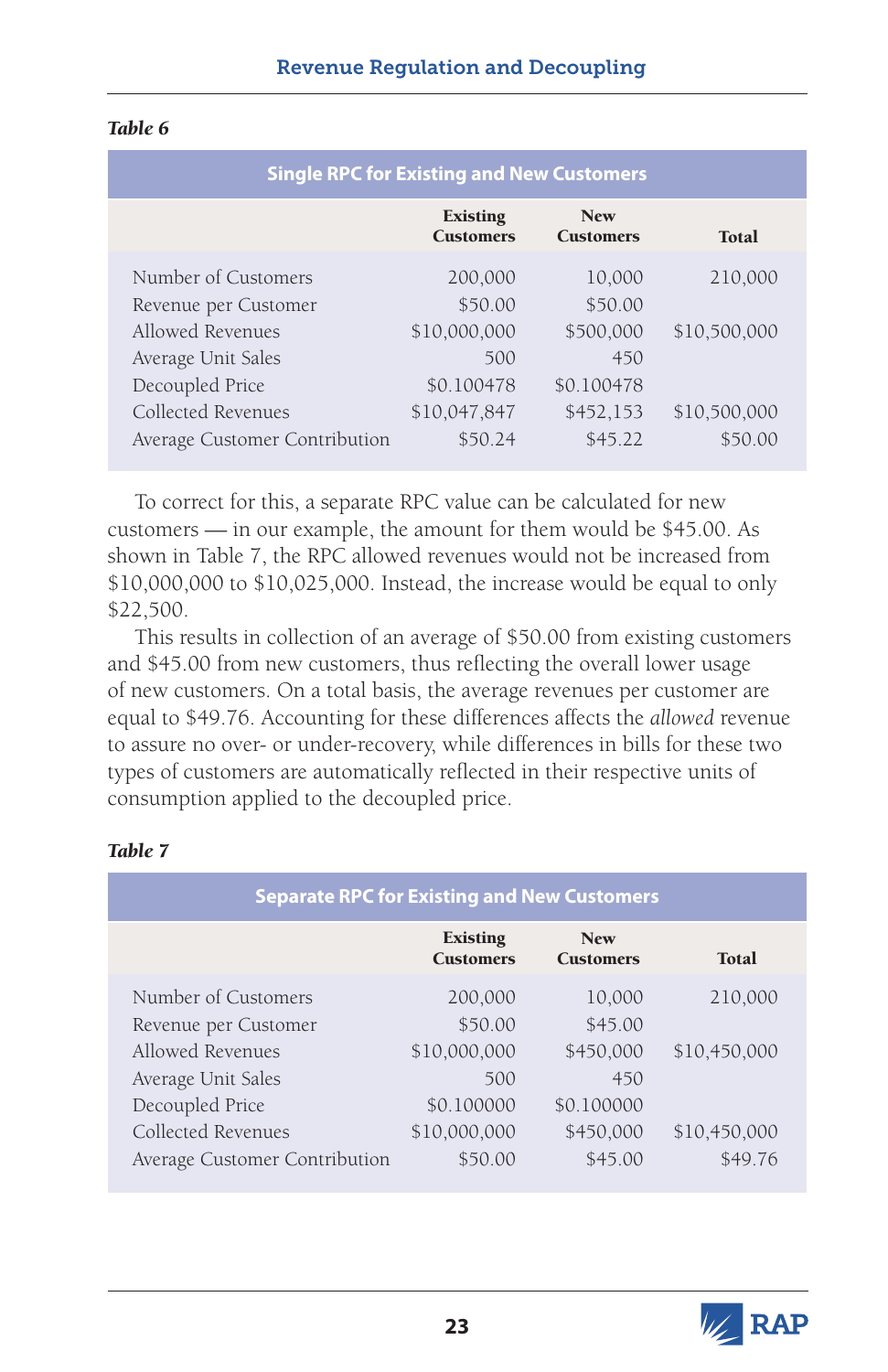*Table 6*

| Single RPC for Existing and New Customers | | | |
|---|---|---|---|
| | **Existing Customers** | **New Customers** | **Total** |
| Number of Customers | 200,000 | 10,000 | 210,000 |
| Revenue per Customer | $50.00 | $50.00 | |
| Allowed Revenues | $10,000,000 | $500,000 | $10,500,000 |
| Average Unit Sales | 500 | 450 | |
| Decoupled Price | $0.100478 | $0.100478 | |
| Collected Revenues | $10,047,847 | $452,153 | $10,500,000 |
| Average Customer Contribution | $50.24 | $45.22 | $50.00 |

To correct for this, a separate RPC value can be calculated for new customers — in our example, the amount for them would be $45.00. As shown in Table 7, the RPC allowed revenues would not be increased from $10,000,000 to $10,025,000. Instead, the increase would be equal to only $22,500.

This results in collection of an average of $50.00 from existing customers and $45.00 from new customers, thus reflecting the overall lower usage of new customers. On a total basis, the average revenues per customer are equal to $49.76. Accounting for these differences affects the *allowed* revenue to assure no over- or under-recovery, while differences in bills for these two types of customers are automatically reflected in their respective units of consumption applied to the decoupled price.

*Table 7*

| Separate RPC for Existing and New Customers | | | |
|---|---|---|---|
| | **Existing Customers** | **New Customers** | **Total** |
| Number of Customers | 200,000 | 10,000 | 210,000 |
| Revenue per Customer | $50.00 | $45.00 | |
| Allowed Revenues | $10,000,000 | $450,000 | $10,450,000 |
| Average Unit Sales | 500 | 450 | |
| Decoupled Price | $0.100000 | $0.100000 | |
| Collected Revenues | $10,000,000 | $450,000 | $10,450,000 |
| Average Customer Contribution | $50.00 | $45.00 | $49.76 |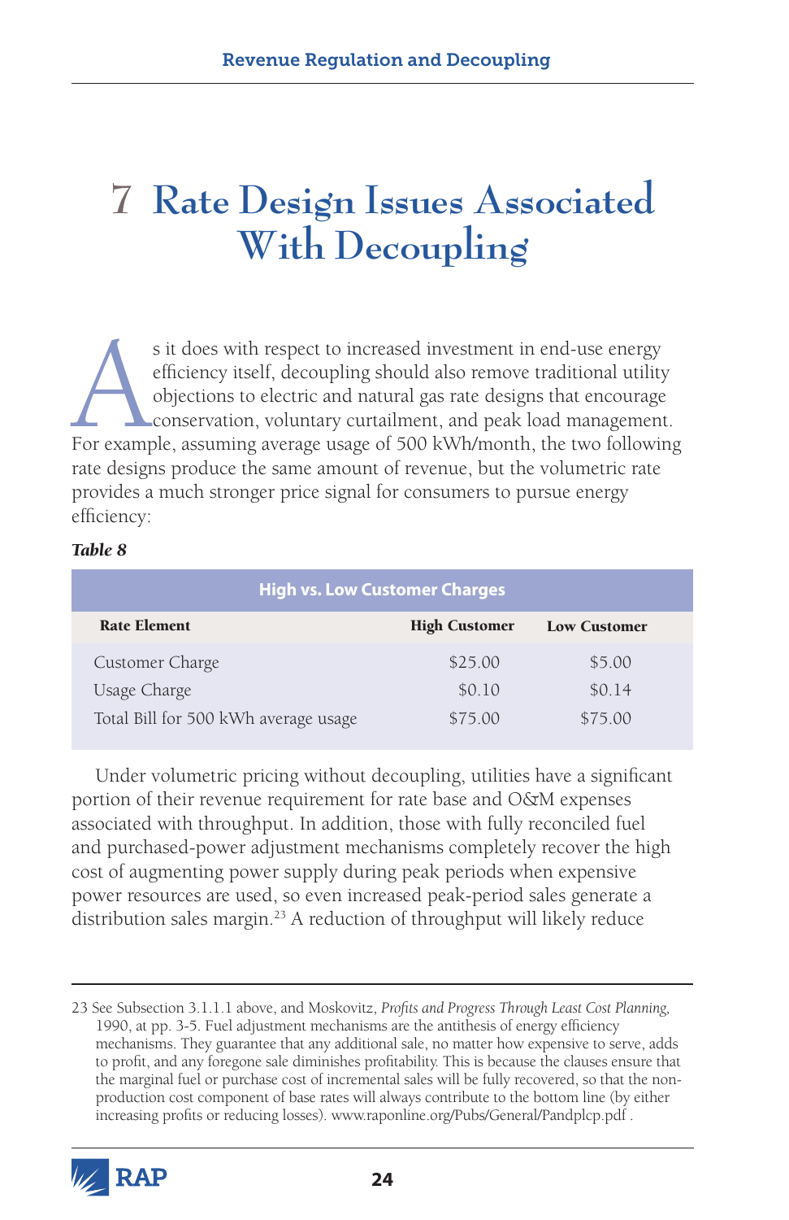# 7 Rate Design Issues Associated With Decoupling

As it does with respect to increased investment in end-use energy efficiency itself, decoupling should also remove traditional utility objections to electric and natural gas rate designs that encourage conservation, voluntary curtailment, and peak load management. For example, assuming average usage of 500 kWh/month, the two following rate designs produce the same amount of revenue, but the volumetric rate provides a much stronger price signal for consumers to pursue energy efficiency:

***Table 8***

| High vs. Low Customer Charges | | |
|---|---|---|
| **Rate Element** | **High Customer** | **Low Customer** |
| Customer Charge | $25.00 | $5.00 |
| Usage Charge | $0.10 | $0.14 |
| Total Bill for 500 kWh average usage | $75.00 | $75.00 |

Under volumetric pricing without decoupling, utilities have a significant portion of their revenue requirement for rate base and O&M expenses associated with throughput. In addition, those with fully reconciled fuel and purchased-power adjustment mechanisms completely recover the high cost of augmenting power supply during peak periods when expensive power resources are used, so even increased peak-period sales generate a distribution sales margin.[23] A reduction of throughput will likely reduce

---

23 See Subsection 3.1.1.1 above, and Moskovitz, *Profits and Progress Through Least Cost Planning,* 1990, at pp. 3-5. Fuel adjustment mechanisms are the antithesis of energy efficiency mechanisms. They guarantee that any additional sale, no matter how expensive to serve, adds to profit, and any foregone sale diminishes profitability. This is because the clauses ensure that the marginal fuel or purchase cost of incremental sales will be fully recovered, so that the non-production cost component of base rates will always contribute to the bottom line (by either increasing profits or reducing losses). www.raponline.org/Pubs/General/Pandplcp.pdf .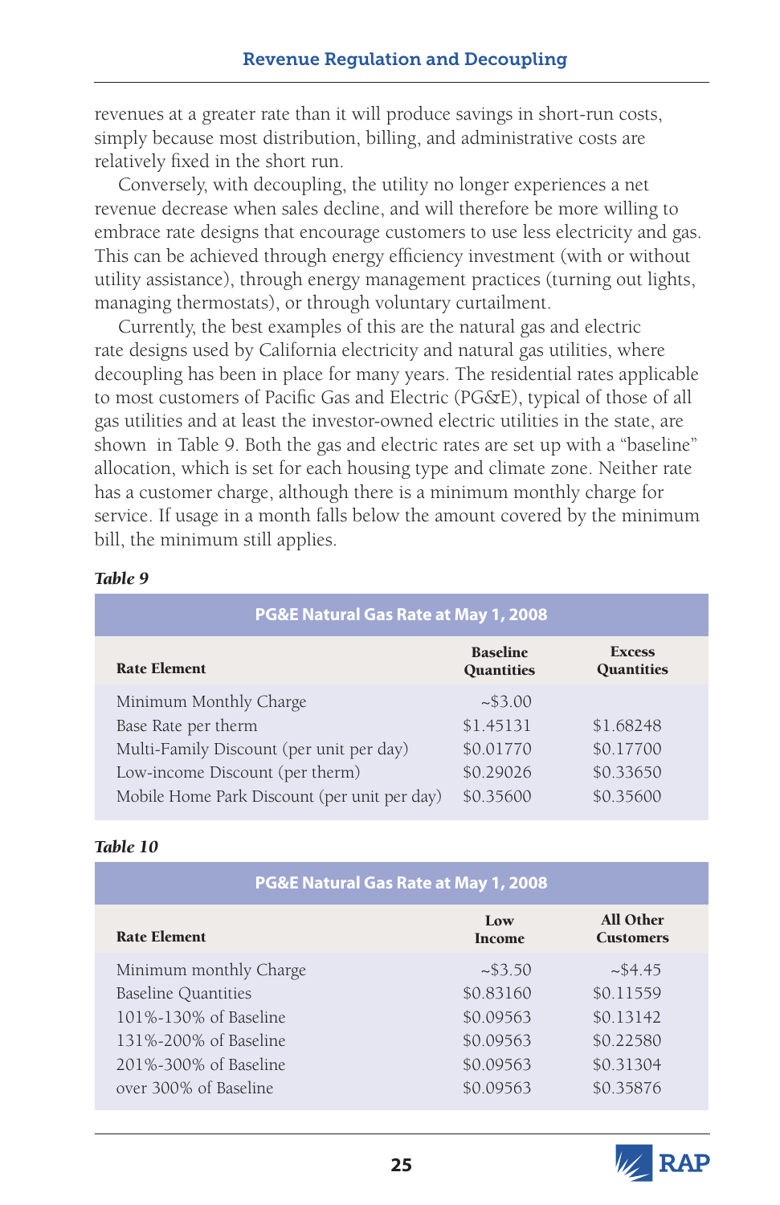revenues at a greater rate than it will produce savings in short-run costs, simply because most distribution, billing, and administrative costs are relatively fixed in the short run.

Conversely, with decoupling, the utility no longer experiences a net revenue decrease when sales decline, and will therefore be more willing to embrace rate designs that encourage customers to use less electricity and gas. This can be achieved through energy efficiency investment (with or without utility assistance), through energy management practices (turning out lights, managing thermostats), or through voluntary curtailment.

Currently, the best examples of this are the natural gas and electric rate designs used by California electricity and natural gas utilities, where decoupling has been in place for many years. The residential rates applicable to most customers of Pacific Gas and Electric (PG&E), typical of those of all gas utilities and at least the investor-owned electric utilities in the state, are shown in Table 9. Both the gas and electric rates are set up with a "baseline" allocation, which is set for each housing type and climate zone. Neither rate has a customer charge, although there is a minimum monthly charge for service. If usage in a month falls below the amount covered by the minimum bill, the minimum still applies.

***Table 9***

| PG&E Natural Gas Rate at May 1, 2008 | | |
|---|---|---|
| **Rate Element** | **Baseline Quantities** | **Excess Quantities** |
| Minimum Monthly Charge | ~$3.00 | |
| Base Rate per therm | $1.45131 | $1.68248 |
| Multi-Family Discount (per unit per day) | $0.01770 | $0.17700 |
| Low-income Discount (per therm) | $0.29026 | $0.33650 |
| Mobile Home Park Discount (per unit per day) | $0.35600 | $0.35600 |

***Table 10***

| PG&E Natural Gas Rate at May 1, 2008 | | |
|---|---|---|
| **Rate Element** | **Low Income** | **All Other Customers** |
| Minimum monthly Charge | ~$3.50 | ~$4.45 |
| Baseline Quantities | $0.83160 | $0.11559 |
| 101%-130% of Baseline | $0.09563 | $0.13142 |
| 131%-200% of Baseline | $0.09563 | $0.22580 |
| 201%-300% of Baseline | $0.09563 | $0.31304 |
| over 300% of Baseline | $0.09563 | $0.35876 |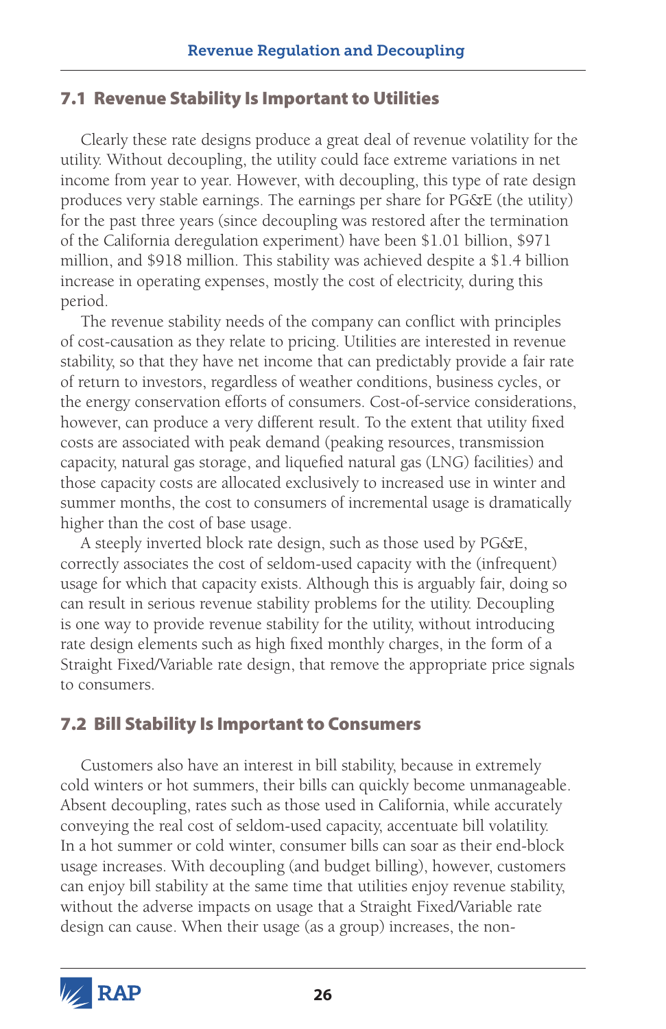## 7.1 Revenue Stability Is Important to Utilities

Clearly these rate designs produce a great deal of revenue volatility for the utility. Without decoupling, the utility could face extreme variations in net income from year to year. However, with decoupling, this type of rate design produces very stable earnings. The earnings per share for PG&E (the utility) for the past three years (since decoupling was restored after the termination of the California deregulation experiment) have been $1.01 billion, $971 million, and $918 million. This stability was achieved despite a $1.4 billion increase in operating expenses, mostly the cost of electricity, during this period.

The revenue stability needs of the company can conflict with principles of cost-causation as they relate to pricing. Utilities are interested in revenue stability, so that they have net income that can predictably provide a fair rate of return to investors, regardless of weather conditions, business cycles, or the energy conservation efforts of consumers. Cost-of-service considerations, however, can produce a very different result. To the extent that utility fixed costs are associated with peak demand (peaking resources, transmission capacity, natural gas storage, and liquefied natural gas (LNG) facilities) and those capacity costs are allocated exclusively to increased use in winter and summer months, the cost to consumers of incremental usage is dramatically higher than the cost of base usage.

A steeply inverted block rate design, such as those used by PG&E, correctly associates the cost of seldom-used capacity with the (infrequent) usage for which that capacity exists. Although this is arguably fair, doing so can result in serious revenue stability problems for the utility. Decoupling is one way to provide revenue stability for the utility, without introducing rate design elements such as high fixed monthly charges, in the form of a Straight Fixed/Variable rate design, that remove the appropriate price signals to consumers.

## 7.2 Bill Stability Is Important to Consumers

Customers also have an interest in bill stability, because in extremely cold winters or hot summers, their bills can quickly become unmanageable. Absent decoupling, rates such as those used in California, while accurately conveying the real cost of seldom-used capacity, accentuate bill volatility. In a hot summer or cold winter, consumer bills can soar as their end-block usage increases. With decoupling (and budget billing), however, customers can enjoy bill stability at the same time that utilities enjoy revenue stability, without the adverse impacts on usage that a Straight Fixed/Variable rate design can cause. When their usage (as a group) increases, the non-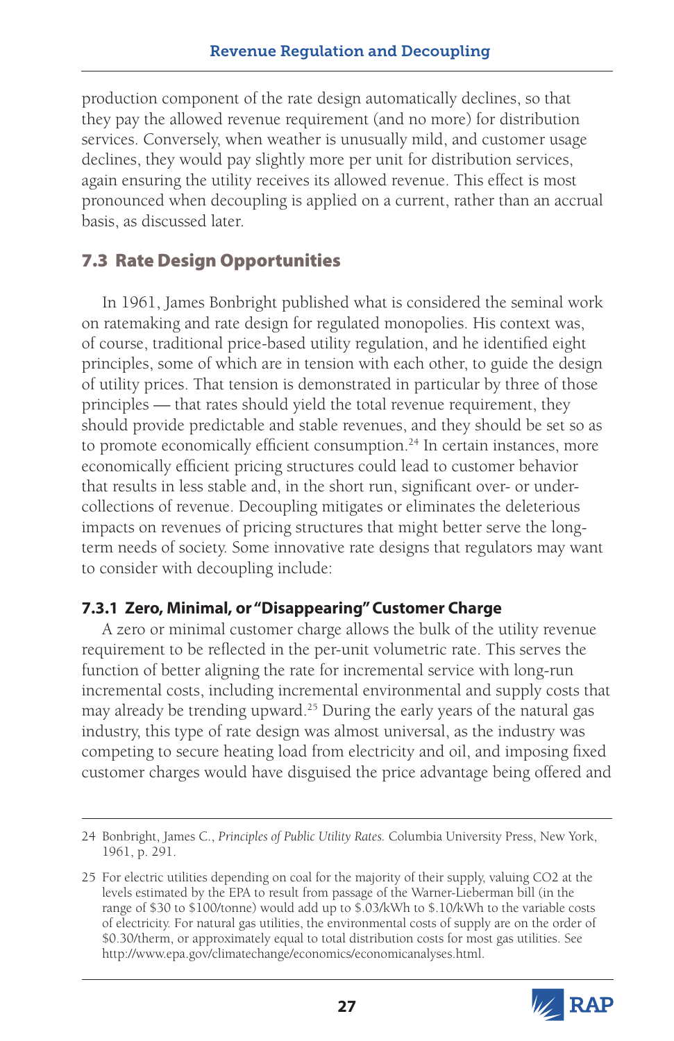production component of the rate design automatically declines, so that they pay the allowed revenue requirement (and no more) for distribution services. Conversely, when weather is unusually mild, and customer usage declines, they would pay slightly more per unit for distribution services, again ensuring the utility receives its allowed revenue. This effect is most pronounced when decoupling is applied on a current, rather than an accrual basis, as discussed later.

## 7.3 Rate Design Opportunities

In 1961, James Bonbright published what is considered the seminal work on ratemaking and rate design for regulated monopolies. His context was, of course, traditional price-based utility regulation, and he identified eight principles, some of which are in tension with each other, to guide the design of utility prices. That tension is demonstrated in particular by three of those principles — that rates should yield the total revenue requirement, they should provide predictable and stable revenues, and they should be set so as to promote economically efficient consumption.[24] In certain instances, more economically efficient pricing structures could lead to customer behavior that results in less stable and, in the short run, significant over- or under-collections of revenue. Decoupling mitigates or eliminates the deleterious impacts on revenues of pricing structures that might better serve the long-term needs of society. Some innovative rate designs that regulators may want to consider with decoupling include:

### 7.3.1 Zero, Minimal, or "Disappearing" Customer Charge

A zero or minimal customer charge allows the bulk of the utility revenue requirement to be reflected in the per-unit volumetric rate. This serves the function of better aligning the rate for incremental service with long-run incremental costs, including incremental environmental and supply costs that may already be trending upward.[25] During the early years of the natural gas industry, this type of rate design was almost universal, as the industry was competing to secure heating load from electricity and oil, and imposing fixed customer charges would have disguised the price advantage being offered and

---

24 Bonbright, James C., *Principles of Public Utility Rates.* Columbia University Press, New York, 1961, p. 291.

25 For electric utilities depending on coal for the majority of their supply, valuing $CO_2$ at the levels estimated by the EPA to result from passage of the Warner-Lieberman bill (in the range of \$30 to \$100/tonne) would add up to \$.03/kWh to \$.10/kWh to the variable costs of electricity. For natural gas utilities, the environmental costs of supply are on the order of \$0.30/therm, or approximately equal to total distribution costs for most gas utilities. See http://www.epa.gov/climatechange/economics/economicanalyses.html.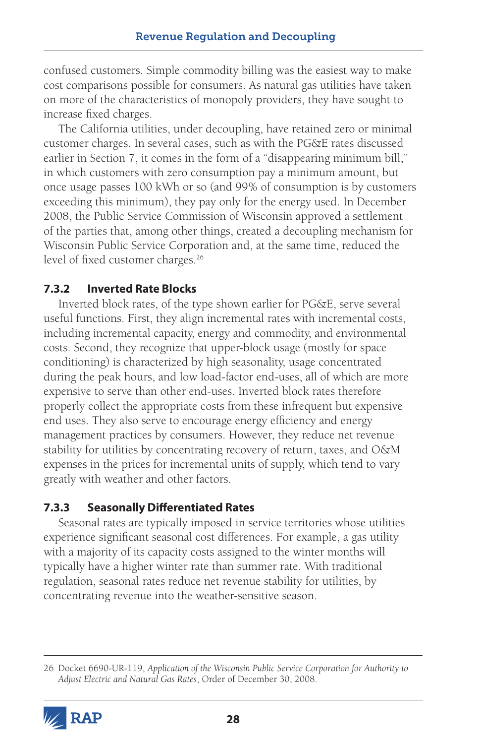confused customers. Simple commodity billing was the easiest way to make cost comparisons possible for consumers. As natural gas utilities have taken on more of the characteristics of monopoly providers, they have sought to increase fixed charges.

The California utilities, under decoupling, have retained zero or minimal customer charges. In several cases, such as with the PG&E rates discussed earlier in Section 7, it comes in the form of a "disappearing minimum bill," in which customers with zero consumption pay a minimum amount, but once usage passes 100 kWh or so (and 99% of consumption is by customers exceeding this minimum), they pay only for the energy used. In December 2008, the Public Service Commission of Wisconsin approved a settlement of the parties that, among other things, created a decoupling mechanism for Wisconsin Public Service Corporation and, at the same time, reduced the level of fixed customer charges.[26]

### 7.3.2 Inverted Rate Blocks

Inverted block rates, of the type shown earlier for PG&E, serve several useful functions. First, they align incremental rates with incremental costs, including incremental capacity, energy and commodity, and environmental costs. Second, they recognize that upper-block usage (mostly for space conditioning) is characterized by high seasonality, usage concentrated during the peak hours, and low load-factor end-uses, all of which are more expensive to serve than other end-uses. Inverted block rates therefore properly collect the appropriate costs from these infrequent but expensive end uses. They also serve to encourage energy efficiency and energy management practices by consumers. However, they reduce net revenue stability for utilities by concentrating recovery of return, taxes, and O&M expenses in the prices for incremental units of supply, which tend to vary greatly with weather and other factors.

### 7.3.3 Seasonally Differentiated Rates

Seasonal rates are typically imposed in service territories whose utilities experience significant seasonal cost differences. For example, a gas utility with a majority of its capacity costs assigned to the winter months will typically have a higher winter rate than summer rate. With traditional regulation, seasonal rates reduce net revenue stability for utilities, by concentrating revenue into the weather-sensitive season.

---

26 Docket 6690-UR-119, *Application of the Wisconsin Public Service Corporation for Authority to Adjust Electric and Natural Gas Rates*, Order of December 30, 2008.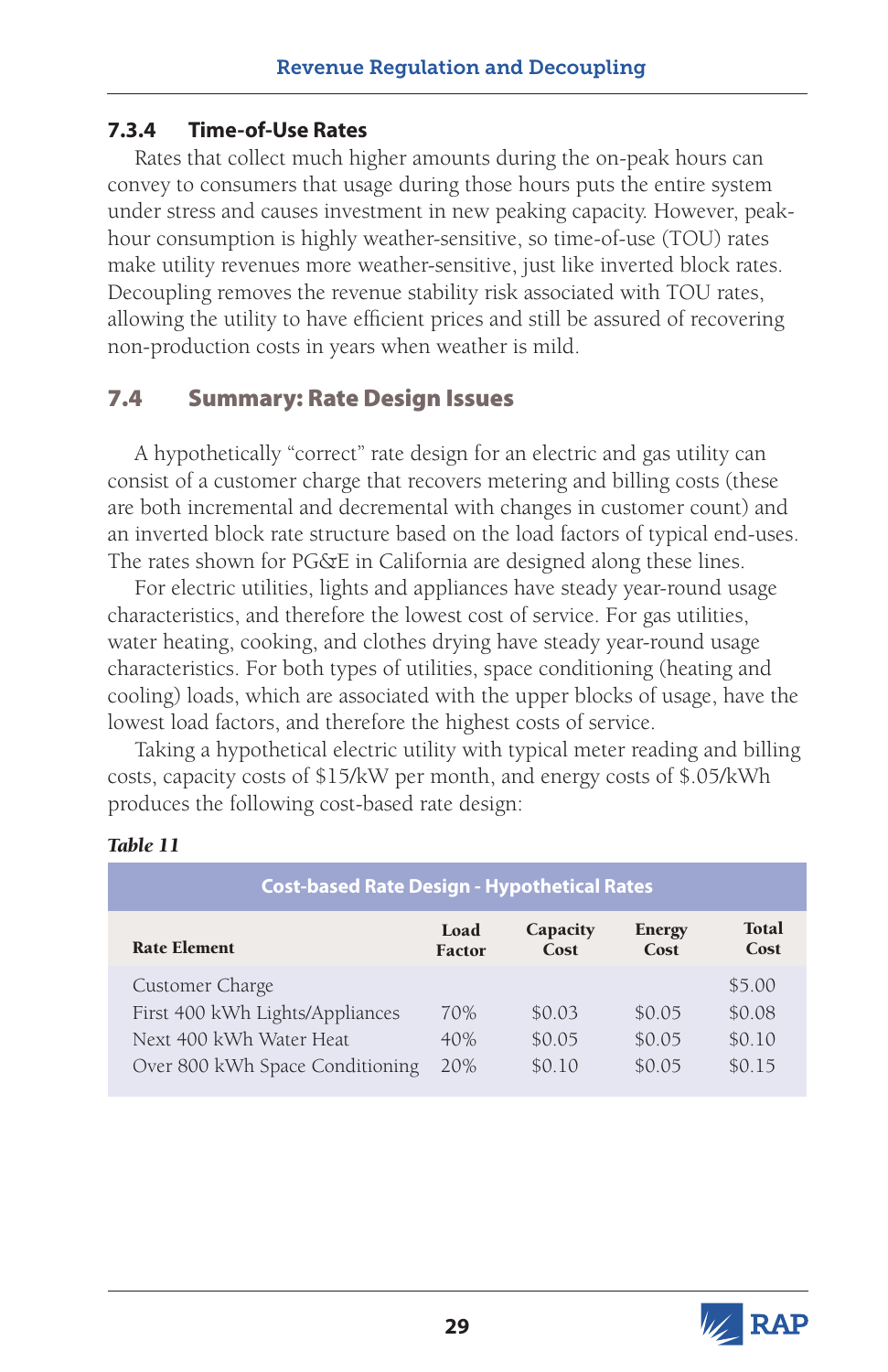### 7.3.4 Time-of-Use Rates

Rates that collect much higher amounts during the on-peak hours can convey to consumers that usage during those hours puts the entire system under stress and causes investment in new peaking capacity. However, peak-hour consumption is highly weather-sensitive, so time-of-use (TOU) rates make utility revenues more weather-sensitive, just like inverted block rates. Decoupling removes the revenue stability risk associated with TOU rates, allowing the utility to have efficient prices and still be assured of recovering non-production costs in years when weather is mild.

## 7.4 Summary: Rate Design Issues

A hypothetically "correct" rate design for an electric and gas utility can consist of a customer charge that recovers metering and billing costs (these are both incremental and decremental with changes in customer count) and an inverted block rate structure based on the load factors of typical end-uses. The rates shown for PG&E in California are designed along these lines.

For electric utilities, lights and appliances have steady year-round usage characteristics, and therefore the lowest cost of service. For gas utilities, water heating, cooking, and clothes drying have steady year-round usage characteristics. For both types of utilities, space conditioning (heating and cooling) loads, which are associated with the upper blocks of usage, have the lowest load factors, and therefore the highest costs of service.

Taking a hypothetical electric utility with typical meter reading and billing costs, capacity costs of $15/kW per month, and energy costs of $.05/kWh produces the following cost-based rate design:

*Table 11*

**Cost-based Rate Design - Hypothetical Rates**

| Rate Element | Load Factor | Capacity Cost | Energy Cost | Total Cost |
|---|---|---|---|---|
| Customer Charge | | | | $5.00 |
| First 400 kWh Lights/Appliances | 70% | $0.03 | $0.05 | $0.08 |
| Next 400 kWh Water Heat | 40% | $0.05 | $0.05 | $0.10 |
| Over 800 kWh Space Conditioning | 20% | $0.10 | $0.05 | $0.15 |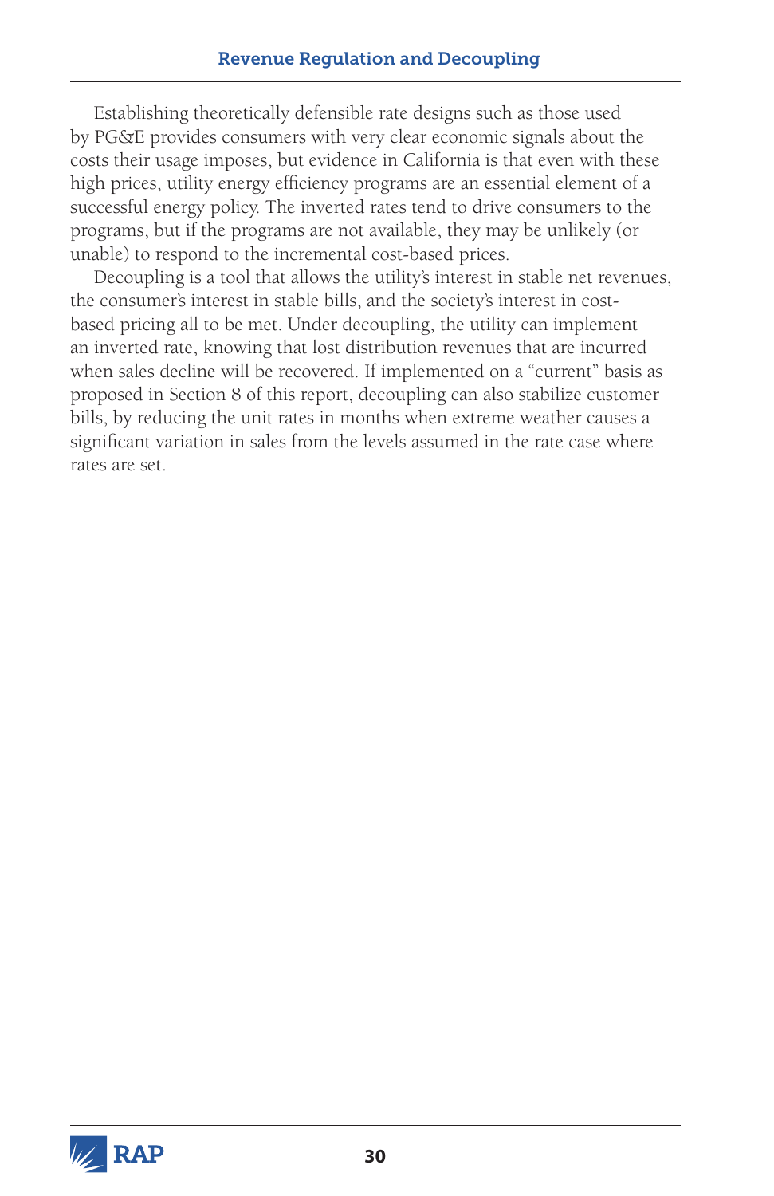Establishing theoretically defensible rate designs such as those used by PG&E provides consumers with very clear economic signals about the costs their usage imposes, but evidence in California is that even with these high prices, utility energy efficiency programs are an essential element of a successful energy policy. The inverted rates tend to drive consumers to the programs, but if the programs are not available, they may be unlikely (or unable) to respond to the incremental cost-based prices.

Decoupling is a tool that allows the utility's interest in stable net revenues, the consumer's interest in stable bills, and the society's interest in cost-based pricing all to be met. Under decoupling, the utility can implement an inverted rate, knowing that lost distribution revenues that are incurred when sales decline will be recovered. If implemented on a "current" basis as proposed in Section 8 of this report, decoupling can also stabilize customer bills, by reducing the unit rates in months when extreme weather causes a significant variation in sales from the levels assumed in the rate case where rates are set.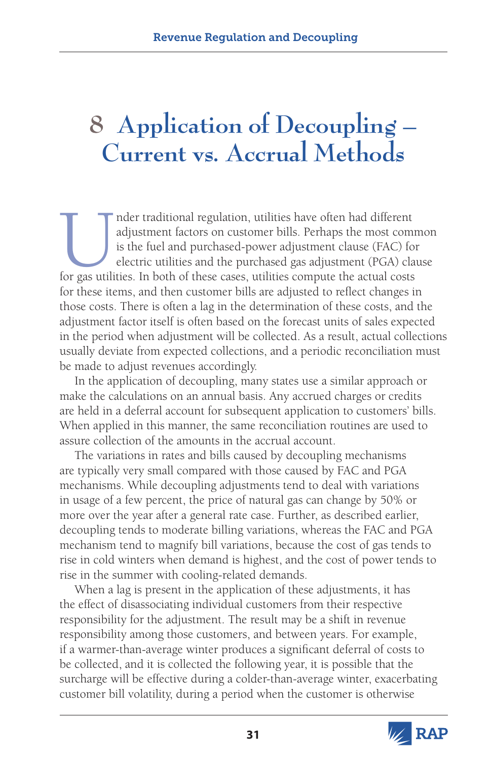# 8 Application of Decoupling – Current vs. Accrual Methods

Under traditional regulation, utilities have often had different adjustment factors on customer bills. Perhaps the most common is the fuel and purchased-power adjustment clause (FAC) for electric utilities and the purchased gas adjustment (PGA) clause for gas utilities. In both of these cases, utilities compute the actual costs for these items, and then customer bills are adjusted to reflect changes in those costs. There is often a lag in the determination of these costs, and the adjustment factor itself is often based on the forecast units of sales expected in the period when adjustment will be collected. As a result, actual collections usually deviate from expected collections, and a periodic reconciliation must be made to adjust revenues accordingly.

In the application of decoupling, many states use a similar approach or make the calculations on an annual basis. Any accrued charges or credits are held in a deferral account for subsequent application to customers' bills. When applied in this manner, the same reconciliation routines are used to assure collection of the amounts in the accrual account.

The variations in rates and bills caused by decoupling mechanisms are typically very small compared with those caused by FAC and PGA mechanisms. While decoupling adjustments tend to deal with variations in usage of a few percent, the price of natural gas can change by 50% or more over the year after a general rate case. Further, as described earlier, decoupling tends to moderate billing variations, whereas the FAC and PGA mechanism tend to magnify bill variations, because the cost of gas tends to rise in cold winters when demand is highest, and the cost of power tends to rise in the summer with cooling-related demands.

When a lag is present in the application of these adjustments, it has the effect of disassociating individual customers from their respective responsibility for the adjustment. The result may be a shift in revenue responsibility among those customers, and between years. For example, if a warmer-than-average winter produces a significant deferral of costs to be collected, and it is collected the following year, it is possible that the surcharge will be effective during a colder-than-average winter, exacerbating customer bill volatility, during a period when the customer is otherwise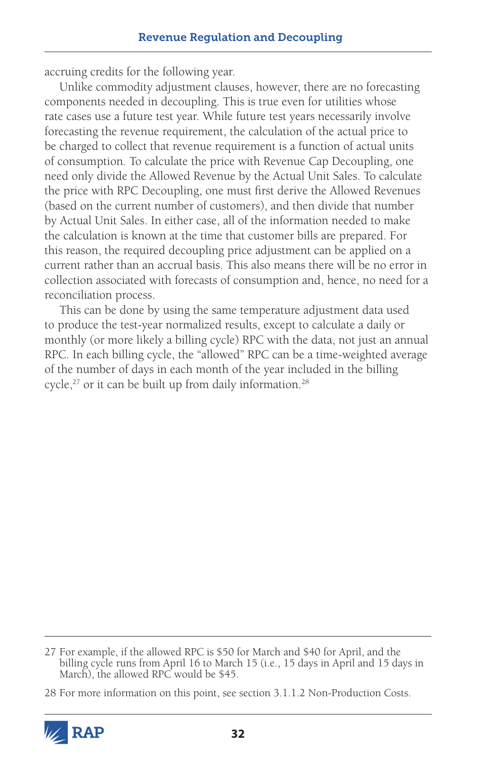accruing credits for the following year.

Unlike commodity adjustment clauses, however, there are no forecasting components needed in decoupling. This is true even for utilities whose rate cases use a future test year. While future test years necessarily involve forecasting the revenue requirement, the calculation of the actual price to be charged to collect that revenue requirement is a function of actual units of consumption. To calculate the price with Revenue Cap Decoupling, one need only divide the Allowed Revenue by the Actual Unit Sales. To calculate the price with RPC Decoupling, one must first derive the Allowed Revenues (based on the current number of customers), and then divide that number by Actual Unit Sales. In either case, all of the information needed to make the calculation is known at the time that customer bills are prepared. For this reason, the required decoupling price adjustment can be applied on a current rather than an accrual basis. This also means there will be no error in collection associated with forecasts of consumption and, hence, no need for a reconciliation process.

This can be done by using the same temperature adjustment data used to produce the test-year normalized results, except to calculate a daily or monthly (or more likely a billing cycle) RPC with the data, not just an annual RPC. In each billing cycle, the "allowed" RPC can be a time-weighted average of the number of days in each month of the year included in the billing cycle,[27] or it can be built up from daily information.[28]

---

27 For example, if the allowed RPC is $50 for March and $40 for April, and the billing cycle runs from April 16 to March 15 (i.e., 15 days in April and 15 days in March), the allowed RPC would be $45.

28 For more information on this point, see section 3.1.1.2 Non-Production Costs.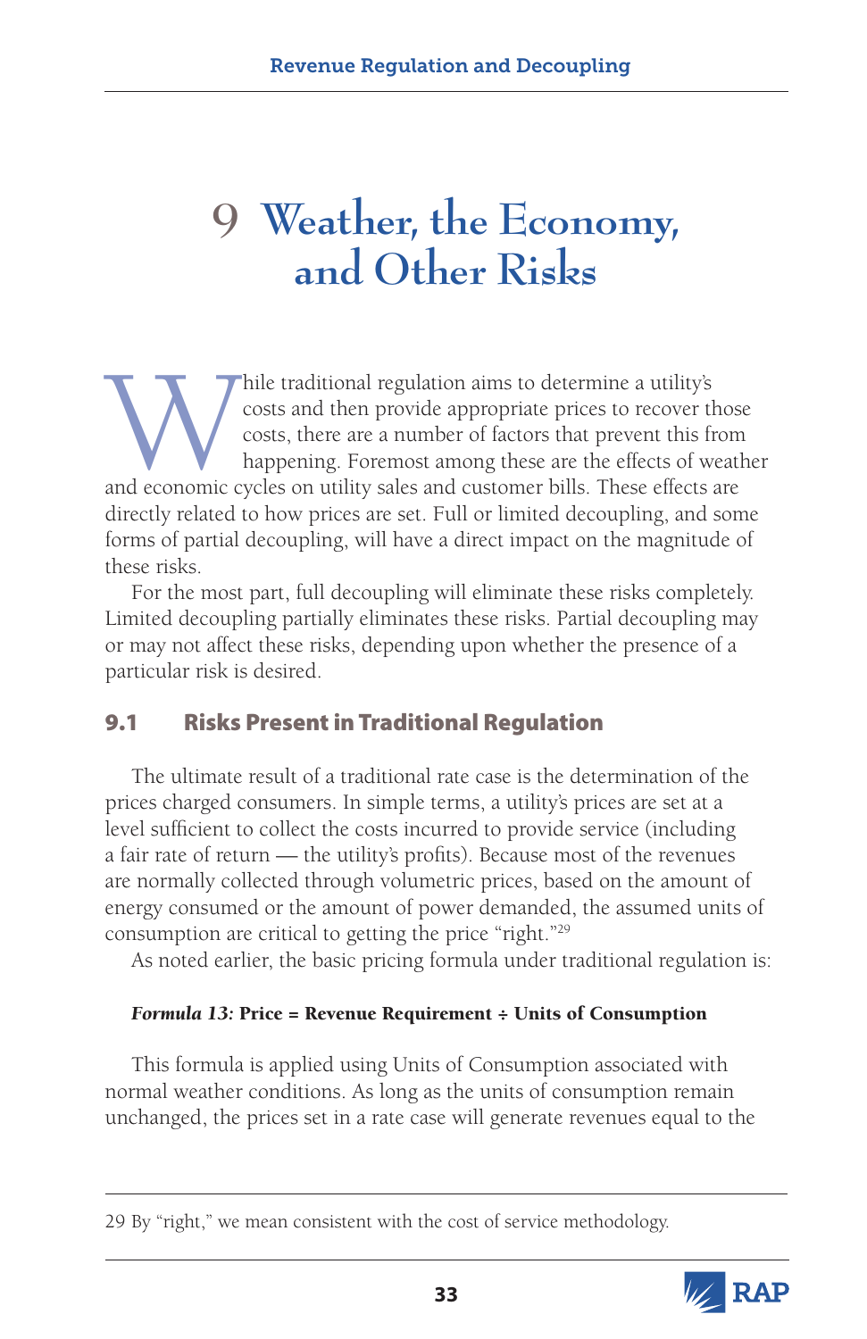# 9 Weather, the Economy, and Other Risks

While traditional regulation aims to determine a utility's costs and then provide appropriate prices to recover those costs, there are a number of factors that prevent this from happening. Foremost among these are the effects of weather and economic cycles on utility sales and customer bills. These effects are directly related to how prices are set. Full or limited decoupling, and some forms of partial decoupling, will have a direct impact on the magnitude of these risks.

For the most part, full decoupling will eliminate these risks completely. Limited decoupling partially eliminates these risks. Partial decoupling may or may not affect these risks, depending upon whether the presence of a particular risk is desired.

## 9.1 Risks Present in Traditional Regulation

The ultimate result of a traditional rate case is the determination of the prices charged consumers. In simple terms, a utility's prices are set at a level sufficient to collect the costs incurred to provide service (including a fair rate of return — the utility's profits). Because most of the revenues are normally collected through volumetric prices, based on the amount of energy consumed or the amount of power demanded, the assumed units of consumption are critical to getting the price "right."[29]

As noted earlier, the basic pricing formula under traditional regulation is:

***Formula 13:* Price = Revenue Requirement ÷ Units of Consumption**

This formula is applied using Units of Consumption associated with normal weather conditions. As long as the units of consumption remain unchanged, the prices set in a rate case will generate revenues equal to the

---

29 By "right," we mean consistent with the cost of service methodology.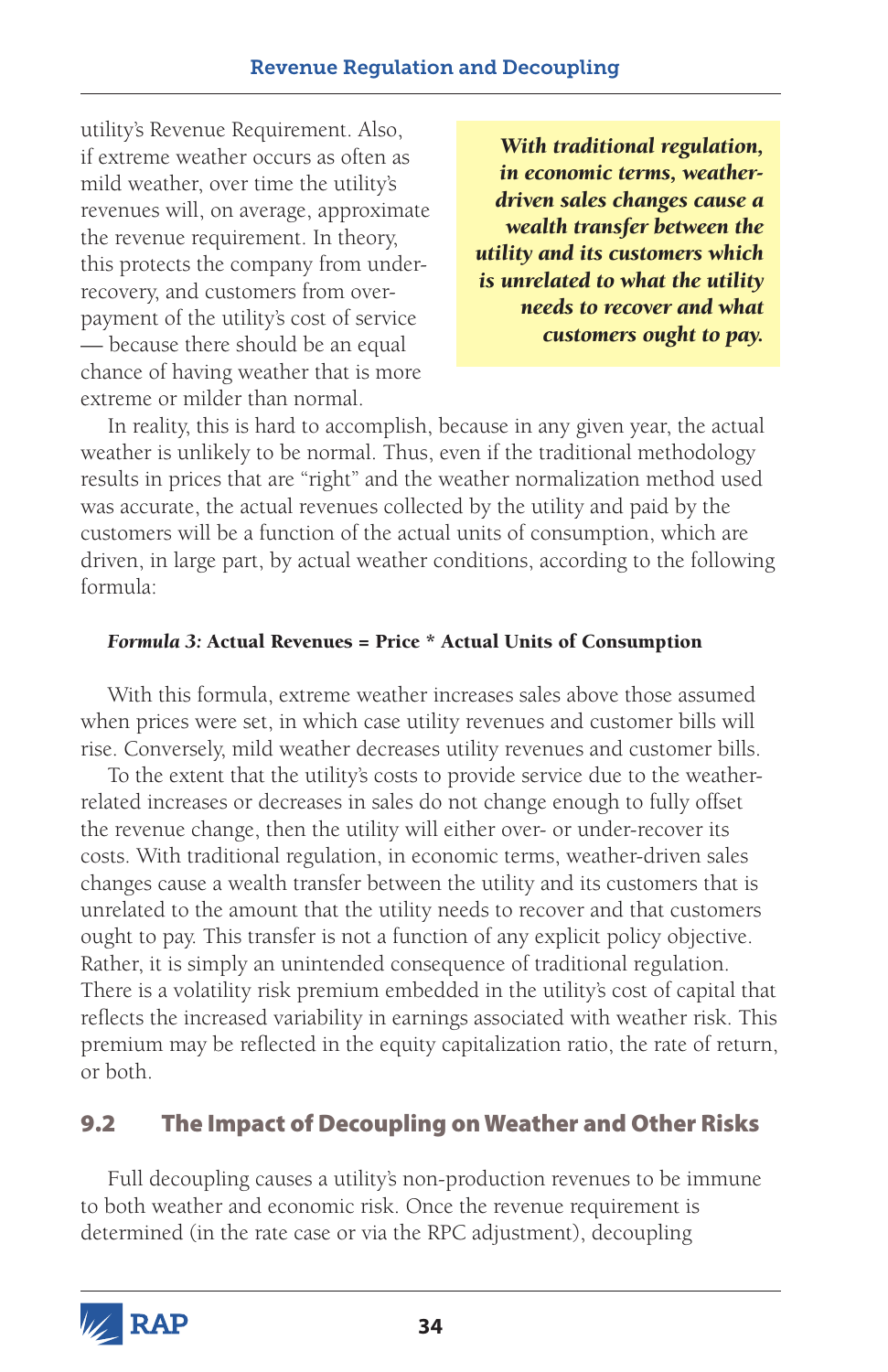utility's Revenue Requirement. Also, if extreme weather occurs as often as mild weather, over time the utility's revenues will, on average, approximate the revenue requirement. In theory, this protects the company from under-recovery, and customers from over-payment of the utility's cost of service — because there should be an equal chance of having weather that is more extreme or milder than normal.

> ***With traditional regulation, in economic terms, weather-driven sales changes cause a wealth transfer between the utility and its customers which is unrelated to what the utility needs to recover and what customers ought to pay.***

In reality, this is hard to accomplish, because in any given year, the actual weather is unlikely to be normal. Thus, even if the traditional methodology results in prices that are "right" and the weather normalization method used was accurate, the actual revenues collected by the utility and paid by the customers will be a function of the actual units of consumption, which are driven, in large part, by actual weather conditions, according to the following formula:

***Formula 3:* Actual Revenues = Price * Actual Units of Consumption**

With this formula, extreme weather increases sales above those assumed when prices were set, in which case utility revenues and customer bills will rise. Conversely, mild weather decreases utility revenues and customer bills.

To the extent that the utility's costs to provide service due to the weather-related increases or decreases in sales do not change enough to fully offset the revenue change, then the utility will either over- or under-recover its costs. With traditional regulation, in economic terms, weather-driven sales changes cause a wealth transfer between the utility and its customers that is unrelated to the amount that the utility needs to recover and that customers ought to pay. This transfer is not a function of any explicit policy objective. Rather, it is simply an unintended consequence of traditional regulation. There is a volatility risk premium embedded in the utility's cost of capital that reflects the increased variability in earnings associated with weather risk. This premium may be reflected in the equity capitalization ratio, the rate of return, or both.

## 9.2 The Impact of Decoupling on Weather and Other Risks

Full decoupling causes a utility's non-production revenues to be immune to both weather and economic risk. Once the revenue requirement is determined (in the rate case or via the RPC adjustment), decoupling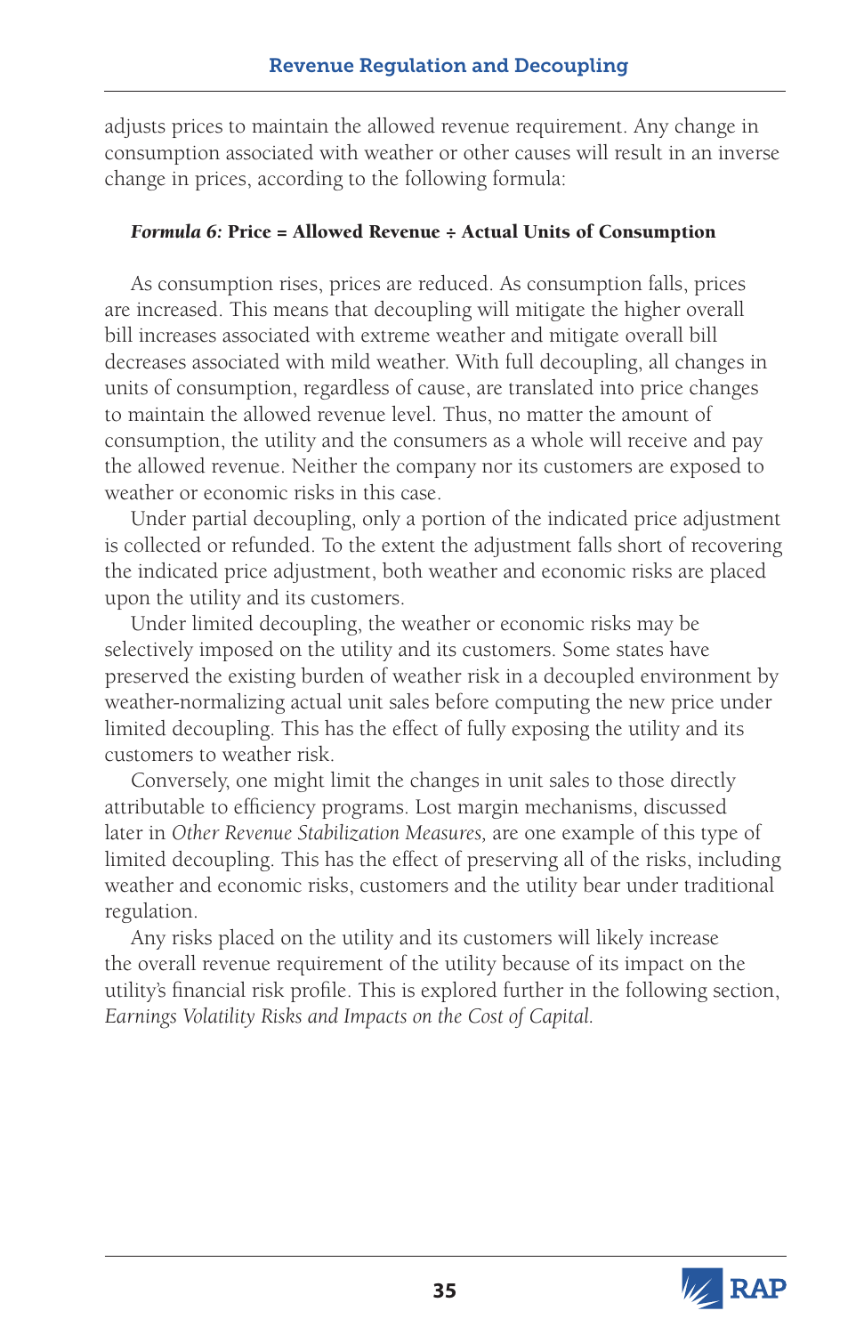adjusts prices to maintain the allowed revenue requirement. Any change in consumption associated with weather or other causes will result in an inverse change in prices, according to the following formula:

***Formula 6:* Price = Allowed Revenue ÷ Actual Units of Consumption**

As consumption rises, prices are reduced. As consumption falls, prices are increased. This means that decoupling will mitigate the higher overall bill increases associated with extreme weather and mitigate overall bill decreases associated with mild weather. With full decoupling, all changes in units of consumption, regardless of cause, are translated into price changes to maintain the allowed revenue level. Thus, no matter the amount of consumption, the utility and the consumers as a whole will receive and pay the allowed revenue. Neither the company nor its customers are exposed to weather or economic risks in this case.

Under partial decoupling, only a portion of the indicated price adjustment is collected or refunded. To the extent the adjustment falls short of recovering the indicated price adjustment, both weather and economic risks are placed upon the utility and its customers.

Under limited decoupling, the weather or economic risks may be selectively imposed on the utility and its customers. Some states have preserved the existing burden of weather risk in a decoupled environment by weather-normalizing actual unit sales before computing the new price under limited decoupling. This has the effect of fully exposing the utility and its customers to weather risk.

Conversely, one might limit the changes in unit sales to those directly attributable to efficiency programs. Lost margin mechanisms, discussed later in *Other Revenue Stabilization Measures,* are one example of this type of limited decoupling. This has the effect of preserving all of the risks, including weather and economic risks, customers and the utility bear under traditional regulation.

Any risks placed on the utility and its customers will likely increase the overall revenue requirement of the utility because of its impact on the utility's financial risk profile. This is explored further in the following section, *Earnings Volatility Risks and Impacts on the Cost of Capital.*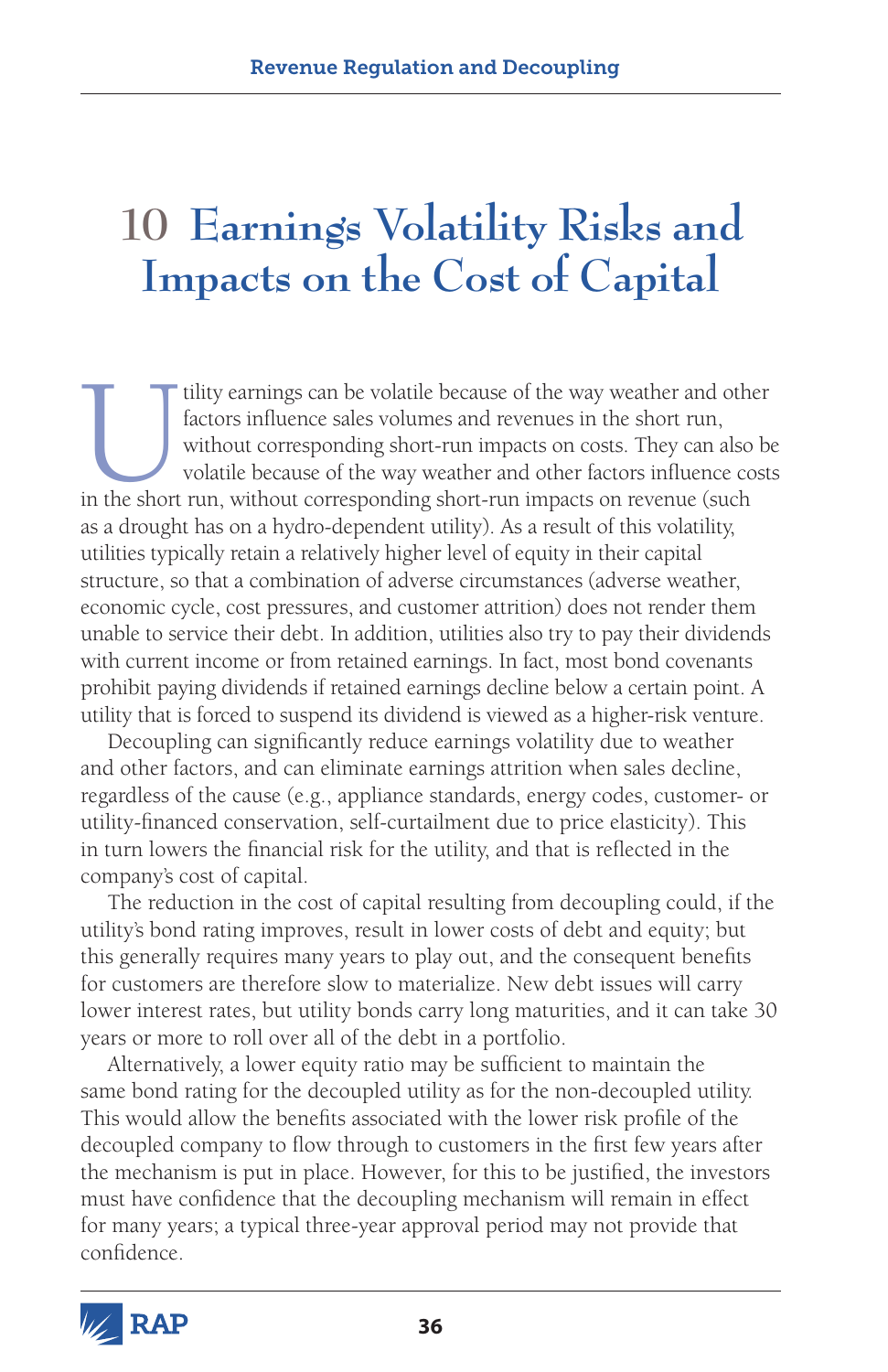# 10 Earnings Volatility Risks and Impacts on the Cost of Capital

Utility earnings can be volatile because of the way weather and other factors influence sales volumes and revenues in the short run, without corresponding short-run impacts on costs. They can also be volatile because of the way weather and other factors influence costs in the short run, without corresponding short-run impacts on revenue (such as a drought has on a hydro-dependent utility). As a result of this volatility, utilities typically retain a relatively higher level of equity in their capital structure, so that a combination of adverse circumstances (adverse weather, economic cycle, cost pressures, and customer attrition) does not render them unable to service their debt. In addition, utilities also try to pay their dividends with current income or from retained earnings. In fact, most bond covenants prohibit paying dividends if retained earnings decline below a certain point. A utility that is forced to suspend its dividend is viewed as a higher-risk venture.

Decoupling can significantly reduce earnings volatility due to weather and other factors, and can eliminate earnings attrition when sales decline, regardless of the cause (e.g., appliance standards, energy codes, customer- or utility-financed conservation, self-curtailment due to price elasticity). This in turn lowers the financial risk for the utility, and that is reflected in the company's cost of capital.

The reduction in the cost of capital resulting from decoupling could, if the utility's bond rating improves, result in lower costs of debt and equity; but this generally requires many years to play out, and the consequent benefits for customers are therefore slow to materialize. New debt issues will carry lower interest rates, but utility bonds carry long maturities, and it can take 30 years or more to roll over all of the debt in a portfolio.

Alternatively, a lower equity ratio may be sufficient to maintain the same bond rating for the decoupled utility as for the non-decoupled utility. This would allow the benefits associated with the lower risk profile of the decoupled company to flow through to customers in the first few years after the mechanism is put in place. However, for this to be justified, the investors must have confidence that the decoupling mechanism will remain in effect for many years; a typical three-year approval period may not provide that confidence.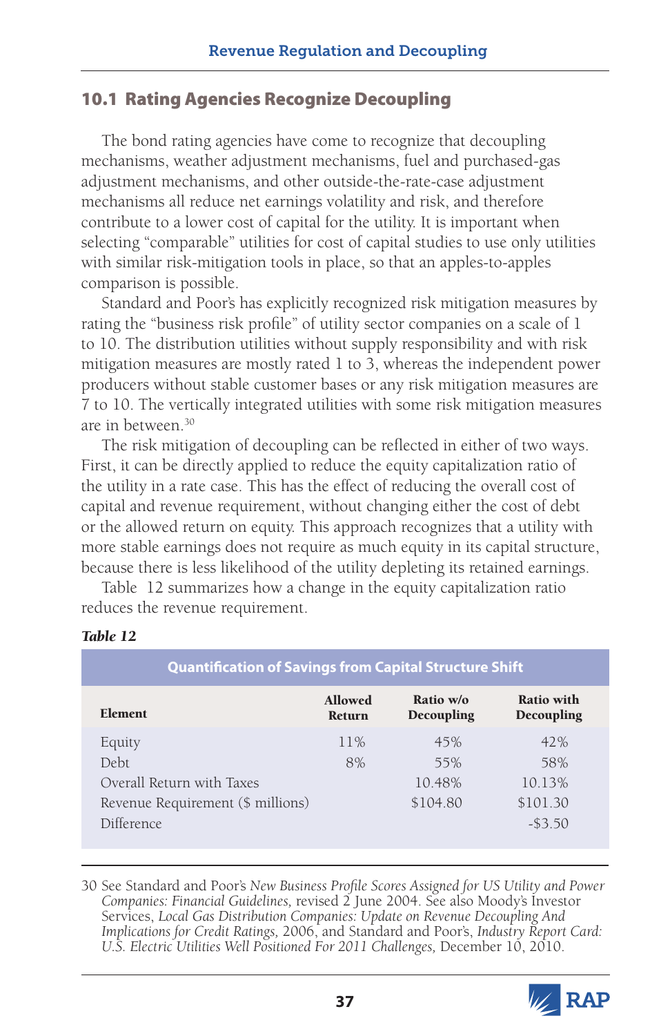## 10.1 Rating Agencies Recognize Decoupling

The bond rating agencies have come to recognize that decoupling mechanisms, weather adjustment mechanisms, fuel and purchased-gas adjustment mechanisms, and other outside-the-rate-case adjustment mechanisms all reduce net earnings volatility and risk, and therefore contribute to a lower cost of capital for the utility. It is important when selecting "comparable" utilities for cost of capital studies to use only utilities with similar risk-mitigation tools in place, so that an apples-to-apples comparison is possible.

Standard and Poor's has explicitly recognized risk mitigation measures by rating the "business risk profile" of utility sector companies on a scale of 1 to 10. The distribution utilities without supply responsibility and with risk mitigation measures are mostly rated 1 to 3, whereas the independent power producers without stable customer bases or any risk mitigation measures are 7 to 10. The vertically integrated utilities with some risk mitigation measures are in between.[30]

The risk mitigation of decoupling can be reflected in either of two ways. First, it can be directly applied to reduce the equity capitalization ratio of the utility in a rate case. This has the effect of reducing the overall cost of capital and revenue requirement, without changing either the cost of debt or the allowed return on equity. This approach recognizes that a utility with more stable earnings does not require as much equity in its capital structure, because there is less likelihood of the utility depleting its retained earnings.

Table 12 summarizes how a change in the equity capitalization ratio reduces the revenue requirement.

***Table 12***

**Quantification of Savings from Capital Structure Shift**

| Element | Allowed Return | Ratio w/o Decoupling | Ratio with Decoupling |
|---|---|---|---|
| Equity | 11% | 45% | 42% |
| Debt | 8% | 55% | 58% |
| Overall Return with Taxes | | 10.48% | 10.13% |
| Revenue Requirement ($ millions) | | $104.80 | $101.30 |
| Difference | | | -$3.50 |

30 See Standard and Poor's *New Business Profile Scores Assigned for US Utility and Power Companies: Financial Guidelines,* revised 2 June 2004. See also Moody's Investor Services, *Local Gas Distribution Companies: Update on Revenue Decoupling And Implications for Credit Ratings,* 2006, and Standard and Poor's, *Industry Report Card: U.S. Electric Utilities Well Positioned For 2011 Challenges,* December 10, 2010.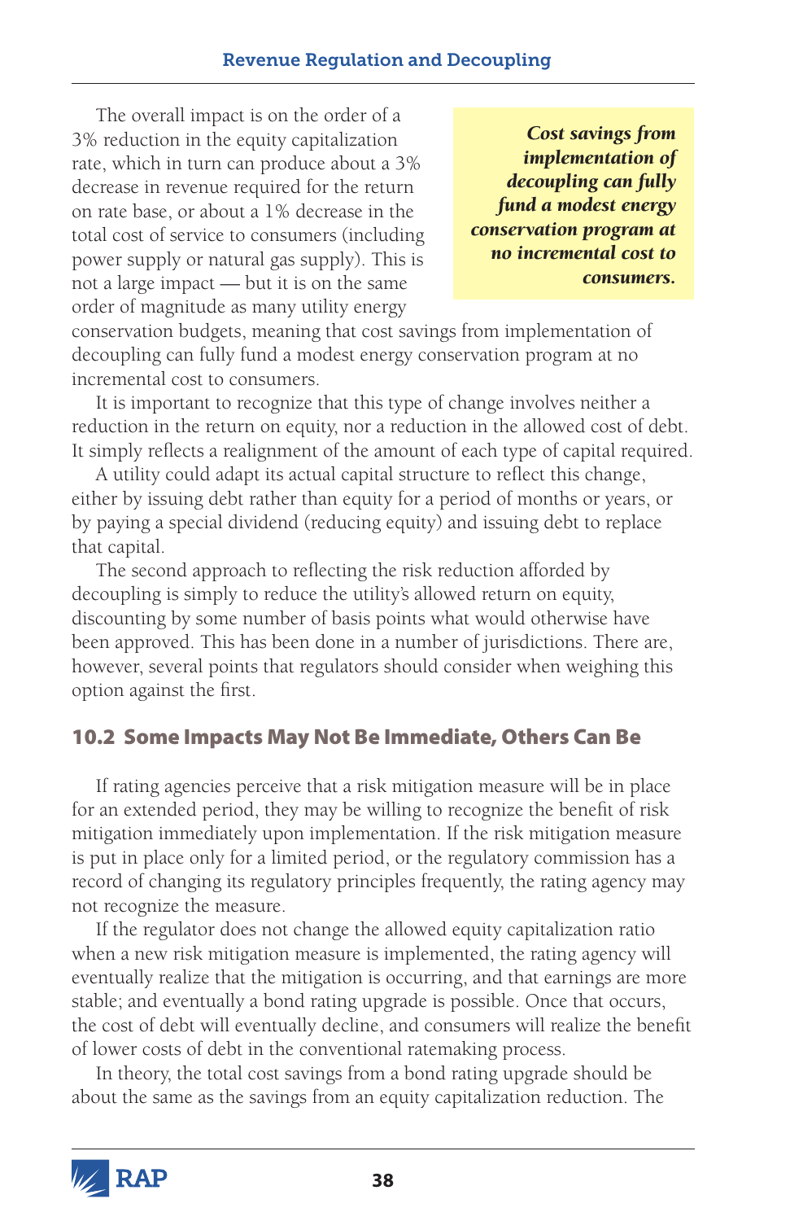The overall impact is on the order of a 3% reduction in the equity capitalization rate, which in turn can produce about a 3% decrease in revenue required for the return on rate base, or about a 1% decrease in the total cost of service to consumers (including power supply or natural gas supply). This is not a large impact — but it is on the same order of magnitude as many utility energy conservation budgets, meaning that cost savings from implementation of decoupling can fully fund a modest energy conservation program at no incremental cost to consumers.

> ***Cost savings from implementation of decoupling can fully fund a modest energy conservation program at no incremental cost to consumers.***

It is important to recognize that this type of change involves neither a reduction in the return on equity, nor a reduction in the allowed cost of debt. It simply reflects a realignment of the amount of each type of capital required.

A utility could adapt its actual capital structure to reflect this change, either by issuing debt rather than equity for a period of months or years, or by paying a special dividend (reducing equity) and issuing debt to replace that capital.

The second approach to reflecting the risk reduction afforded by decoupling is simply to reduce the utility's allowed return on equity, discounting by some number of basis points what would otherwise have been approved. This has been done in a number of jurisdictions. There are, however, several points that regulators should consider when weighing this option against the first.

## 10.2 Some Impacts May Not Be Immediate, Others Can Be

If rating agencies perceive that a risk mitigation measure will be in place for an extended period, they may be willing to recognize the benefit of risk mitigation immediately upon implementation. If the risk mitigation measure is put in place only for a limited period, or the regulatory commission has a record of changing its regulatory principles frequently, the rating agency may not recognize the measure.

If the regulator does not change the allowed equity capitalization ratio when a new risk mitigation measure is implemented, the rating agency will eventually realize that the mitigation is occurring, and that earnings are more stable; and eventually a bond rating upgrade is possible. Once that occurs, the cost of debt will eventually decline, and consumers will realize the benefit of lower costs of debt in the conventional ratemaking process.

In theory, the total cost savings from a bond rating upgrade should be about the same as the savings from an equity capitalization reduction. The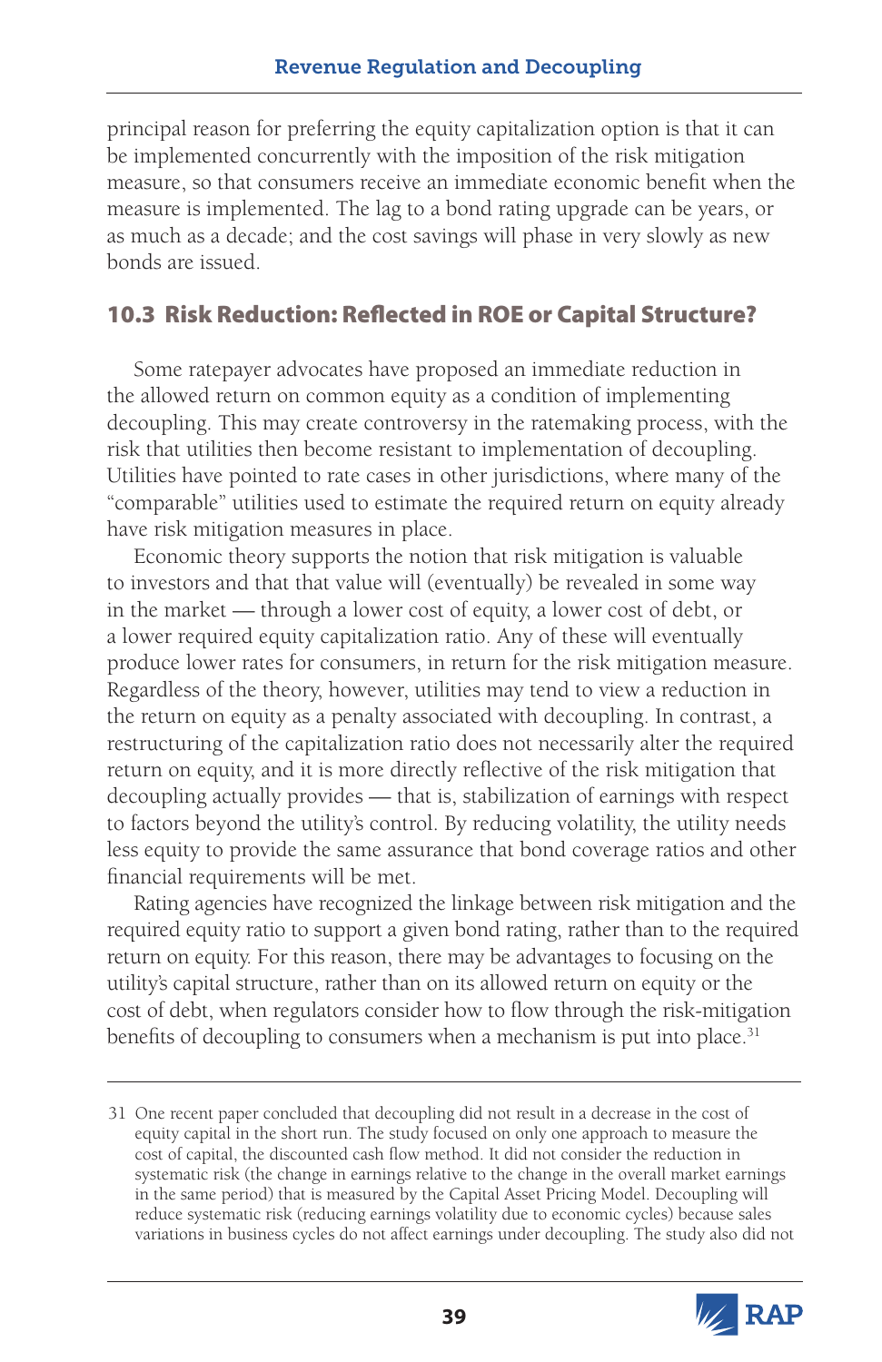principal reason for preferring the equity capitalization option is that it can be implemented concurrently with the imposition of the risk mitigation measure, so that consumers receive an immediate economic benefit when the measure is implemented. The lag to a bond rating upgrade can be years, or as much as a decade; and the cost savings will phase in very slowly as new bonds are issued.

## 10.3 Risk Reduction: Reflected in ROE or Capital Structure?

Some ratepayer advocates have proposed an immediate reduction in the allowed return on common equity as a condition of implementing decoupling. This may create controversy in the ratemaking process, with the risk that utilities then become resistant to implementation of decoupling. Utilities have pointed to rate cases in other jurisdictions, where many of the "comparable" utilities used to estimate the required return on equity already have risk mitigation measures in place.

Economic theory supports the notion that risk mitigation is valuable to investors and that that value will (eventually) be revealed in some way in the market — through a lower cost of equity, a lower cost of debt, or a lower required equity capitalization ratio. Any of these will eventually produce lower rates for consumers, in return for the risk mitigation measure. Regardless of the theory, however, utilities may tend to view a reduction in the return on equity as a penalty associated with decoupling. In contrast, a restructuring of the capitalization ratio does not necessarily alter the required return on equity, and it is more directly reflective of the risk mitigation that decoupling actually provides — that is, stabilization of earnings with respect to factors beyond the utility's control. By reducing volatility, the utility needs less equity to provide the same assurance that bond coverage ratios and other financial requirements will be met.

Rating agencies have recognized the linkage between risk mitigation and the required equity ratio to support a given bond rating, rather than to the required return on equity. For this reason, there may be advantages to focusing on the utility's capital structure, rather than on its allowed return on equity or the cost of debt, when regulators consider how to flow through the risk-mitigation benefits of decoupling to consumers when a mechanism is put into place.[31]

---

31 One recent paper concluded that decoupling did not result in a decrease in the cost of equity capital in the short run. The study focused on only one approach to measure the cost of capital, the discounted cash flow method. It did not consider the reduction in systematic risk (the change in earnings relative to the change in the overall market earnings in the same period) that is measured by the Capital Asset Pricing Model. Decoupling will reduce systematic risk (reducing earnings volatility due to economic cycles) because sales variations in business cycles do not affect earnings under decoupling. The study also did not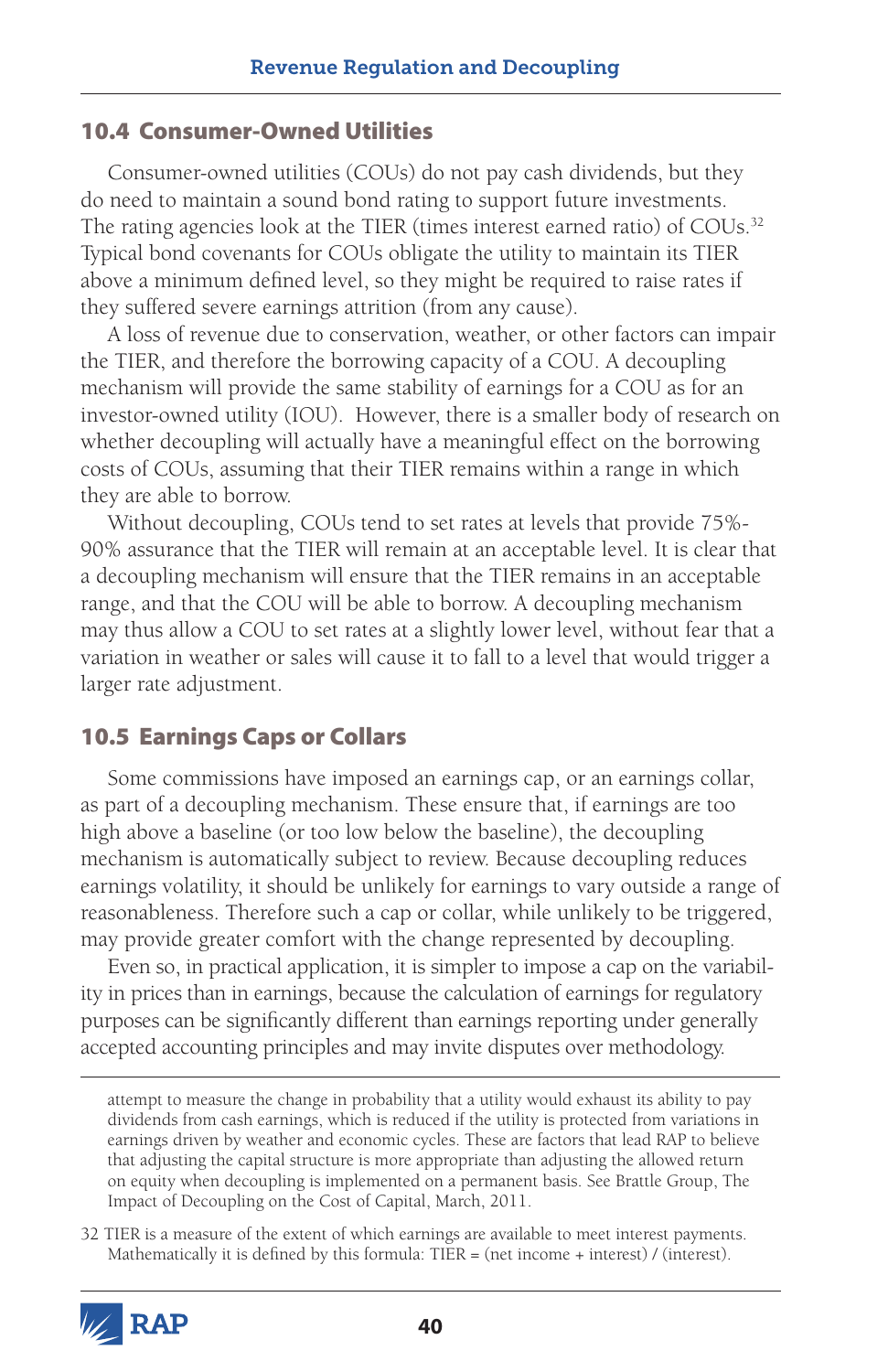## 10.4 Consumer-Owned Utilities

Consumer-owned utilities (COUs) do not pay cash dividends, but they do need to maintain a sound bond rating to support future investments. The rating agencies look at the TIER (times interest earned ratio) of COUs.[32] Typical bond covenants for COUs obligate the utility to maintain its TIER above a minimum defined level, so they might be required to raise rates if they suffered severe earnings attrition (from any cause).

A loss of revenue due to conservation, weather, or other factors can impair the TIER, and therefore the borrowing capacity of a COU. A decoupling mechanism will provide the same stability of earnings for a COU as for an investor-owned utility (IOU). However, there is a smaller body of research on whether decoupling will actually have a meaningful effect on the borrowing costs of COUs, assuming that their TIER remains within a range in which they are able to borrow.

Without decoupling, COUs tend to set rates at levels that provide 75%-90% assurance that the TIER will remain at an acceptable level. It is clear that a decoupling mechanism will ensure that the TIER remains in an acceptable range, and that the COU will be able to borrow. A decoupling mechanism may thus allow a COU to set rates at a slightly lower level, without fear that a variation in weather or sales will cause it to fall to a level that would trigger a larger rate adjustment.

## 10.5 Earnings Caps or Collars

Some commissions have imposed an earnings cap, or an earnings collar, as part of a decoupling mechanism. These ensure that, if earnings are too high above a baseline (or too low below the baseline), the decoupling mechanism is automatically subject to review. Because decoupling reduces earnings volatility, it should be unlikely for earnings to vary outside a range of reasonableness. Therefore such a cap or collar, while unlikely to be triggered, may provide greater comfort with the change represented by decoupling.

Even so, in practical application, it is simpler to impose a cap on the variability in prices than in earnings, because the calculation of earnings for regulatory purposes can be significantly different than earnings reporting under generally accepted accounting principles and may invite disputes over methodology.

---

attempt to measure the change in probability that a utility would exhaust its ability to pay dividends from cash earnings, which is reduced if the utility is protected from variations in earnings driven by weather and economic cycles. These are factors that lead RAP to believe that adjusting the capital structure is more appropriate than adjusting the allowed return on equity when decoupling is implemented on a permanent basis. See Brattle Group, The Impact of Decoupling on the Cost of Capital, March, 2011.

32 TIER is a measure of the extent of which earnings are available to meet interest payments. Mathematically it is defined by this formula: TIER = (net income + interest) / (interest).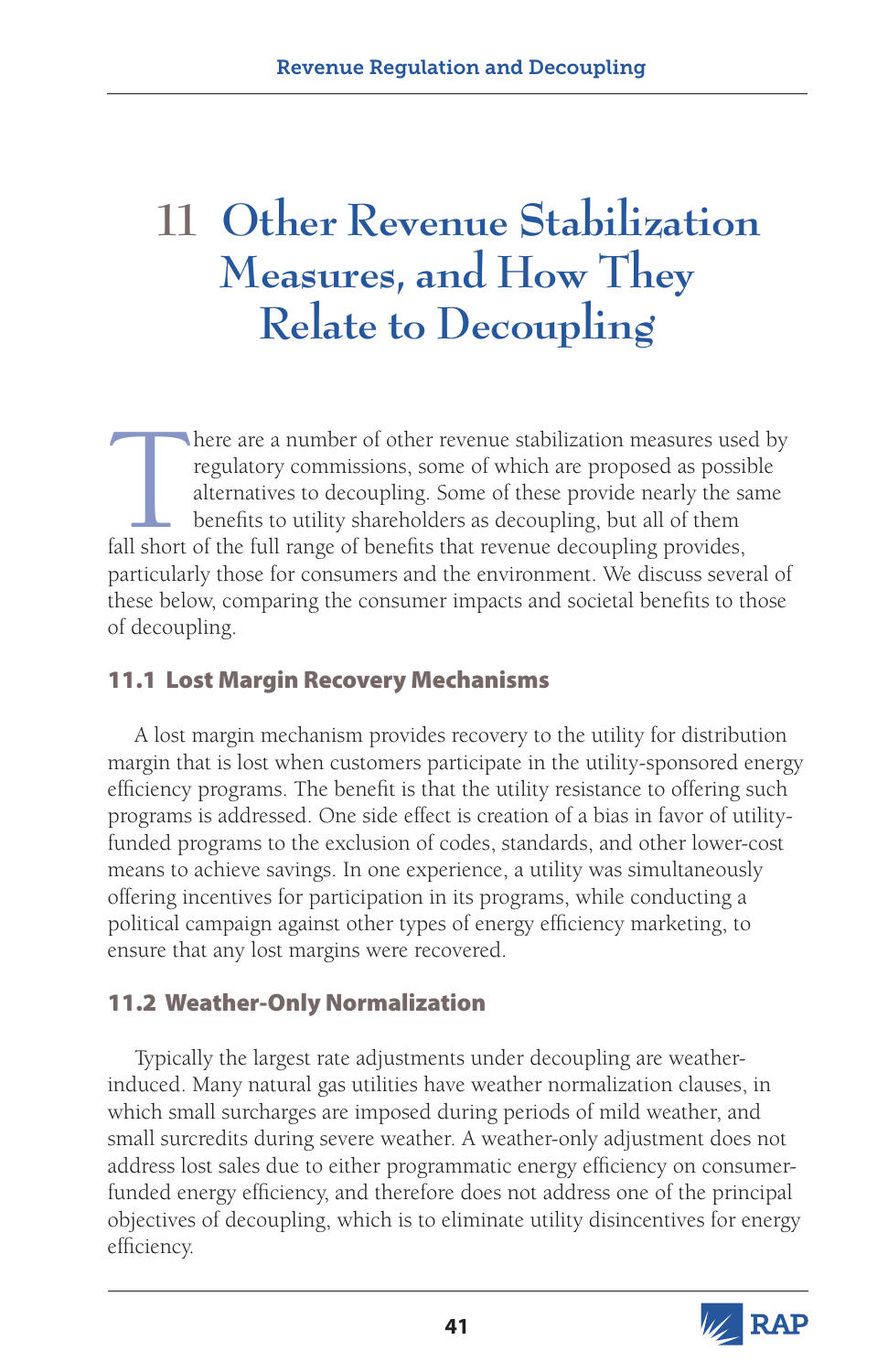# 11 Other Revenue Stabilization Measures, and How They Relate to Decoupling

There are a number of other revenue stabilization measures used by regulatory commissions, some of which are proposed as possible alternatives to decoupling. Some of these provide nearly the same benefits to utility shareholders as decoupling, but all of them fall short of the full range of benefits that revenue decoupling provides, particularly those for consumers and the environment. We discuss several of these below, comparing the consumer impacts and societal benefits to those of decoupling.

## 11.1 Lost Margin Recovery Mechanisms

A lost margin mechanism provides recovery to the utility for distribution margin that is lost when customers participate in the utility-sponsored energy efficiency programs. The benefit is that the utility resistance to offering such programs is addressed. One side effect is creation of a bias in favor of utility-funded programs to the exclusion of codes, standards, and other lower-cost means to achieve savings. In one experience, a utility was simultaneously offering incentives for participation in its programs, while conducting a political campaign against other types of energy efficiency marketing, to ensure that any lost margins were recovered.

## 11.2 Weather-Only Normalization

Typically the largest rate adjustments under decoupling are weather-induced. Many natural gas utilities have weather normalization clauses, in which small surcharges are imposed during periods of mild weather, and small surcredits during severe weather. A weather-only adjustment does not address lost sales due to either programmatic energy efficiency on consumer-funded energy efficiency, and therefore does not address one of the principal objectives of decoupling, which is to eliminate utility disincentives for energy efficiency.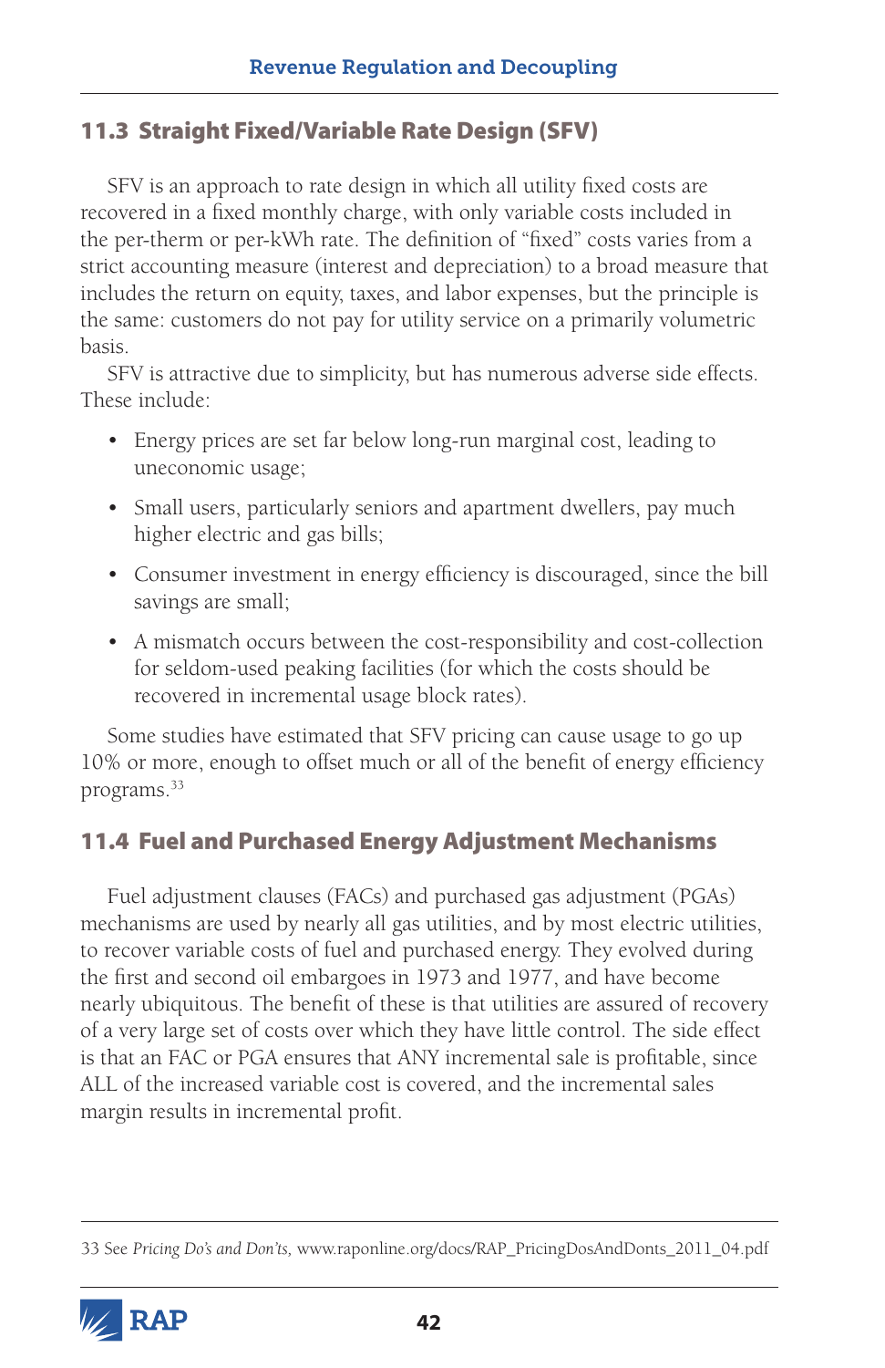## 11.3 Straight Fixed/Variable Rate Design (SFV)

SFV is an approach to rate design in which all utility fixed costs are recovered in a fixed monthly charge, with only variable costs included in the per-therm or per-kWh rate. The definition of "fixed" costs varies from a strict accounting measure (interest and depreciation) to a broad measure that includes the return on equity, taxes, and labor expenses, but the principle is the same: customers do not pay for utility service on a primarily volumetric basis.

SFV is attractive due to simplicity, but has numerous adverse side effects. These include:

- Energy prices are set far below long-run marginal cost, leading to uneconomic usage;
- Small users, particularly seniors and apartment dwellers, pay much higher electric and gas bills;
- Consumer investment in energy efficiency is discouraged, since the bill savings are small;
- A mismatch occurs between the cost-responsibility and cost-collection for seldom-used peaking facilities (for which the costs should be recovered in incremental usage block rates).

Some studies have estimated that SFV pricing can cause usage to go up 10% or more, enough to offset much or all of the benefit of energy efficiency programs.[33]

## 11.4 Fuel and Purchased Energy Adjustment Mechanisms

Fuel adjustment clauses (FACs) and purchased gas adjustment (PGAs) mechanisms are used by nearly all gas utilities, and by most electric utilities, to recover variable costs of fuel and purchased energy. They evolved during the first and second oil embargoes in 1973 and 1977, and have become nearly ubiquitous. The benefit of these is that utilities are assured of recovery of a very large set of costs over which they have little control. The side effect is that an FAC or PGA ensures that ANY incremental sale is profitable, since ALL of the increased variable cost is covered, and the incremental sales margin results in incremental profit.

---

33 See *Pricing Do's and Don'ts,* www.raponline.org/docs/RAP_PricingDosAndDonts_2011_04.pdf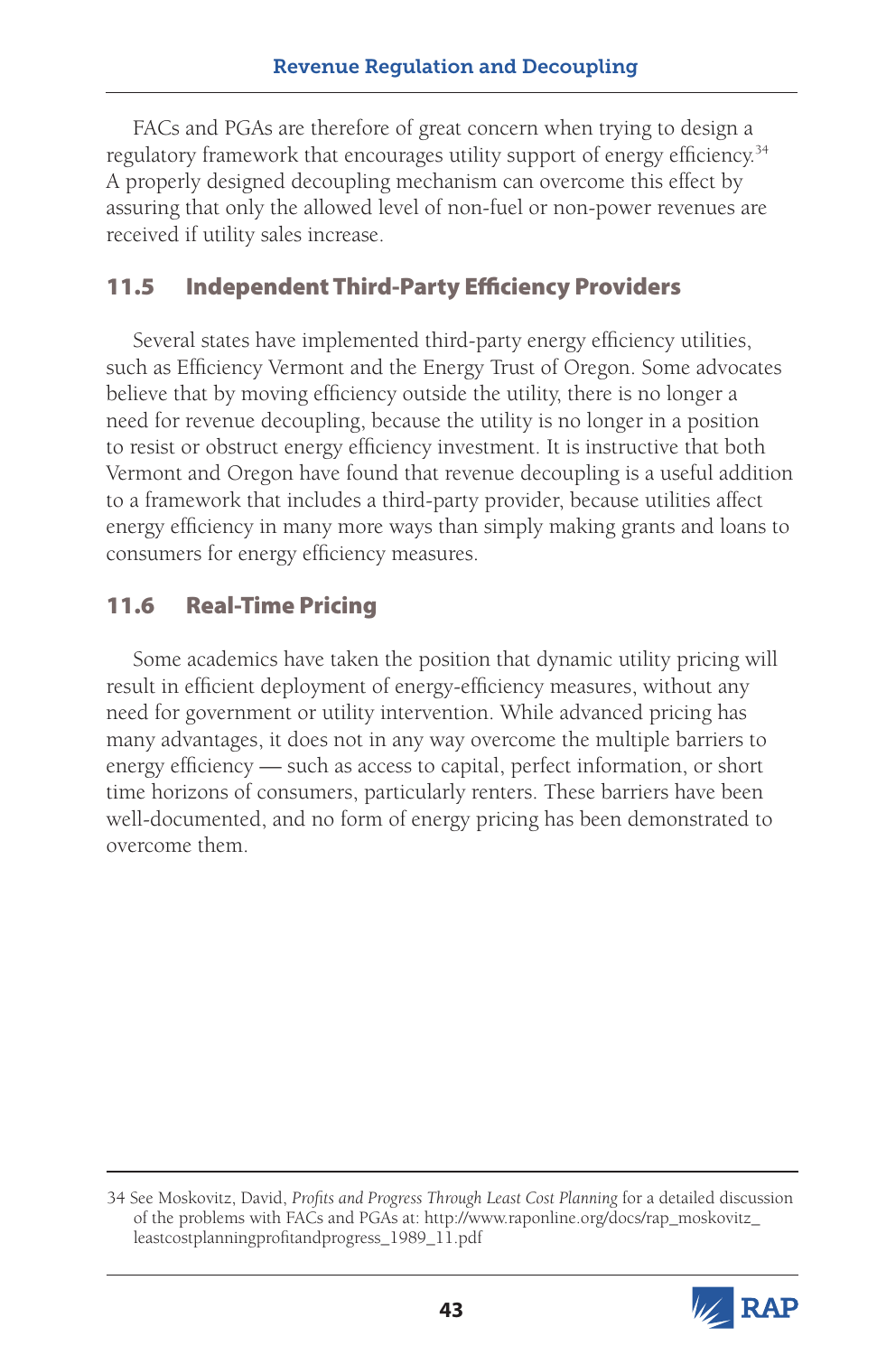FACs and PGAs are therefore of great concern when trying to design a regulatory framework that encourages utility support of energy efficiency.[34] A properly designed decoupling mechanism can overcome this effect by assuring that only the allowed level of non-fuel or non-power revenues are received if utility sales increase.

## 11.5 Independent Third-Party Efficiency Providers

Several states have implemented third-party energy efficiency utilities, such as Efficiency Vermont and the Energy Trust of Oregon. Some advocates believe that by moving efficiency outside the utility, there is no longer a need for revenue decoupling, because the utility is no longer in a position to resist or obstruct energy efficiency investment. It is instructive that both Vermont and Oregon have found that revenue decoupling is a useful addition to a framework that includes a third-party provider, because utilities affect energy efficiency in many more ways than simply making grants and loans to consumers for energy efficiency measures.

## 11.6 Real-Time Pricing

Some academics have taken the position that dynamic utility pricing will result in efficient deployment of energy-efficiency measures, without any need for government or utility intervention. While advanced pricing has many advantages, it does not in any way overcome the multiple barriers to energy efficiency — such as access to capital, perfect information, or short time horizons of consumers, particularly renters. These barriers have been well-documented, and no form of energy pricing has been demonstrated to overcome them.

---

34 See Moskovitz, David, *Profits and Progress Through Least Cost Planning* for a detailed discussion of the problems with FACs and PGAs at: http://www.raponline.org/docs/rap_moskovitz_leastcostplanningprofitandprogress_1989_11.pdf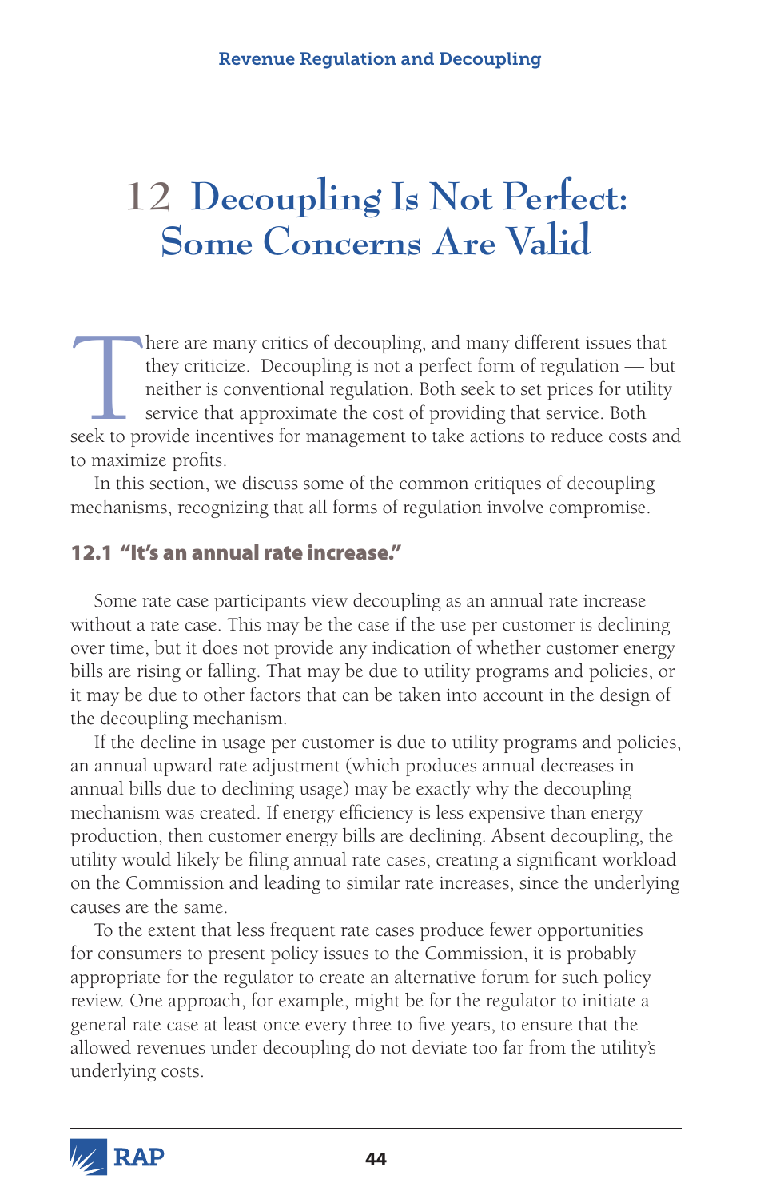# 12 Decoupling Is Not Perfect: Some Concerns Are Valid

There are many critics of decoupling, and many different issues that they criticize. Decoupling is not a perfect form of regulation — but neither is conventional regulation. Both seek to set prices for utility service that approximate the cost of providing that service. Both seek to provide incentives for management to take actions to reduce costs and to maximize profits.

In this section, we discuss some of the common critiques of decoupling mechanisms, recognizing that all forms of regulation involve compromise.

## 12.1 "It's an annual rate increase."

Some rate case participants view decoupling as an annual rate increase without a rate case. This may be the case if the use per customer is declining over time, but it does not provide any indication of whether customer energy bills are rising or falling. That may be due to utility programs and policies, or it may be due to other factors that can be taken into account in the design of the decoupling mechanism.

If the decline in usage per customer is due to utility programs and policies, an annual upward rate adjustment (which produces annual decreases in annual bills due to declining usage) may be exactly why the decoupling mechanism was created. If energy efficiency is less expensive than energy production, then customer energy bills are declining. Absent decoupling, the utility would likely be filing annual rate cases, creating a significant workload on the Commission and leading to similar rate increases, since the underlying causes are the same.

To the extent that less frequent rate cases produce fewer opportunities for consumers to present policy issues to the Commission, it is probably appropriate for the regulator to create an alternative forum for such policy review. One approach, for example, might be for the regulator to initiate a general rate case at least once every three to five years, to ensure that the allowed revenues under decoupling do not deviate too far from the utility's underlying costs.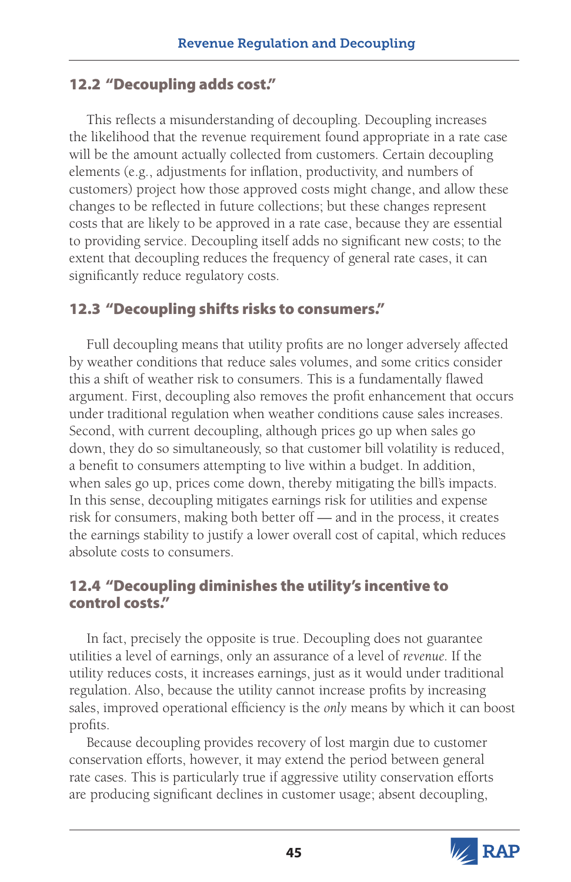## 12.2 "Decoupling adds cost."

This reflects a misunderstanding of decoupling. Decoupling increases the likelihood that the revenue requirement found appropriate in a rate case will be the amount actually collected from customers. Certain decoupling elements (e.g., adjustments for inflation, productivity, and numbers of customers) project how those approved costs might change, and allow these changes to be reflected in future collections; but these changes represent costs that are likely to be approved in a rate case, because they are essential to providing service. Decoupling itself adds no significant new costs; to the extent that decoupling reduces the frequency of general rate cases, it can significantly reduce regulatory costs.

## 12.3 "Decoupling shifts risks to consumers."

Full decoupling means that utility profits are no longer adversely affected by weather conditions that reduce sales volumes, and some critics consider this a shift of weather risk to consumers. This is a fundamentally flawed argument. First, decoupling also removes the profit enhancement that occurs under traditional regulation when weather conditions cause sales increases. Second, with current decoupling, although prices go up when sales go down, they do so simultaneously, so that customer bill volatility is reduced, a benefit to consumers attempting to live within a budget. In addition, when sales go up, prices come down, thereby mitigating the bill's impacts. In this sense, decoupling mitigates earnings risk for utilities and expense risk for consumers, making both better off — and in the process, it creates the earnings stability to justify a lower overall cost of capital, which reduces absolute costs to consumers.

## 12.4 "Decoupling diminishes the utility's incentive to control costs."

In fact, precisely the opposite is true. Decoupling does not guarantee utilities a level of earnings, only an assurance of a level of *revenue*. If the utility reduces costs, it increases earnings, just as it would under traditional regulation. Also, because the utility cannot increase profits by increasing sales, improved operational efficiency is the *only* means by which it can boost profits.

Because decoupling provides recovery of lost margin due to customer conservation efforts, however, it may extend the period between general rate cases. This is particularly true if aggressive utility conservation efforts are producing significant declines in customer usage; absent decoupling,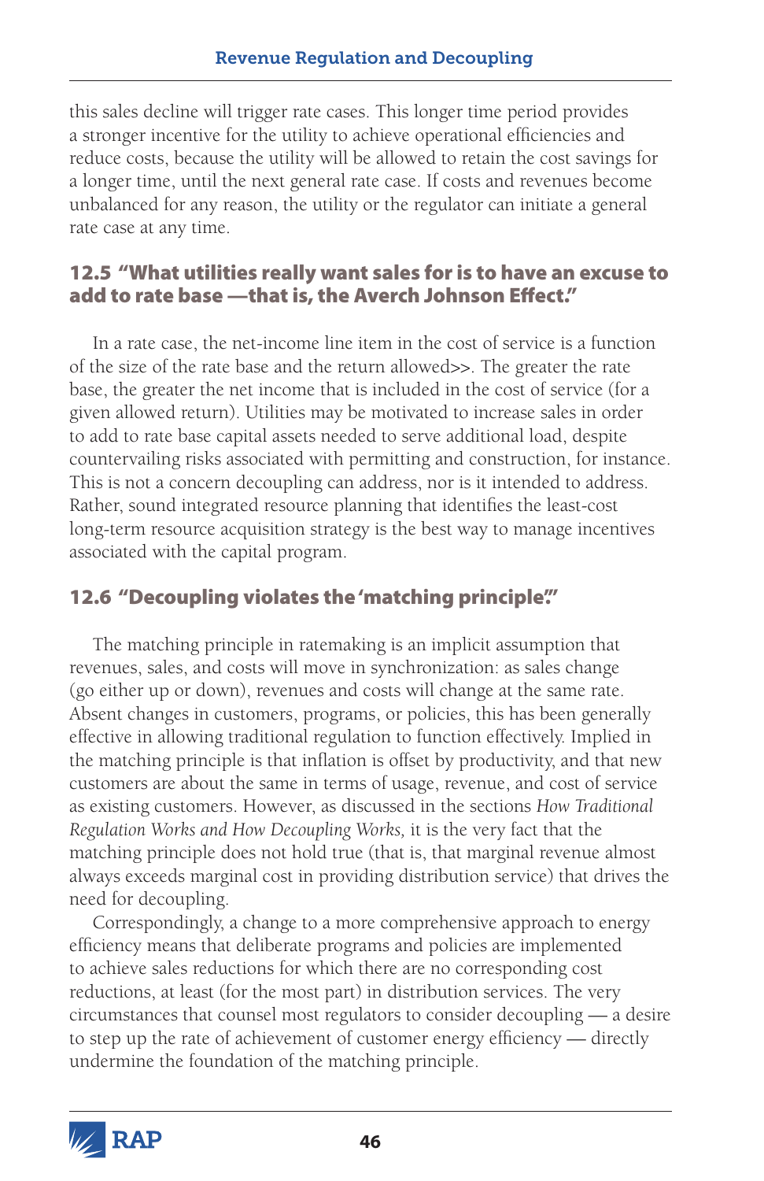this sales decline will trigger rate cases. This longer time period provides a stronger incentive for the utility to achieve operational efficiencies and reduce costs, because the utility will be allowed to retain the cost savings for a longer time, until the next general rate case. If costs and revenues become unbalanced for any reason, the utility or the regulator can initiate a general rate case at any time.

## 12.5 "What utilities really want sales for is to have an excuse to add to rate base —that is, the Averch Johnson Effect."

In a rate case, the net-income line item in the cost of service is a function of the size of the rate base and the return allowed>>. The greater the rate base, the greater the net income that is included in the cost of service (for a given allowed return). Utilities may be motivated to increase sales in order to add to rate base capital assets needed to serve additional load, despite countervailing risks associated with permitting and construction, for instance. This is not a concern decoupling can address, nor is it intended to address. Rather, sound integrated resource planning that identifies the least-cost long-term resource acquisition strategy is the best way to manage incentives associated with the capital program.

## 12.6 "Decoupling violates the 'matching principle.'"

The matching principle in ratemaking is an implicit assumption that revenues, sales, and costs will move in synchronization: as sales change (go either up or down), revenues and costs will change at the same rate. Absent changes in customers, programs, or policies, this has been generally effective in allowing traditional regulation to function effectively. Implied in the matching principle is that inflation is offset by productivity, and that new customers are about the same in terms of usage, revenue, and cost of service as existing customers. However, as discussed in the sections *How Traditional Regulation Works and How Decoupling Works,* it is the very fact that the matching principle does not hold true (that is, that marginal revenue almost always exceeds marginal cost in providing distribution service) that drives the need for decoupling.

Correspondingly, a change to a more comprehensive approach to energy efficiency means that deliberate programs and policies are implemented to achieve sales reductions for which there are no corresponding cost reductions, at least (for the most part) in distribution services. The very circumstances that counsel most regulators to consider decoupling — a desire to step up the rate of achievement of customer energy efficiency — directly undermine the foundation of the matching principle.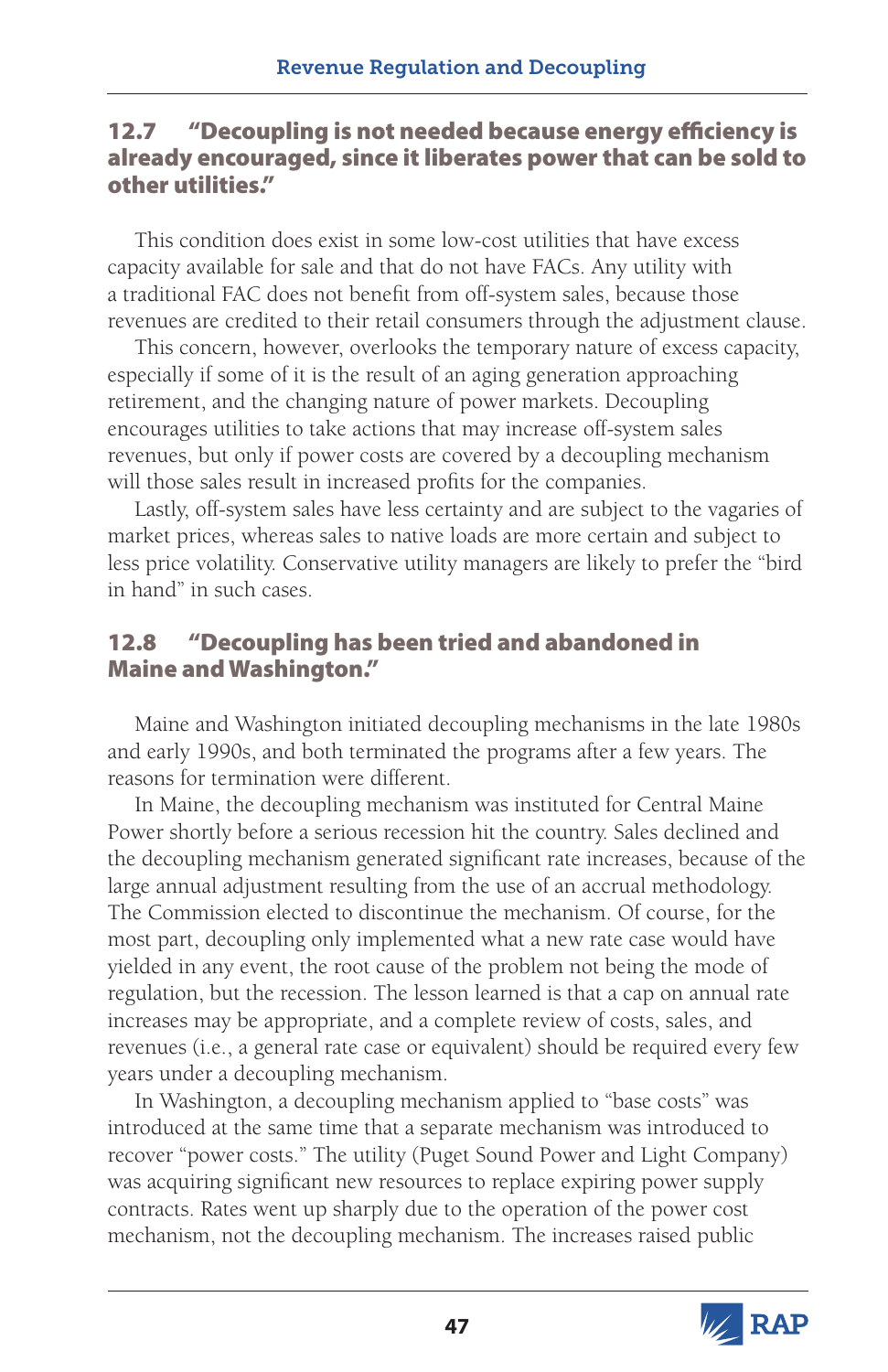## 12.7 "Decoupling is not needed because energy efficiency is already encouraged, since it liberates power that can be sold to other utilities."

This condition does exist in some low-cost utilities that have excess capacity available for sale and that do not have FACs. Any utility with a traditional FAC does not benefit from off-system sales, because those revenues are credited to their retail consumers through the adjustment clause.

This concern, however, overlooks the temporary nature of excess capacity, especially if some of it is the result of an aging generation approaching retirement, and the changing nature of power markets. Decoupling encourages utilities to take actions that may increase off-system sales revenues, but only if power costs are covered by a decoupling mechanism will those sales result in increased profits for the companies.

Lastly, off-system sales have less certainty and are subject to the vagaries of market prices, whereas sales to native loads are more certain and subject to less price volatility. Conservative utility managers are likely to prefer the "bird in hand" in such cases.

## 12.8 "Decoupling has been tried and abandoned in Maine and Washington."

Maine and Washington initiated decoupling mechanisms in the late 1980s and early 1990s, and both terminated the programs after a few years. The reasons for termination were different.

In Maine, the decoupling mechanism was instituted for Central Maine Power shortly before a serious recession hit the country. Sales declined and the decoupling mechanism generated significant rate increases, because of the large annual adjustment resulting from the use of an accrual methodology. The Commission elected to discontinue the mechanism. Of course, for the most part, decoupling only implemented what a new rate case would have yielded in any event, the root cause of the problem not being the mode of regulation, but the recession. The lesson learned is that a cap on annual rate increases may be appropriate, and a complete review of costs, sales, and revenues (i.e., a general rate case or equivalent) should be required every few years under a decoupling mechanism.

In Washington, a decoupling mechanism applied to "base costs" was introduced at the same time that a separate mechanism was introduced to recover "power costs." The utility (Puget Sound Power and Light Company) was acquiring significant new resources to replace expiring power supply contracts. Rates went up sharply due to the operation of the power cost mechanism, not the decoupling mechanism. The increases raised public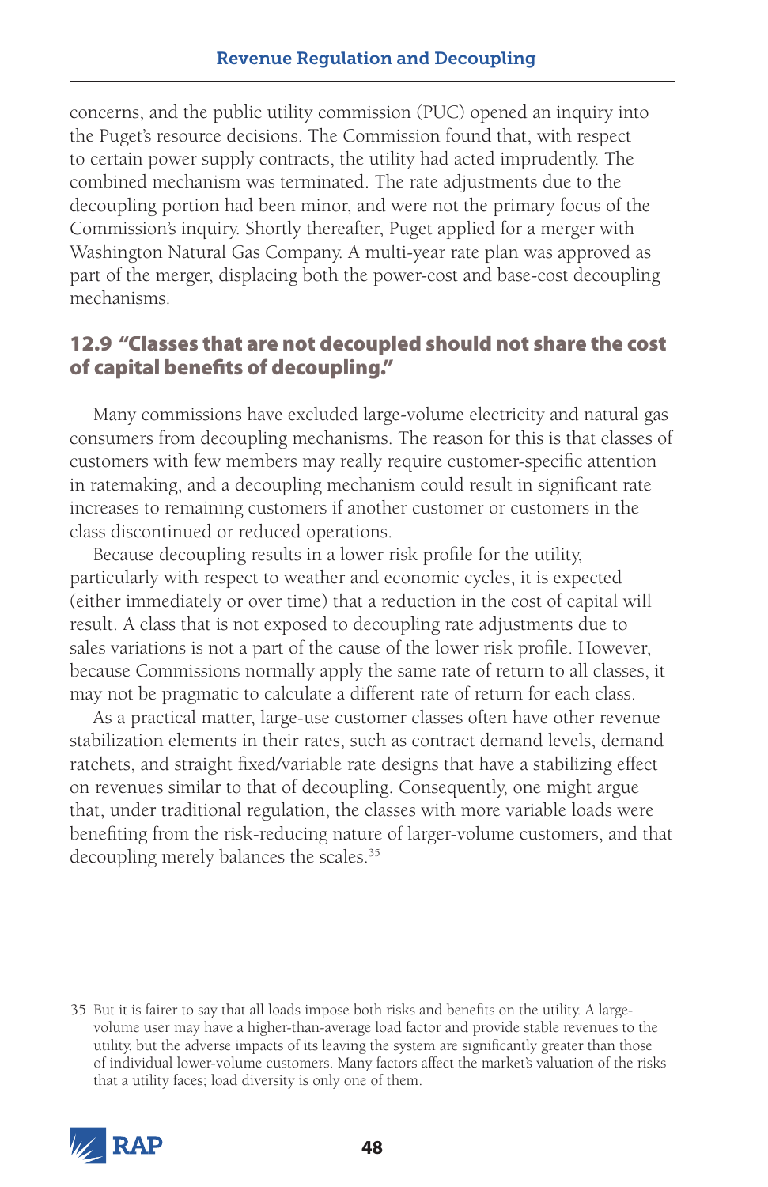concerns, and the public utility commission (PUC) opened an inquiry into the Puget's resource decisions. The Commission found that, with respect to certain power supply contracts, the utility had acted imprudently. The combined mechanism was terminated. The rate adjustments due to the decoupling portion had been minor, and were not the primary focus of the Commission's inquiry. Shortly thereafter, Puget applied for a merger with Washington Natural Gas Company. A multi-year rate plan was approved as part of the merger, displacing both the power-cost and base-cost decoupling mechanisms.

## 12.9 "Classes that are not decoupled should not share the cost of capital benefits of decoupling."

Many commissions have excluded large-volume electricity and natural gas consumers from decoupling mechanisms. The reason for this is that classes of customers with few members may really require customer-specific attention in ratemaking, and a decoupling mechanism could result in significant rate increases to remaining customers if another customer or customers in the class discontinued or reduced operations.

Because decoupling results in a lower risk profile for the utility, particularly with respect to weather and economic cycles, it is expected (either immediately or over time) that a reduction in the cost of capital will result. A class that is not exposed to decoupling rate adjustments due to sales variations is not a part of the cause of the lower risk profile. However, because Commissions normally apply the same rate of return to all classes, it may not be pragmatic to calculate a different rate of return for each class.

As a practical matter, large-use customer classes often have other revenue stabilization elements in their rates, such as contract demand levels, demand ratchets, and straight fixed/variable rate designs that have a stabilizing effect on revenues similar to that of decoupling. Consequently, one might argue that, under traditional regulation, the classes with more variable loads were benefiting from the risk-reducing nature of larger-volume customers, and that decoupling merely balances the scales.[35]

---

35 But it is fairer to say that all loads impose both risks and benefits on the utility. A large-volume user may have a higher-than-average load factor and provide stable revenues to the utility, but the adverse impacts of its leaving the system are significantly greater than those of individual lower-volume customers. Many factors affect the market's valuation of the risks that a utility faces; load diversity is only one of them.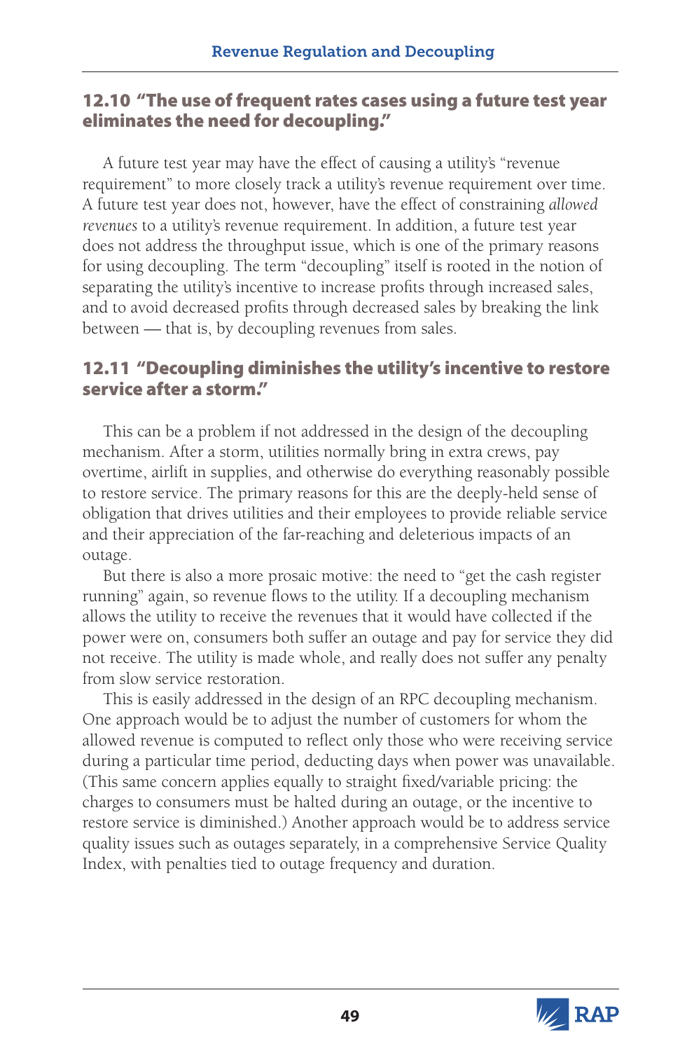## 12.10 "The use of frequent rates cases using a future test year eliminates the need for decoupling."

A future test year may have the effect of causing a utility's "revenue requirement" to more closely track a utility's revenue requirement over time. A future test year does not, however, have the effect of constraining *allowed revenues* to a utility's revenue requirement. In addition, a future test year does not address the throughput issue, which is one of the primary reasons for using decoupling. The term "decoupling" itself is rooted in the notion of separating the utility's incentive to increase profits through increased sales, and to avoid decreased profits through decreased sales by breaking the link between — that is, by decoupling revenues from sales.

## 12.11 "Decoupling diminishes the utility's incentive to restore service after a storm."

This can be a problem if not addressed in the design of the decoupling mechanism. After a storm, utilities normally bring in extra crews, pay overtime, airlift in supplies, and otherwise do everything reasonably possible to restore service. The primary reasons for this are the deeply-held sense of obligation that drives utilities and their employees to provide reliable service and their appreciation of the far-reaching and deleterious impacts of an outage.

But there is also a more prosaic motive: the need to "get the cash register running" again, so revenue flows to the utility. If a decoupling mechanism allows the utility to receive the revenues that it would have collected if the power were on, consumers both suffer an outage and pay for service they did not receive. The utility is made whole, and really does not suffer any penalty from slow service restoration.

This is easily addressed in the design of an RPC decoupling mechanism. One approach would be to adjust the number of customers for whom the allowed revenue is computed to reflect only those who were receiving service during a particular time period, deducting days when power was unavailable. (This same concern applies equally to straight fixed/variable pricing: the charges to consumers must be halted during an outage, or the incentive to restore service is diminished.) Another approach would be to address service quality issues such as outages separately, in a comprehensive Service Quality Index, with penalties tied to outage frequency and duration.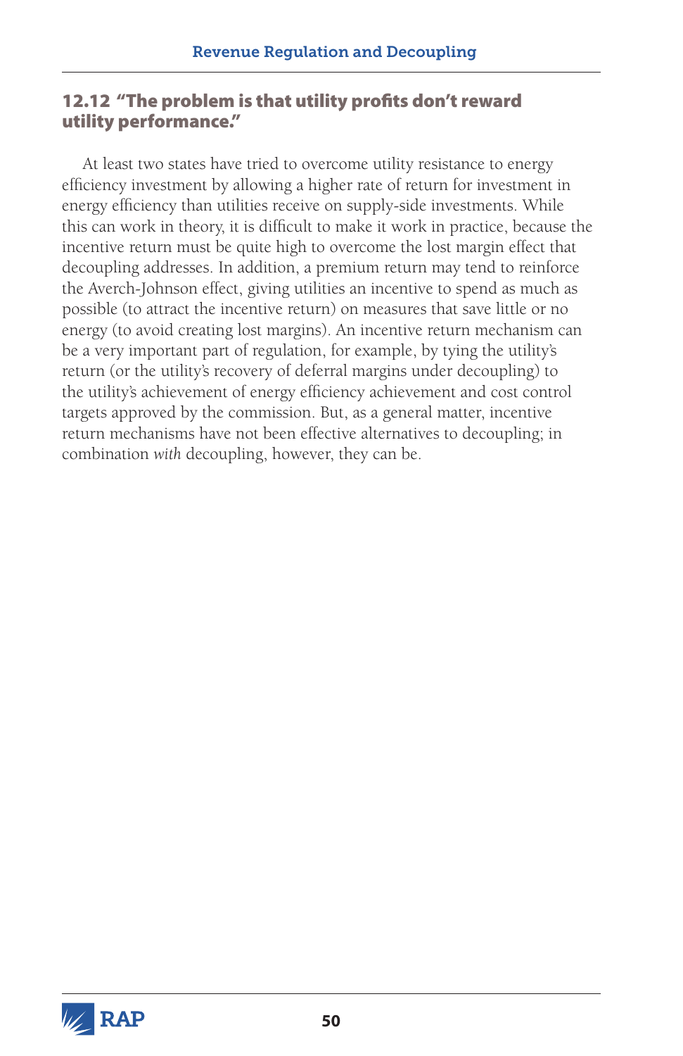## 12.12 "The problem is that utility profits don't reward utility performance."

At least two states have tried to overcome utility resistance to energy efficiency investment by allowing a higher rate of return for investment in energy efficiency than utilities receive on supply-side investments. While this can work in theory, it is difficult to make it work in practice, because the incentive return must be quite high to overcome the lost margin effect that decoupling addresses. In addition, a premium return may tend to reinforce the Averch-Johnson effect, giving utilities an incentive to spend as much as possible (to attract the incentive return) on measures that save little or no energy (to avoid creating lost margins). An incentive return mechanism can be a very important part of regulation, for example, by tying the utility's return (or the utility's recovery of deferral margins under decoupling) to the utility's achievement of energy efficiency achievement and cost control targets approved by the commission. But, as a general matter, incentive return mechanisms have not been effective alternatives to decoupling; in combination *with* decoupling, however, they can be.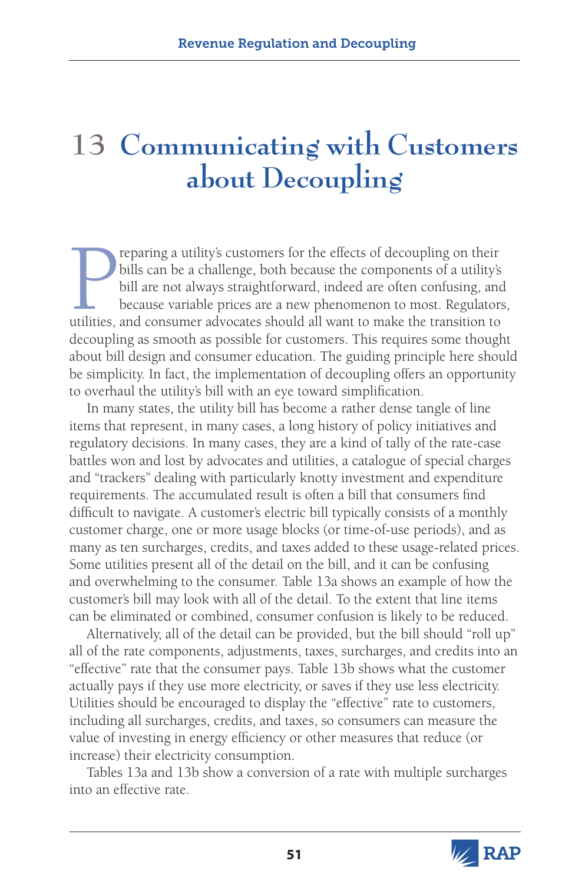# 13 Communicating with Customers about Decoupling

Preparing a utility's customers for the effects of decoupling on their bills can be a challenge, both because the components of a utility's bill are not always straightforward, indeed are often confusing, and because variable prices are a new phenomenon to most. Regulators, utilities, and consumer advocates should all want to make the transition to decoupling as smooth as possible for customers. This requires some thought about bill design and consumer education. The guiding principle here should be simplicity. In fact, the implementation of decoupling offers an opportunity to overhaul the utility's bill with an eye toward simplification.

In many states, the utility bill has become a rather dense tangle of line items that represent, in many cases, a long history of policy initiatives and regulatory decisions. In many cases, they are a kind of tally of the rate-case battles won and lost by advocates and utilities, a catalogue of special charges and "trackers" dealing with particularly knotty investment and expenditure requirements. The accumulated result is often a bill that consumers find difficult to navigate. A customer's electric bill typically consists of a monthly customer charge, one or more usage blocks (or time-of-use periods), and as many as ten surcharges, credits, and taxes added to these usage-related prices. Some utilities present all of the detail on the bill, and it can be confusing and overwhelming to the consumer. Table 13a shows an example of how the customer's bill may look with all of the detail. To the extent that line items can be eliminated or combined, consumer confusion is likely to be reduced.

Alternatively, all of the detail can be provided, but the bill should "roll up" all of the rate components, adjustments, taxes, surcharges, and credits into an "effective" rate that the consumer pays. Table 13b shows what the customer actually pays if they use more electricity, or saves if they use less electricity. Utilities should be encouraged to display the "effective" rate to customers, including all surcharges, credits, and taxes, so consumers can measure the value of investing in energy efficiency or other measures that reduce (or increase) their electricity consumption.

Tables 13a and 13b show a conversion of a rate with multiple surcharges into an effective rate.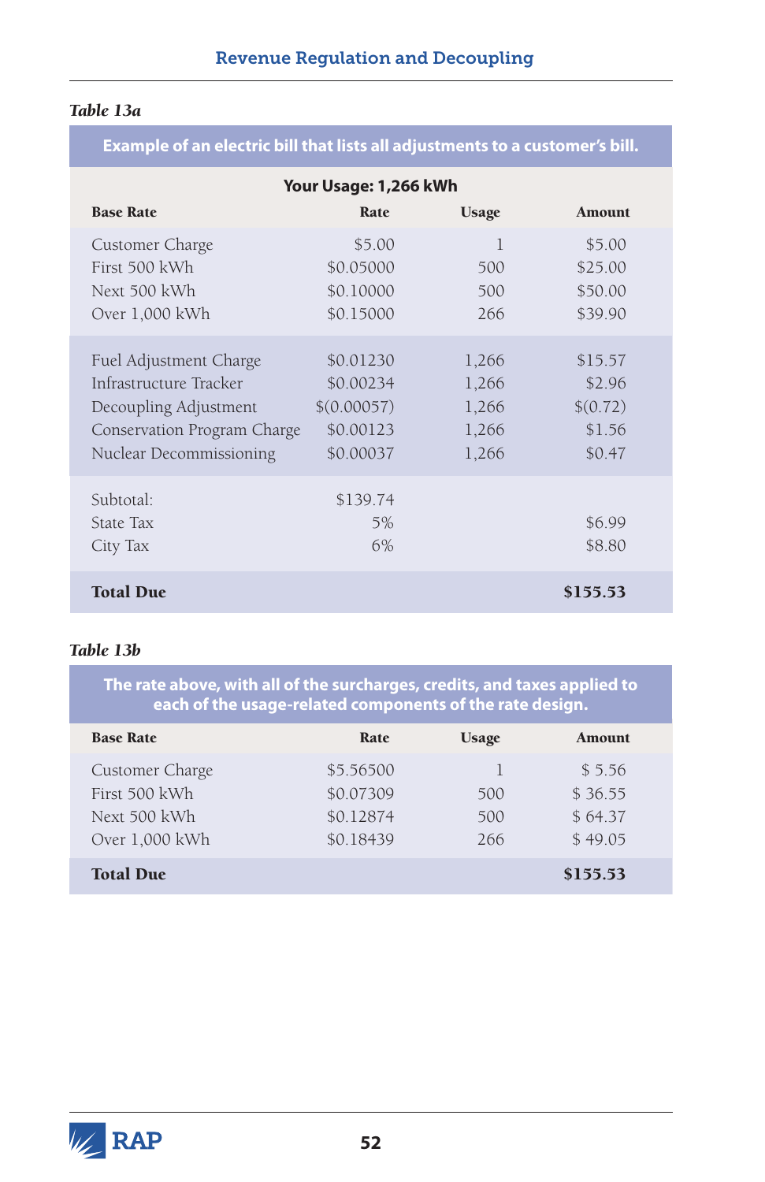*Table 13a*

| Example of an electric bill that lists all adjustments to a customer's bill. | | | |
|---|---|---|---|
| **Your Usage: 1,266 kWh** | | | |
| **Base Rate** | **Rate** | **Usage** | **Amount** |
| Customer Charge | $5.00 | 1 | $5.00 |
| First 500 kWh | $0.05000 | 500 | $25.00 |
| Next 500 kWh | $0.10000 | 500 | $50.00 |
| Over 1,000 kWh | $0.15000 | 266 | $39.90 |
| Fuel Adjustment Charge | $0.01230 | 1,266 | $15.57 |
| Infrastructure Tracker | $0.00234 | 1,266 | $2.96 |
| Decoupling Adjustment | $(0.00057) | 1,266 | $(0.72) |
| Conservation Program Charge | $0.00123 | 1,266 | $1.56 |
| Nuclear Decommissioning | $0.00037 | 1,266 | $0.47 |
| Subtotal: | $139.74 | | |
| State Tax | 5% | | $6.99 |
| City Tax | 6% | | $8.80 |
| **Total Due** | | | **$155.53** |

*Table 13b*

| The rate above, with all of the surcharges, credits, and taxes applied to each of the usage-related components of the rate design. | | | |
|---|---|---|---|
| **Base Rate** | **Rate** | **Usage** | **Amount** |
| Customer Charge | $5.56500 | 1 | $ 5.56 |
| First 500 kWh | $0.07309 | 500 | $ 36.55 |
| Next 500 kWh | $0.12874 | 500 | $ 64.37 |
| Over 1,000 kWh | $0.18439 | 266 | $ 49.05 |
| **Total Due** | | | **$155.53** |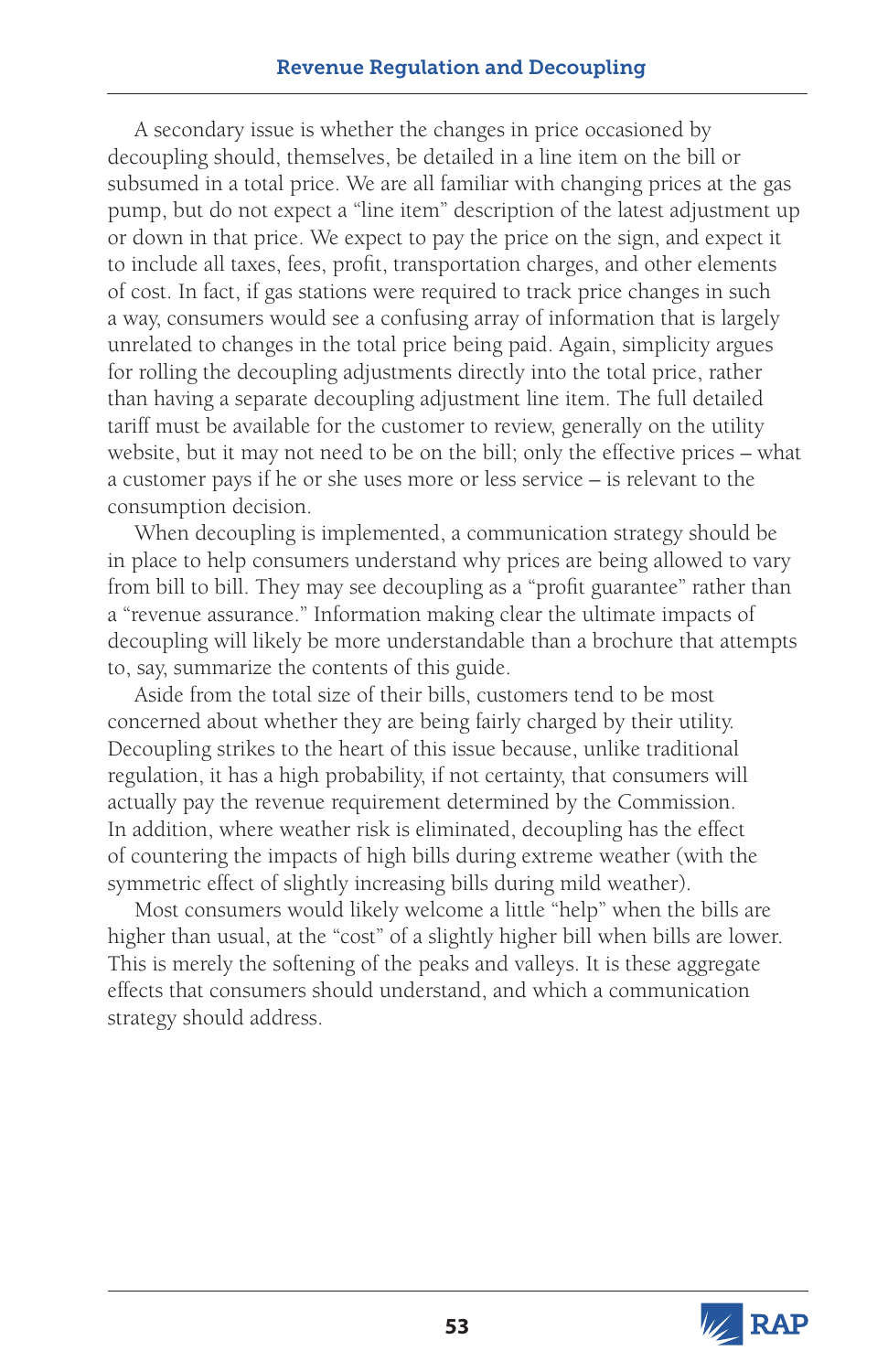A secondary issue is whether the changes in price occasioned by decoupling should, themselves, be detailed in a line item on the bill or subsumed in a total price. We are all familiar with changing prices at the gas pump, but do not expect a "line item" description of the latest adjustment up or down in that price. We expect to pay the price on the sign, and expect it to include all taxes, fees, profit, transportation charges, and other elements of cost. In fact, if gas stations were required to track price changes in such a way, consumers would see a confusing array of information that is largely unrelated to changes in the total price being paid. Again, simplicity argues for rolling the decoupling adjustments directly into the total price, rather than having a separate decoupling adjustment line item. The full detailed tariff must be available for the customer to review, generally on the utility website, but it may not need to be on the bill; only the effective prices – what a customer pays if he or she uses more or less service – is relevant to the consumption decision.

When decoupling is implemented, a communication strategy should be in place to help consumers understand why prices are being allowed to vary from bill to bill. They may see decoupling as a "profit guarantee" rather than a "revenue assurance." Information making clear the ultimate impacts of decoupling will likely be more understandable than a brochure that attempts to, say, summarize the contents of this guide.

Aside from the total size of their bills, customers tend to be most concerned about whether they are being fairly charged by their utility. Decoupling strikes to the heart of this issue because, unlike traditional regulation, it has a high probability, if not certainty, that consumers will actually pay the revenue requirement determined by the Commission. In addition, where weather risk is eliminated, decoupling has the effect of countering the impacts of high bills during extreme weather (with the symmetric effect of slightly increasing bills during mild weather).

Most consumers would likely welcome a little "help" when the bills are higher than usual, at the "cost" of a slightly higher bill when bills are lower. This is merely the softening of the peaks and valleys. It is these aggregate effects that consumers should understand, and which a communication strategy should address.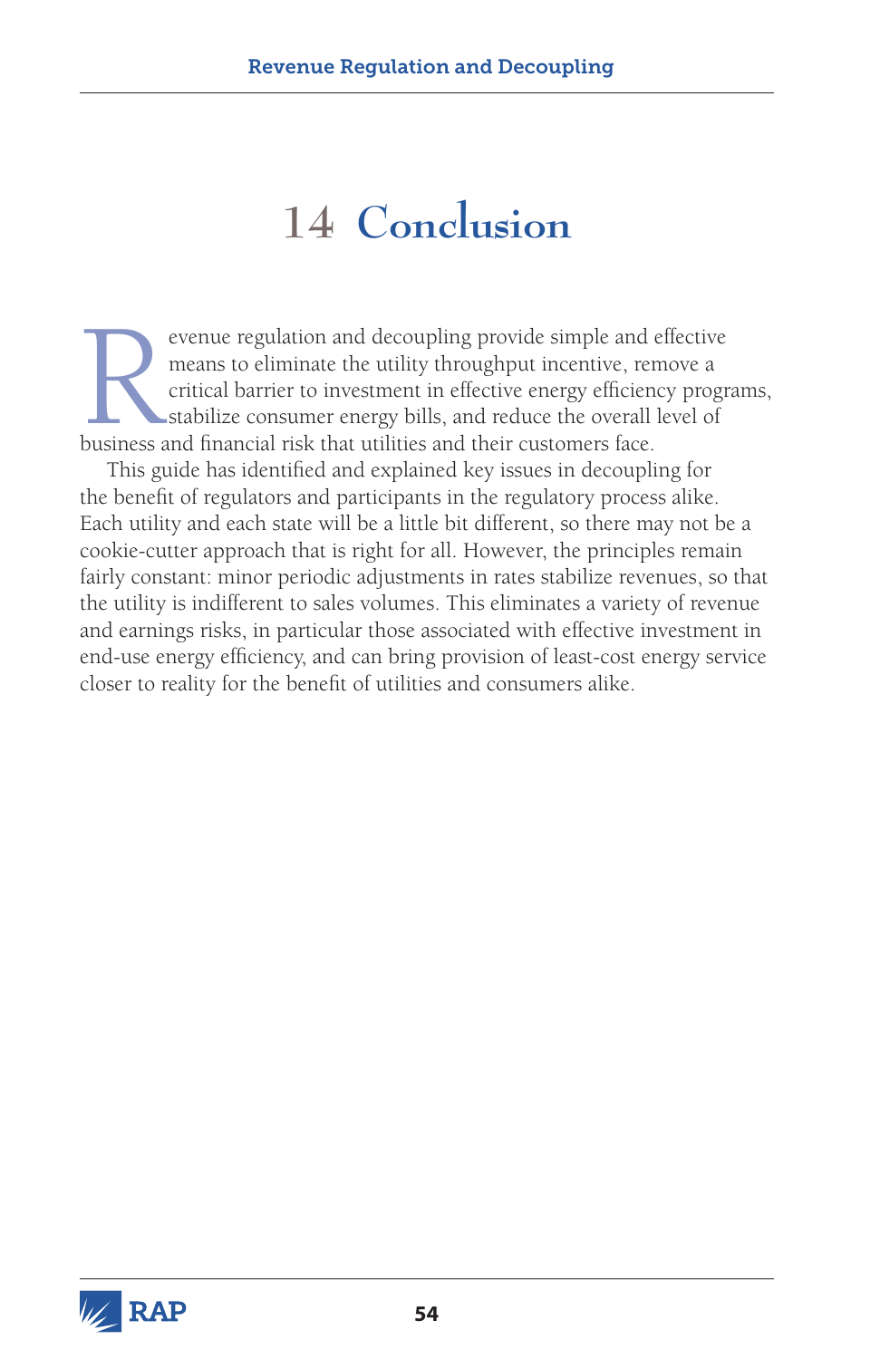# 14 Conclusion

Revenue regulation and decoupling provide simple and effective means to eliminate the utility throughput incentive, remove a critical barrier to investment in effective energy efficiency programs, stabilize consumer energy bills, and reduce the overall level of business and financial risk that utilities and their customers face.

This guide has identified and explained key issues in decoupling for the benefit of regulators and participants in the regulatory process alike. Each utility and each state will be a little bit different, so there may not be a cookie-cutter approach that is right for all. However, the principles remain fairly constant: minor periodic adjustments in rates stabilize revenues, so that the utility is indifferent to sales volumes. This eliminates a variety of revenue and earnings risks, in particular those associated with effective investment in end-use energy efficiency, and can bring provision of least-cost energy service closer to reality for the benefit of utilities and consumers alike.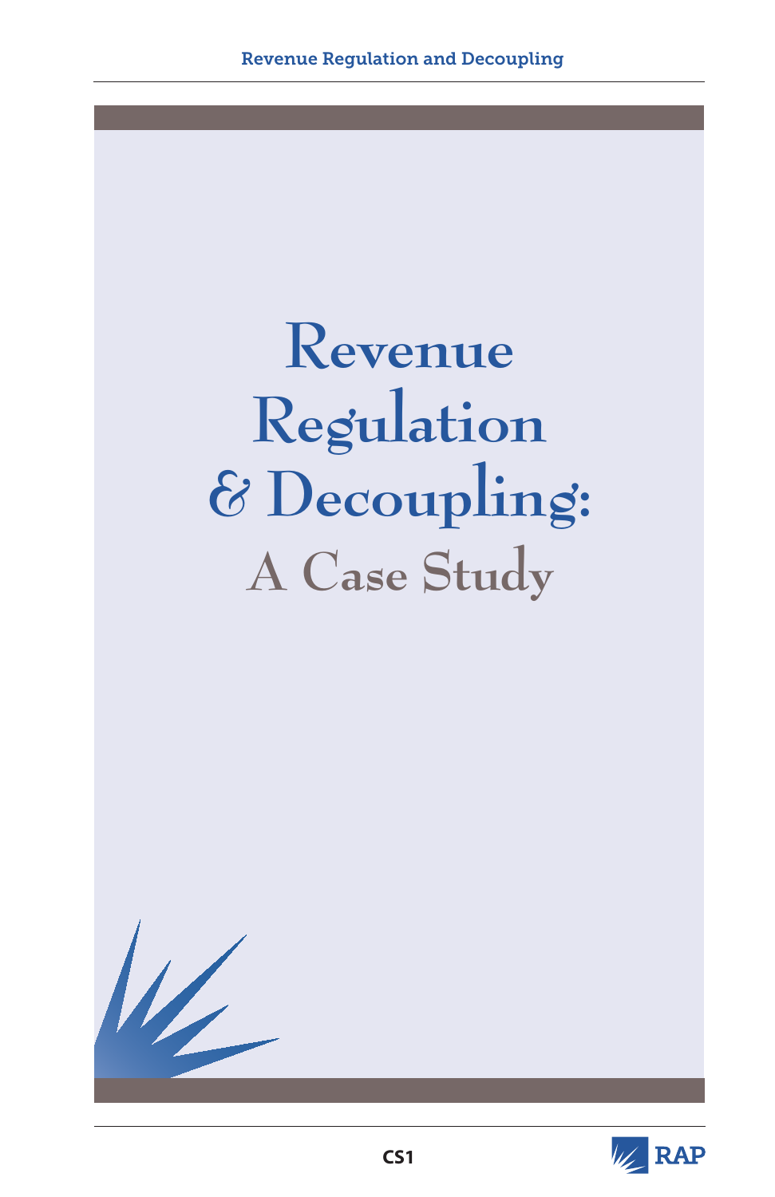# Revenue Regulation & Decoupling:

## A Case Study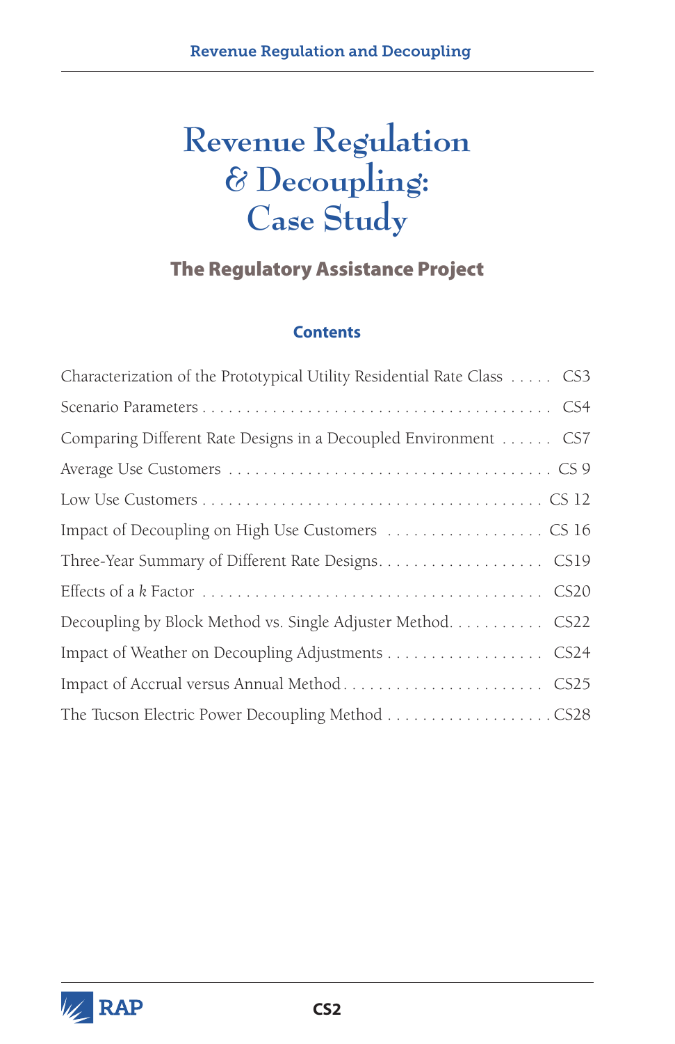# Revenue Regulation & Decoupling: Case Study

## The Regulatory Assistance Project

### Contents

Characterization of the Prototypical Utility Residential Rate Class . . . . . CS3

Scenario Parameters . . . . . . . . . . . . . . . . . . . . . . . . . . . . . . . . . . . . . . . . CS4

Comparing Different Rate Designs in a Decoupled Environment . . . . . . CS7

Average Use Customers . . . . . . . . . . . . . . . . . . . . . . . . . . . . . . . . . . . . CS 9

Low Use Customers . . . . . . . . . . . . . . . . . . . . . . . . . . . . . . . . . . . . . . . CS 12

Impact of Decoupling on High Use Customers . . . . . . . . . . . . . . . . . . CS 16

Three-Year Summary of Different Rate Designs. . . . . . . . . . . . . . . . . . . CS19

Effects of a *k* Factor . . . . . . . . . . . . . . . . . . . . . . . . . . . . . . . . . . . . . . CS20

Decoupling by Block Method vs. Single Adjuster Method. . . . . . . . . . . CS22

Impact of Weather on Decoupling Adjustments . . . . . . . . . . . . . . . . . . CS24

Impact of Accrual versus Annual Method . . . . . . . . . . . . . . . . . . . . . . . CS25

The Tucson Electric Power Decoupling Method . . . . . . . . . . . . . . . . . . . CS28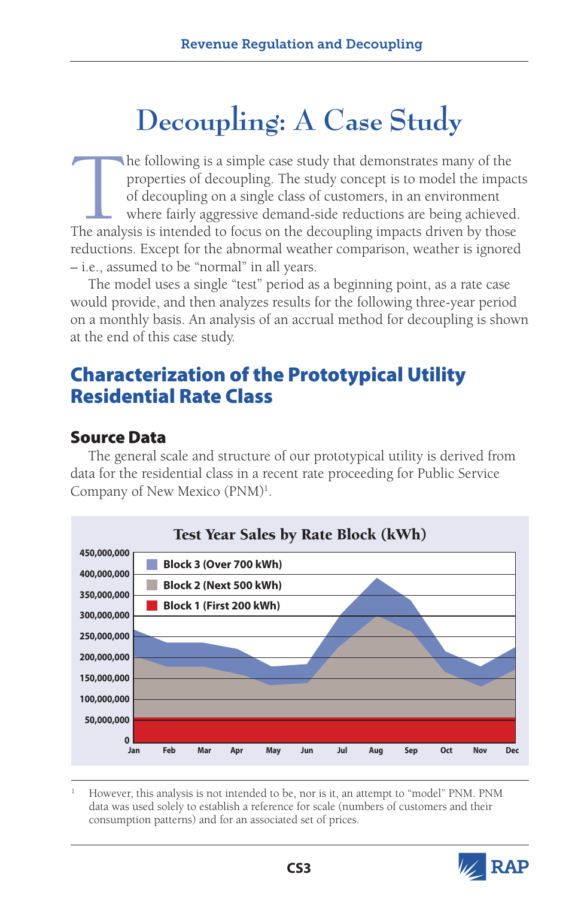# Decoupling: A Case Study

The following is a simple case study that demonstrates many of the properties of decoupling. The study concept is to model the impacts of decoupling on a single class of customers, in an environment where fairly aggressive demand-side reductions are being achieved. The analysis is intended to focus on the decoupling impacts driven by those reductions. Except for the abnormal weather comparison, weather is ignored – i.e., assumed to be "normal" in all years.

The model uses a single "test" period as a beginning point, as a rate case would provide, and then analyzes results for the following three-year period on a monthly basis. An analysis of an accrual method for decoupling is shown at the end of this case study.

## Characterization of the Prototypical Utility Residential Rate Class

### Source Data

The general scale and structure of our prototypical utility is derived from data for the residential class in a recent rate proceeding for Public Service Company of New Mexico (PNM)[1].

**Test Year Sales by Rate Block (kWh)**

Block 3 (Over 700 kWh)
Block 2 (Next 500 kWh)
Block 1 (First 200 kWh)

450,000,000
400,000,000
350,000,000
300,000,000
250,000,000
200,000,000
150,000,000
100,000,000
50,000,000
0

Jan Feb Mar Apr May Jun Jul Aug Sep Oct Nov Dec

[1] However, this analysis is not intended to be, nor is it, an attempt to "model" PNM. PNM data was used solely to establish a reference for scale (numbers of customers and their consumption patterns) and for an associated set of prices.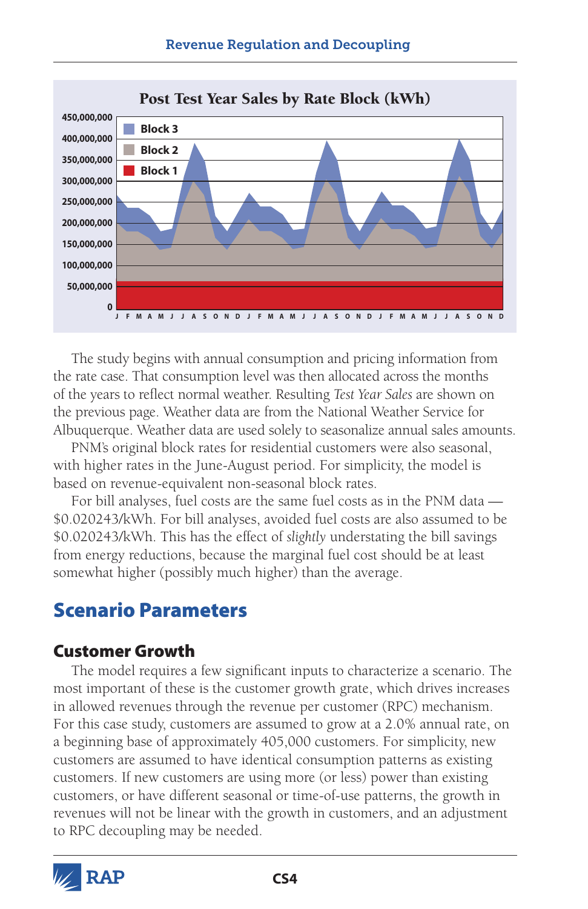**Post Test Year Sales by Rate Block (kWh)**

The study begins with annual consumption and pricing information from the rate case. That consumption level was then allocated across the months of the years to reflect normal weather. Resulting *Test Year Sales* are shown on the previous page. Weather data are from the National Weather Service for Albuquerque. Weather data are used solely to seasonalize annual sales amounts.

PNM's original block rates for residential customers were also seasonal, with higher rates in the June-August period. For simplicity, the model is based on revenue-equivalent non-seasonal block rates.

For bill analyses, fuel costs are the same fuel costs as in the PNM data — \$0.020243/kWh. For bill analyses, avoided fuel costs are also assumed to be \$0.020243/kWh. This has the effect of *slightly* understating the bill savings from energy reductions, because the marginal fuel cost should be at least somewhat higher (possibly much higher) than the average.

# Scenario Parameters

## Customer Growth

The model requires a few significant inputs to characterize a scenario. The most important of these is the customer growth grate, which drives increases in allowed revenues through the revenue per customer (RPC) mechanism. For this case study, customers are assumed to grow at a 2.0% annual rate, on a beginning base of approximately 405,000 customers. For simplicity, new customers are assumed to have identical consumption patterns as existing customers. If new customers are using more (or less) power than existing customers, or have different seasonal or time-of-use patterns, the growth in revenues will not be linear with the growth in customers, and an adjustment to RPC decoupling may be needed.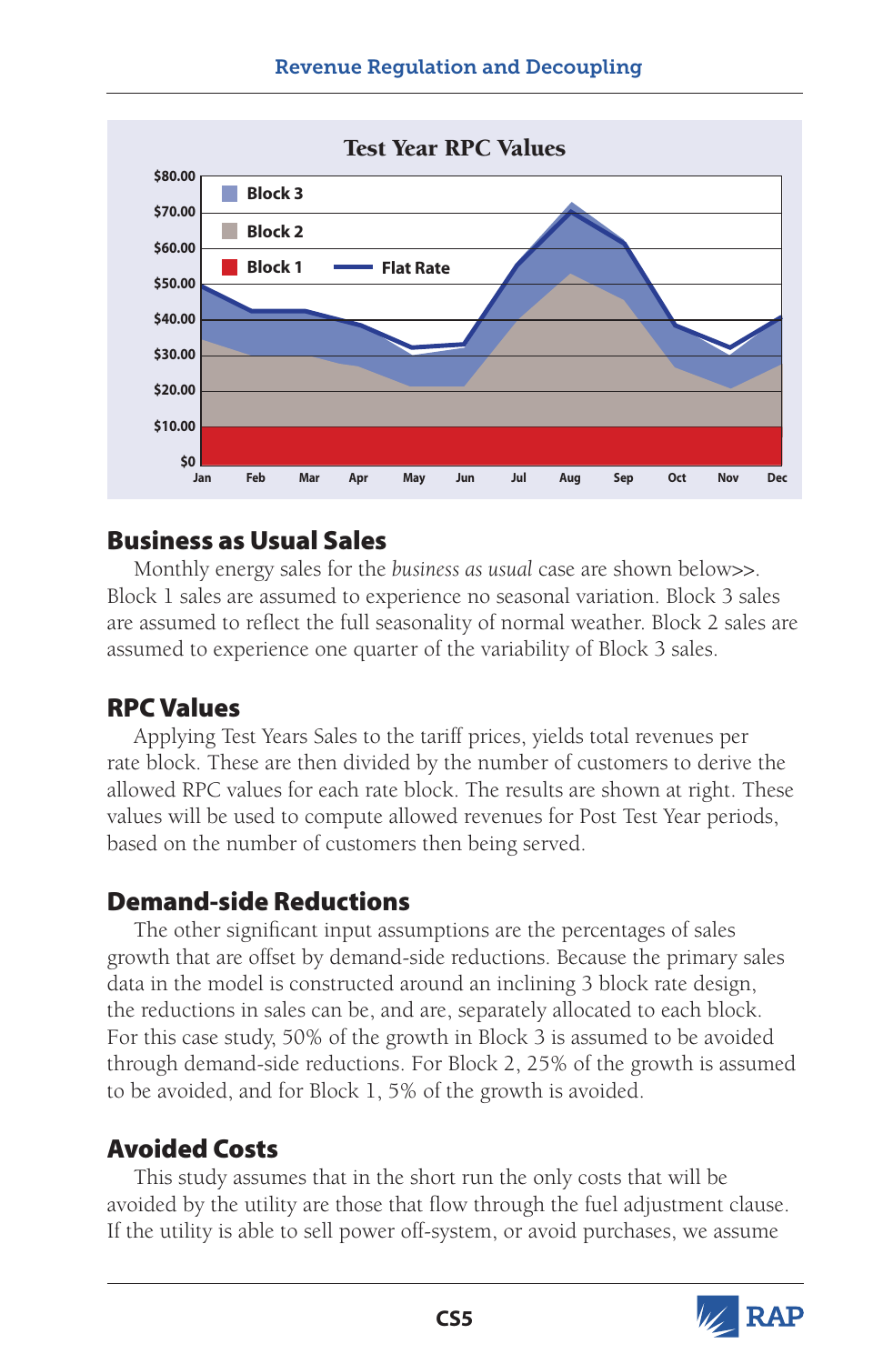**Test Year RPC Values**

## Business as Usual Sales

Monthly energy sales for the *business as usual* case are shown below>>. Block 1 sales are assumed to experience no seasonal variation. Block 3 sales are assumed to reflect the full seasonality of normal weather. Block 2 sales are assumed to experience one quarter of the variability of Block 3 sales.

## RPC Values

Applying Test Years Sales to the tariff prices, yields total revenues per rate block. These are then divided by the number of customers to derive the allowed RPC values for each rate block. The results are shown at right. These values will be used to compute allowed revenues for Post Test Year periods, based on the number of customers then being served.

## Demand-side Reductions

The other significant input assumptions are the percentages of sales growth that are offset by demand-side reductions. Because the primary sales data in the model is constructed around an inclining 3 block rate design, the reductions in sales can be, and are, separately allocated to each block. For this case study, 50% of the growth in Block 3 is assumed to be avoided through demand-side reductions. For Block 2, 25% of the growth is assumed to be avoided, and for Block 1, 5% of the growth is avoided.

## Avoided Costs

This study assumes that in the short run the only costs that will be avoided by the utility are those that flow through the fuel adjustment clause. If the utility is able to sell power off-system, or avoid purchases, we assume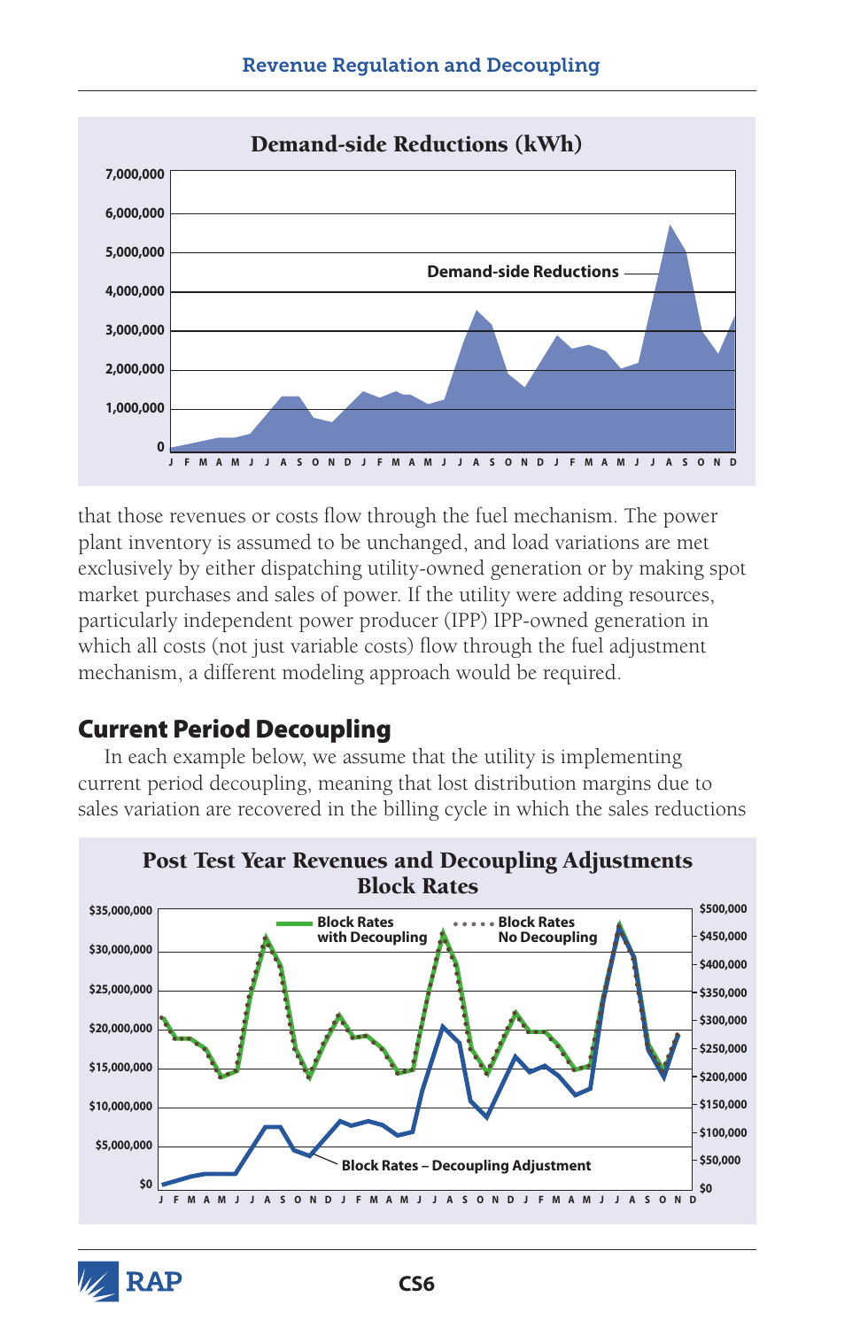**Demand-side Reductions (kWh)**

that those revenues or costs flow through the fuel mechanism. The power plant inventory is assumed to be unchanged, and load variations are met exclusively by either dispatching utility-owned generation or by making spot market purchases and sales of power. If the utility were adding resources, particularly independent power producer (IPP) IPP-owned generation in which all costs (not just variable costs) flow through the fuel adjustment mechanism, a different modeling approach would be required.

## Current Period Decoupling

In each example below, we assume that the utility is implementing current period decoupling, meaning that lost distribution margins due to sales variation are recovered in the billing cycle in which the sales reductions

**Post Test Year Revenues and Decoupling Adjustments Block Rates**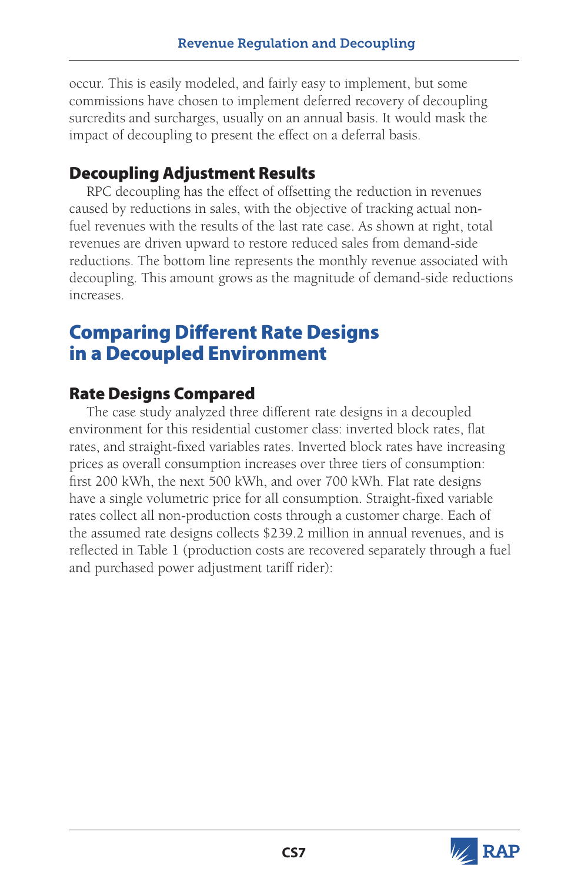occur. This is easily modeled, and fairly easy to implement, but some commissions have chosen to implement deferred recovery of decoupling surcredits and surcharges, usually on an annual basis. It would mask the impact of decoupling to present the effect on a deferral basis.

### Decoupling Adjustment Results

RPC decoupling has the effect of offsetting the reduction in revenues caused by reductions in sales, with the objective of tracking actual non-fuel revenues with the results of the last rate case. As shown at right, total revenues are driven upward to restore reduced sales from demand-side reductions. The bottom line represents the monthly revenue associated with decoupling. This amount grows as the magnitude of demand-side reductions increases.

## Comparing Different Rate Designs in a Decoupled Environment

### Rate Designs Compared

The case study analyzed three different rate designs in a decoupled environment for this residential customer class: inverted block rates, flat rates, and straight-fixed variables rates. Inverted block rates have increasing prices as overall consumption increases over three tiers of consumption: first 200 kWh, the next 500 kWh, and over 700 kWh. Flat rate designs have a single volumetric price for all consumption. Straight-fixed variable rates collect all non-production costs through a customer charge. Each of the assumed rate designs collects $239.2 million in annual revenues, and is reflected in Table 1 (production costs are recovered separately through a fuel and purchased power adjustment tariff rider):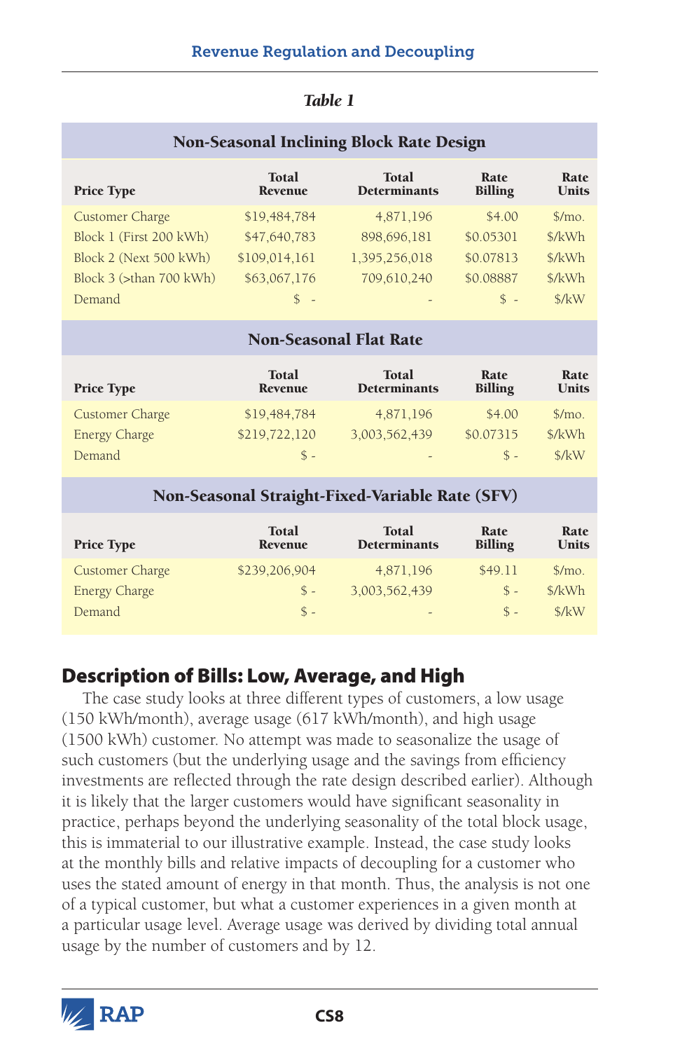*Table 1*

**Non-Seasonal Inclining Block Rate Design**

| Price Type | Total Revenue | Total Determinants | Rate Billing | Rate Units |
|---|---|---|---|---|
| Customer Charge | $19,484,784 | 4,871,196 | $4.00 | $/mo. |
| Block 1 (First 200 kWh) | $47,640,783 | 898,696,181 | $0.05301 | $/kWh |
| Block 2 (Next 500 kWh) | $109,014,161 | 1,395,256,018 | $0.07813 | $/kWh |
| Block 3 (>than 700 kWh) | $63,067,176 | 709,610,240 | $0.08887 | $/kWh |
| Demand | $ - | - | $ - | $/kW |

**Non-Seasonal Flat Rate**

| Price Type | Total Revenue | Total Determinants | Rate Billing | Rate Units |
|---|---|---|---|---|
| Customer Charge | $19,484,784 | 4,871,196 | $4.00 | $/mo. |
| Energy Charge | $219,722,120 | 3,003,562,439 | $0.07315 | $/kWh |
| Demand | $ - | - | $ - | $/kW |

**Non-Seasonal Straight-Fixed-Variable Rate (SFV)**

| Price Type | Total Revenue | Total Determinants | Rate Billing | Rate Units |
|---|---|---|---|---|
| Customer Charge | $239,206,904 | 4,871,196 | $49.11 | $/mo. |
| Energy Charge | $ - | 3,003,562,439 | $ - | $/kWh |
| Demand | $ - | - | $ - | $/kW |

## Description of Bills: Low, Average, and High

The case study looks at three different types of customers, a low usage (150 kWh/month), average usage (617 kWh/month), and high usage (1500 kWh) customer. No attempt was made to seasonalize the usage of such customers (but the underlying usage and the savings from efficiency investments are reflected through the rate design described earlier). Although it is likely that the larger customers would have significant seasonality in practice, perhaps beyond the underlying seasonality of the total block usage, this is immaterial to our illustrative example. Instead, the case study looks at the monthly bills and relative impacts of decoupling for a customer who uses the stated amount of energy in that month. Thus, the analysis is not one of a typical customer, but what a customer experiences in a given month at a particular usage level. Average usage was derived by dividing total annual usage by the number of customers and by 12.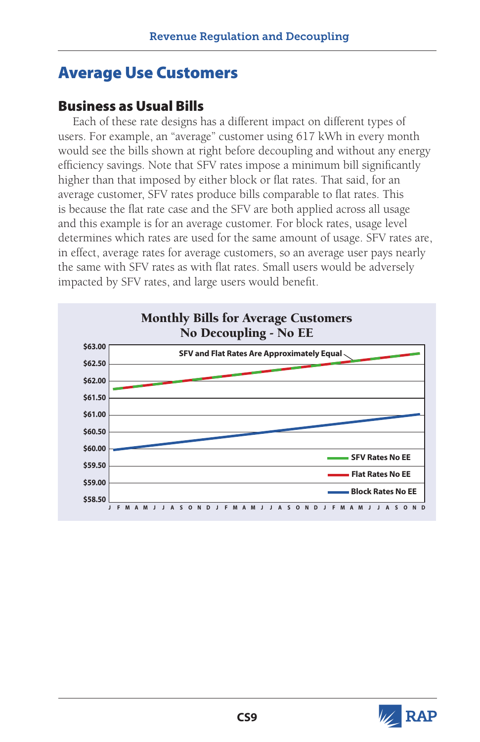# Average Use Customers

## Business as Usual Bills

Each of these rate designs has a different impact on different types of users. For example, an "average" customer using 617 kWh in every month would see the bills shown at right before decoupling and without any energy efficiency savings. Note that SFV rates impose a minimum bill significantly higher than that imposed by either block or flat rates. That said, for an average customer, SFV rates produce bills comparable to flat rates. This is because the flat rate case and the SFV are both applied across all usage and this example is for an average customer. For block rates, usage level determines which rates are used for the same amount of usage. SFV rates are, in effect, average rates for average customers, so an average user pays nearly the same with SFV rates as with flat rates. Small users would be adversely impacted by SFV rates, and large users would benefit.

**Monthly Bills for Average Customers**
**No Decoupling - No EE**

SFV and Flat Rates Are Approximately Equal

- SFV Rates No EE
- Flat Rates No EE
- Block Rates No EE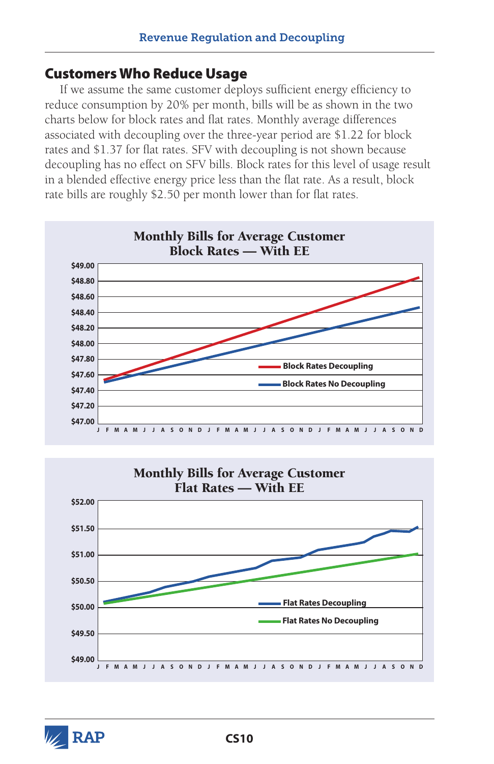## Customers Who Reduce Usage

If we assume the same customer deploys sufficient energy efficiency to reduce consumption by 20% per month, bills will be as shown in the two charts below for block rates and flat rates. Monthly average differences associated with decoupling over the three-year period are $1.22 for block rates and $1.37 for flat rates. SFV with decoupling is not shown because decoupling has no effect on SFV bills. Block rates for this level of usage result in a blended effective energy price less than the flat rate. As a result, block rate bills are roughly $2.50 per month lower than for flat rates.

**Monthly Bills for Average Customer Block Rates — With EE**

**Monthly Bills for Average Customer Flat Rates — With EE**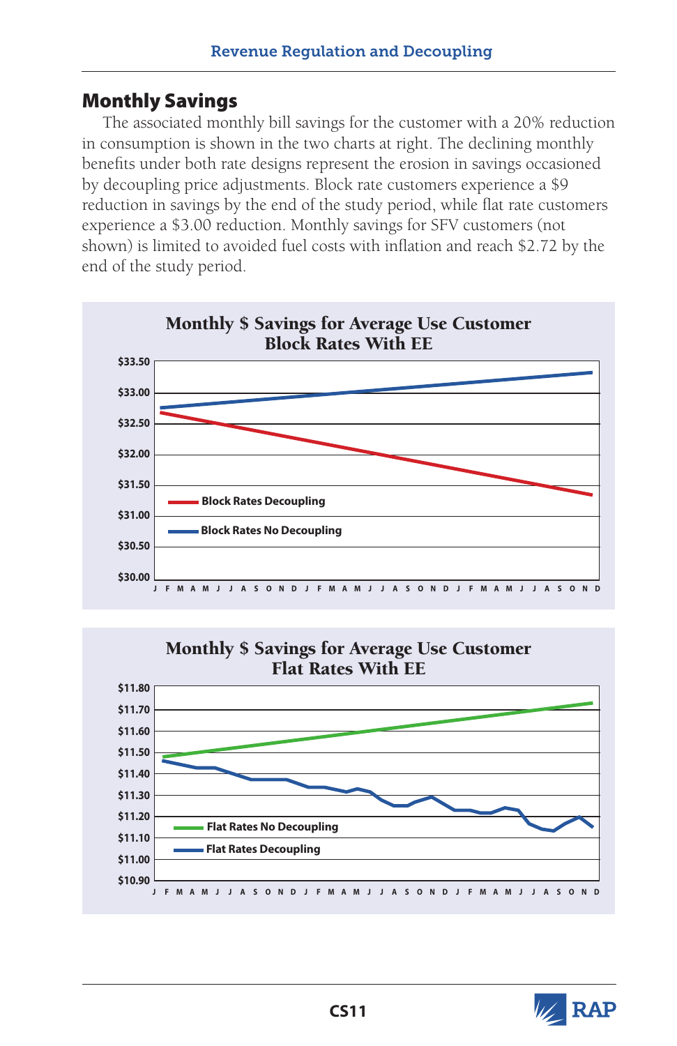## Monthly Savings

The associated monthly bill savings for the customer with a 20% reduction in consumption is shown in the two charts at right. The declining monthly benefits under both rate designs represent the erosion in savings occasioned by decoupling price adjustments. Block rate customers experience a $9 reduction in savings by the end of the study period, while flat rate customers experience a $3.00 reduction. Monthly savings for SFV customers (not shown) is limited to avoided fuel costs with inflation and reach $2.72 by the end of the study period.

**Monthly $ Savings for Average Use Customer**
**Block Rates With EE**

(Chart: y-axis $30.00 to $33.50; x-axis months J F M A M J J A S O N D repeated for three years; series: Block Rates Decoupling, Block Rates No Decoupling)

**Monthly $ Savings for Average Use Customer**
**Flat Rates With EE**

(Chart: y-axis $10.90 to $11.80; x-axis months J F M A M J J A S O N D repeated for three years; series: Flat Rates No Decoupling, Flat Rates Decoupling)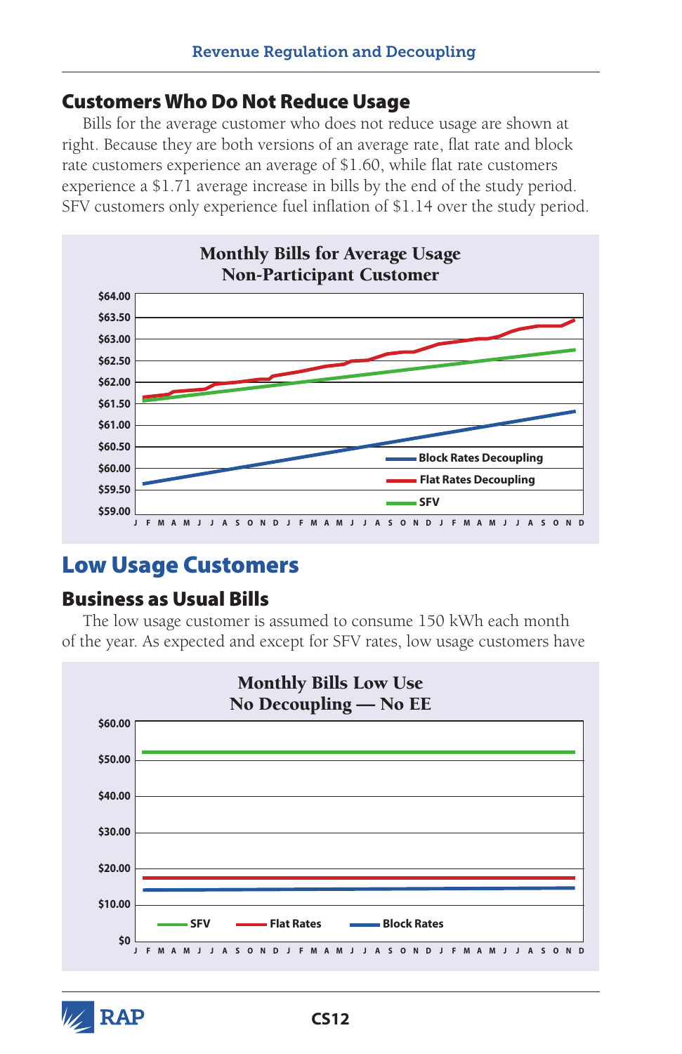## Customers Who Do Not Reduce Usage

Bills for the average customer who does not reduce usage are shown at right. Because they are both versions of an average rate, flat rate and block rate customers experience an average of $1.60, while flat rate customers experience a $1.71 average increase in bills by the end of the study period. SFV customers only experience fuel inflation of $1.14 over the study period.

**Monthly Bills for Average Usage**
**Non-Participant Customer**

$64.00
$63.50
$63.00
$62.50
$62.00
$61.50
$61.00
$60.50
$60.00
$59.50
$59.00

J F M A M J J A S O N D J F M A M J J A S O N D J F M A M J J A S O N D

Block Rates Decoupling
Flat Rates Decoupling
SFV

# Low Usage Customers

## Business as Usual Bills

The low usage customer is assumed to consume 150 kWh each month of the year. As expected and except for SFV rates, low usage customers have

**Monthly Bills Low Use**
**No Decoupling — No EE**

$60.00
$50.00
$40.00
$30.00
$20.00
$10.00
$0

J F M A M J J A S O N D J F M A M J J A S O N D J F M A M J J A S O N D

SFV Flat Rates Block Rates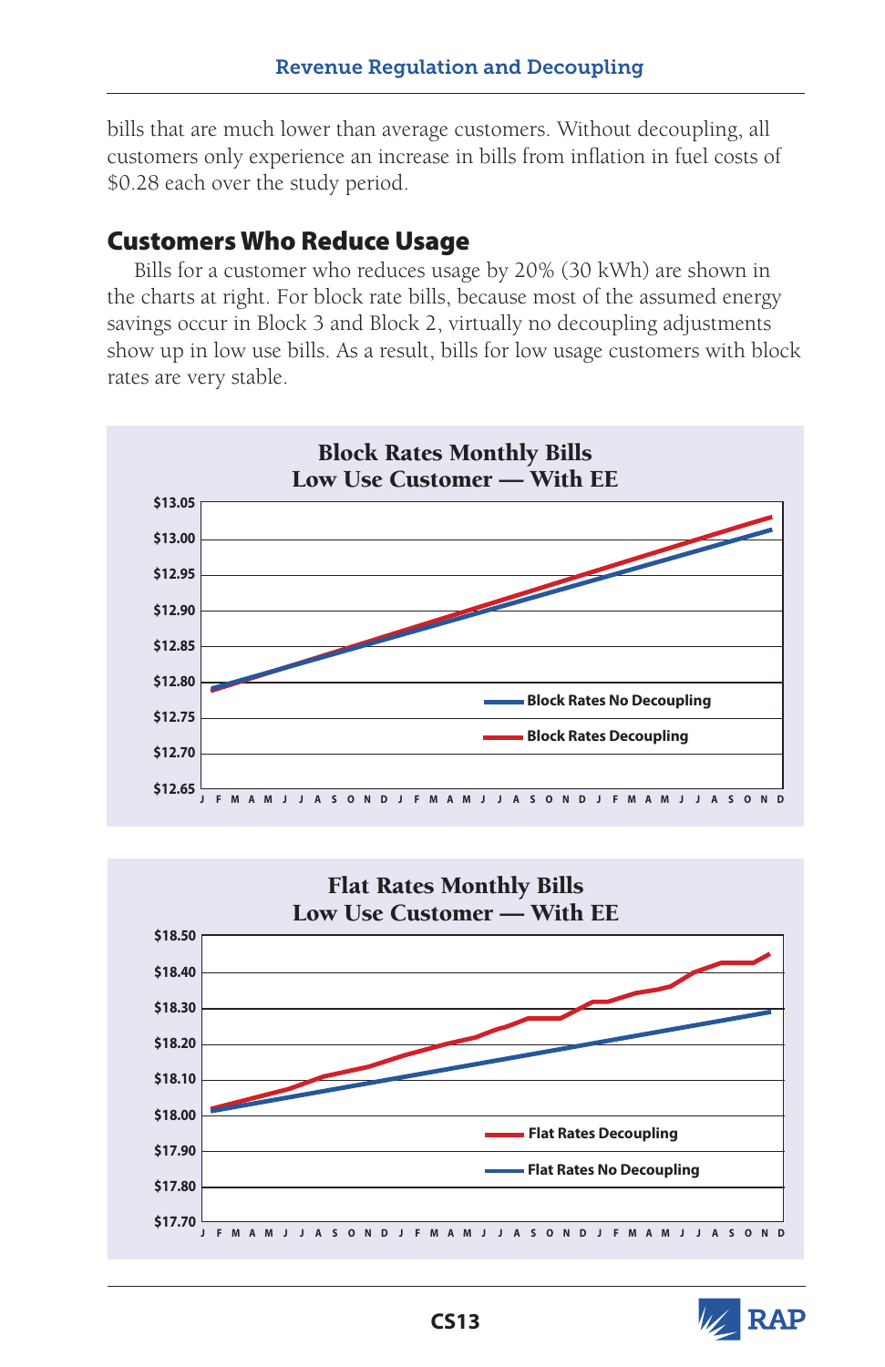bills that are much lower than average customers. Without decoupling, all customers only experience an increase in bills from inflation in fuel costs of $0.28 each over the study period.

## Customers Who Reduce Usage

Bills for a customer who reduces usage by 20% (30 kWh) are shown in the charts at right. For block rate bills, because most of the assumed energy savings occur in Block 3 and Block 2, virtually no decoupling adjustments show up in low use bills. As a result, bills for low usage customers with block rates are very stable.

**Block Rates Monthly Bills**
**Low Use Customer — With EE**

**Flat Rates Monthly Bills**
**Low Use Customer — With EE**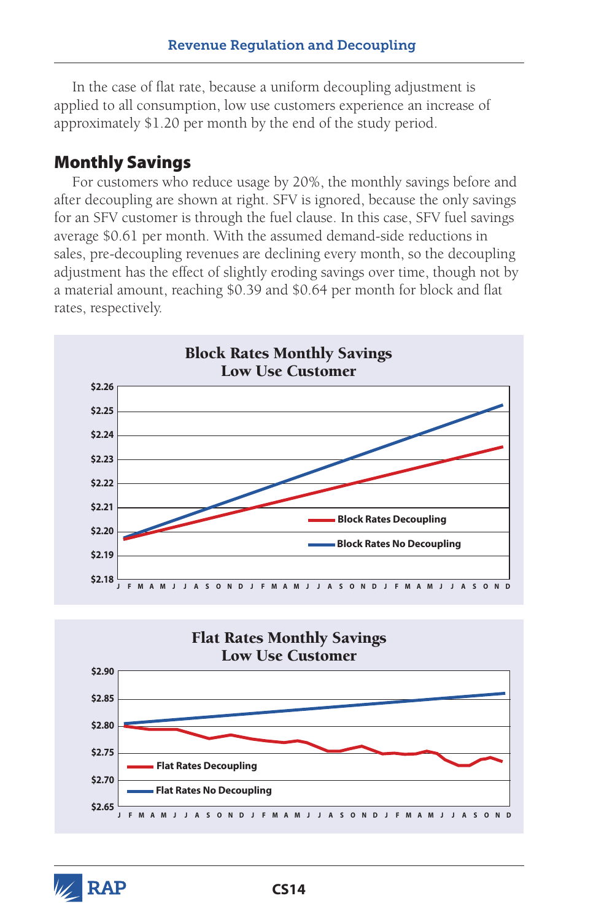In the case of flat rate, because a uniform decoupling adjustment is applied to all consumption, low use customers experience an increase of approximately $1.20 per month by the end of the study period.

## Monthly Savings

For customers who reduce usage by 20%, the monthly savings before and after decoupling are shown at right. SFV is ignored, because the only savings for an SFV customer is through the fuel clause. In this case, SFV fuel savings average $0.61 per month. With the assumed demand-side reductions in sales, pre-decoupling revenues are declining every month, so the decoupling adjustment has the effect of slightly eroding savings over time, though not by a material amount, reaching $0.39 and $0.64 per month for block and flat rates, respectively.

**Block Rates Monthly Savings**
**Low Use Customer**

**Flat Rates Monthly Savings**
**Low Use Customer**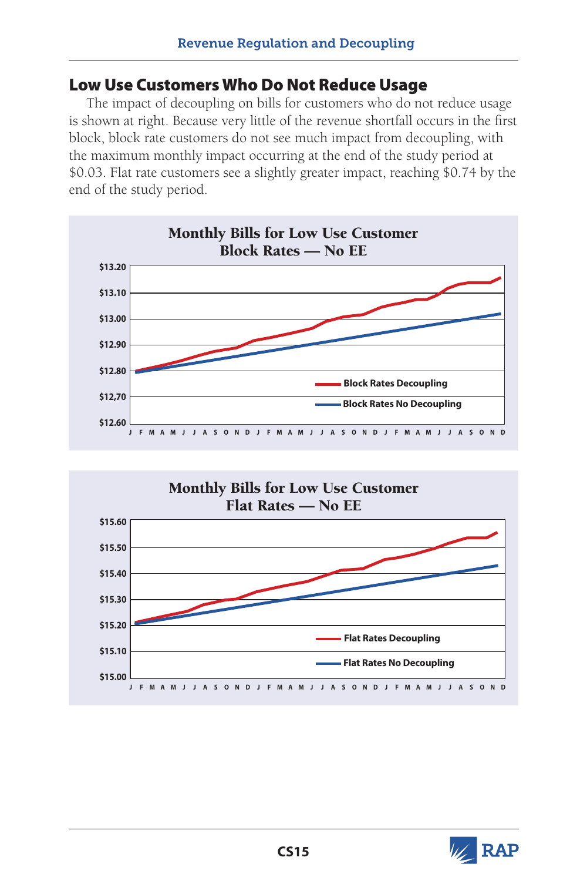## Low Use Customers Who Do Not Reduce Usage

The impact of decoupling on bills for customers who do not reduce usage is shown at right. Because very little of the revenue shortfall occurs in the first block, block rate customers do not see much impact from decoupling, with the maximum monthly impact occurring at the end of the study period at $0.03. Flat rate customers see a slightly greater impact, reaching $0.74 by the end of the study period.

**Monthly Bills for Low Use Customer**
**Block Rates — No EE**

Y-axis: $12.60 to $13.20 (labeled $12.60, $12,70, $12.80, $12.90, $13.00, $13.10, $13.20)

X-axis: J F M A M J J A S O N D J F M A M J J A S O N D J F M A M J J A S O N D

Legend: Block Rates Decoupling; Block Rates No Decoupling

**Monthly Bills for Low Use Customer**
**Flat Rates — No EE**

Y-axis: $15.00 to $15.60 (labeled $15.00, $15.10, $15.20, $15.30, $15.40, $15.50, $15.60)

X-axis: J F M A M J J A S O N D J F M A M J J A S O N D J F M A M J J A S O N D

Legend: Flat Rates Decoupling; Flat Rates No Decoupling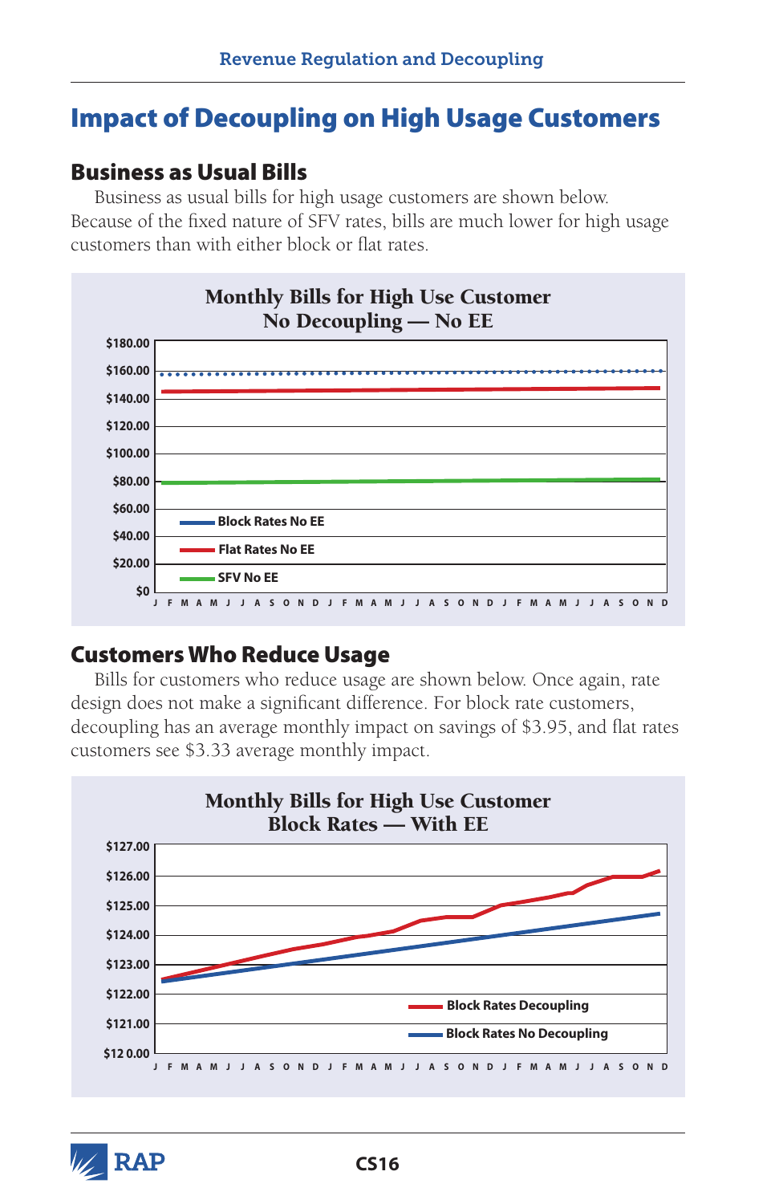# Impact of Decoupling on High Usage Customers

## Business as Usual Bills

Business as usual bills for high usage customers are shown below. Because of the fixed nature of SFV rates, bills are much lower for high usage customers than with either block or flat rates.

**Monthly Bills for High Use Customer**
**No Decoupling — No EE**

$180.00
$160.00
$140.00
$120.00
$100.00
$80.00
$60.00
$40.00
$20.00
$0

Block Rates No EE
Flat Rates No EE
SFV No EE

J F M A M J J A S O N D J F M A M J J A S O N D J F M A M J J A S O N D

## Customers Who Reduce Usage

Bills for customers who reduce usage are shown below. Once again, rate design does not make a significant difference. For block rate customers, decoupling has an average monthly impact on savings of $3.95, and flat rates customers see $3.33 average monthly impact.

**Monthly Bills for High Use Customer**
**Block Rates — With EE**

$127.00
$126.00
$125.00
$124.00
$123.00
$122.00
$121.00
$120.00

Block Rates Decoupling
Block Rates No Decoupling

J F M A M J J A S O N D J F M A M J J A S O N D J F M A M J J A S O N D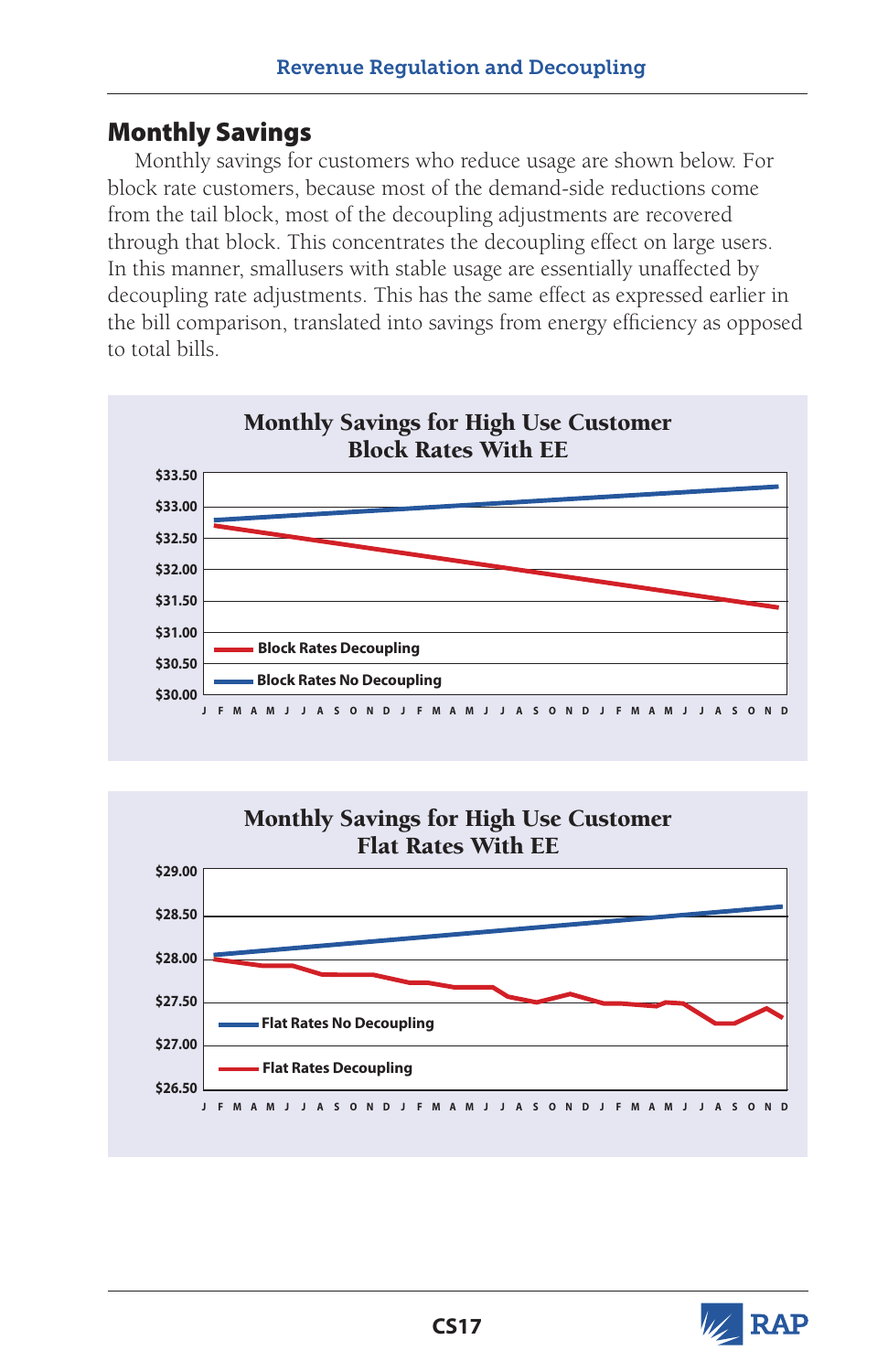## Monthly Savings

Monthly savings for customers who reduce usage are shown below. For block rate customers, because most of the demand-side reductions come from the tail block, most of the decoupling adjustments are recovered through that block. This concentrates the decoupling effect on large users. In this manner, smallusers with stable usage are essentially unaffected by decoupling rate adjustments. This has the same effect as expressed earlier in the bill comparison, translated into savings from energy efficiency as opposed to total bills.

**Monthly Savings for High Use Customer Block Rates With EE**

- Block Rates Decoupling
- Block Rates No Decoupling

**Monthly Savings for High Use Customer Flat Rates With EE**

- Flat Rates No Decoupling
- Flat Rates Decoupling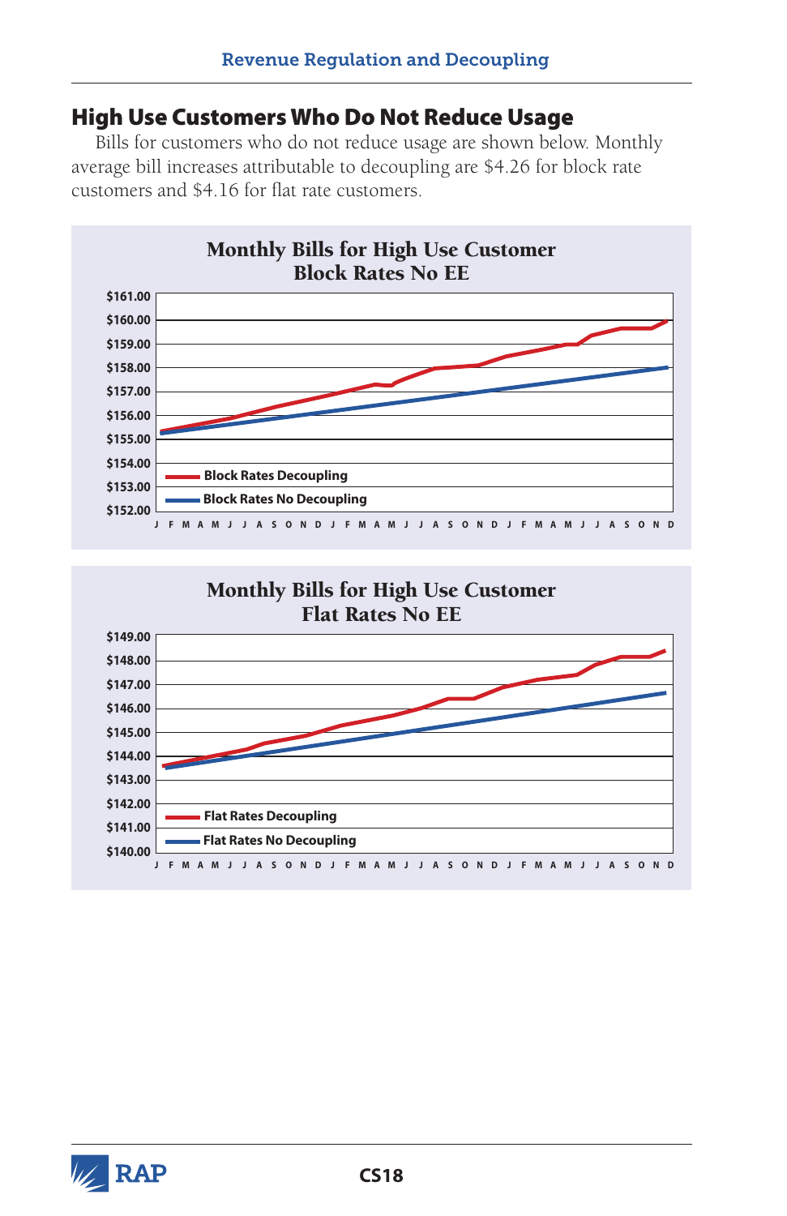## High Use Customers Who Do Not Reduce Usage

Bills for customers who do not reduce usage are shown below. Monthly average bill increases attributable to decoupling are $4.26 for block rate customers and $4.16 for flat rate customers.

**Monthly Bills for High Use Customer
Block Rates No EE**

$161.00
$160.00
$159.00
$158.00
$157.00
$156.00
$155.00
$154.00
$153.00
$152.00

Block Rates Decoupling
Block Rates No Decoupling

J F M A M J J A S O N D J F M A M J J A S O N D J F M A M J J A S O N D

**Monthly Bills for High Use Customer
Flat Rates No EE**

$149.00
$148.00
$147.00
$146.00
$145.00
$144.00
$143.00
$142.00
$141.00
$140.00

Flat Rates Decoupling
Flat Rates No Decoupling

J F M A M J J A S O N D J F M A M J J A S O N D J F M A M J J A S O N D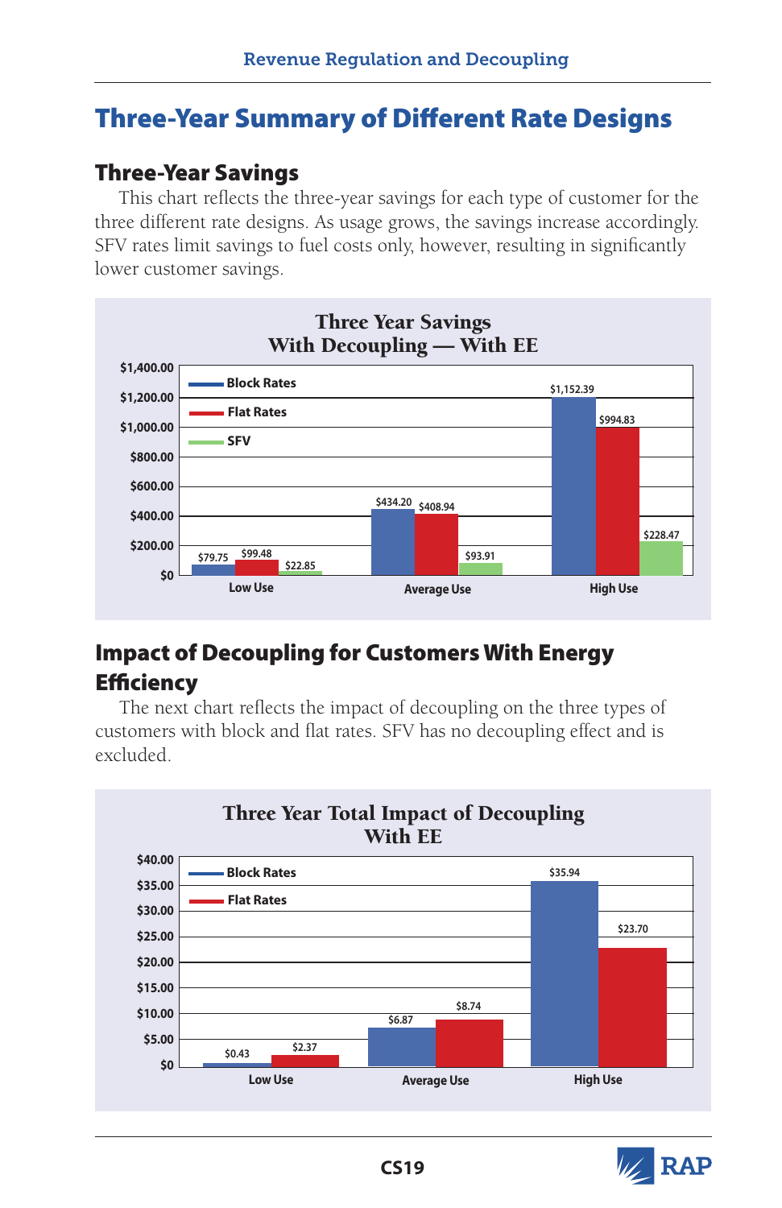# Three-Year Summary of Different Rate Designs

## Three-Year Savings

This chart reflects the three-year savings for each type of customer for the three different rate designs. As usage grows, the savings increase accordingly. SFV rates limit savings to fuel costs only, however, resulting in significantly lower customer savings.

**Three Year Savings With Decoupling — With EE**

| | Block Rates | Flat Rates | SFV |
|---|---|---|---|
| Low Use | $79.75 | $99.48 | $22.85 |
| Average Use | $434.20 | $408.94 | $93.91 |
| High Use | $1,152.39 | $994.83 | $228.47 |

## Impact of Decoupling for Customers With Energy Efficiency

The next chart reflects the impact of decoupling on the three types of customers with block and flat rates. SFV has no decoupling effect and is excluded.

**Three Year Total Impact of Decoupling With EE**

| | Block Rates | Flat Rates |
|---|---|---|
| Low Use | $0.43 | $2.37 |
| Average Use | $6.87 | $8.74 |
| High Use | $35.94 | $23.70 |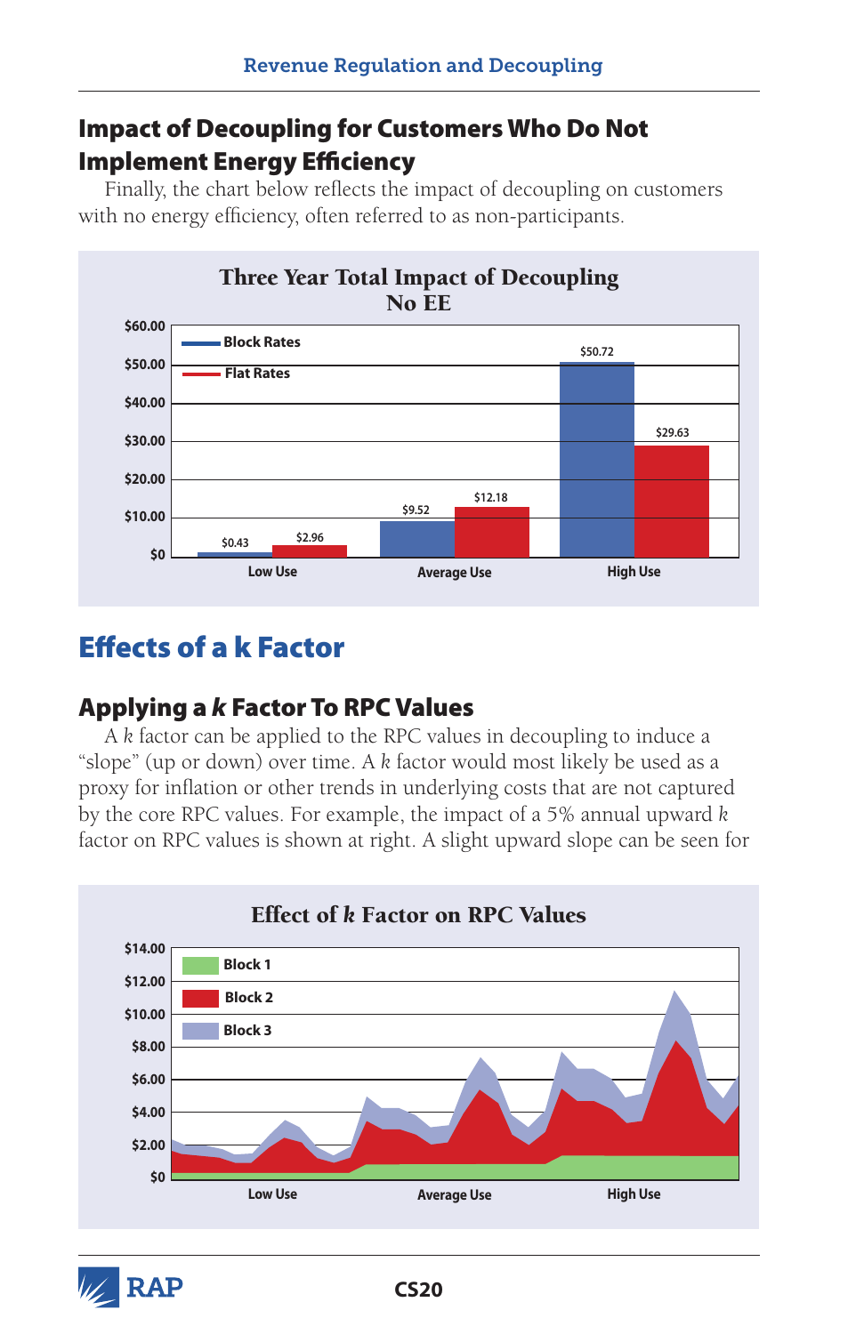## Impact of Decoupling for Customers Who Do Not Implement Energy Efficiency

Finally, the chart below reflects the impact of decoupling on customers with no energy efficiency, often referred to as non-participants.

**Three Year Total Impact of Decoupling**
**No EE**

| | Block Rates | Flat Rates |
|---|---|---|
| Low Use | $0.43 | $2.96 |
| Average Use | $9.52 | $12.18 |
| High Use | $50.72 | $29.63 |

# Effects of a k Factor

## Applying a *k* Factor To RPC Values

A *k* factor can be applied to the RPC values in decoupling to induce a "slope" (up or down) over time. A *k* factor would most likely be used as a proxy for inflation or other trends in underlying costs that are not captured by the core RPC values. For example, the impact of a 5% annual upward *k* factor on RPC values is shown at right. A slight upward slope can be seen for

**Effect of *k* Factor on RPC Values**

Legend: Block 1, Block 2, Block 3

Y-axis: $0, $2.00, $4.00, $6.00, $8.00, $10.00, $12.00, $14.00

X-axis: Low Use, Average Use, High Use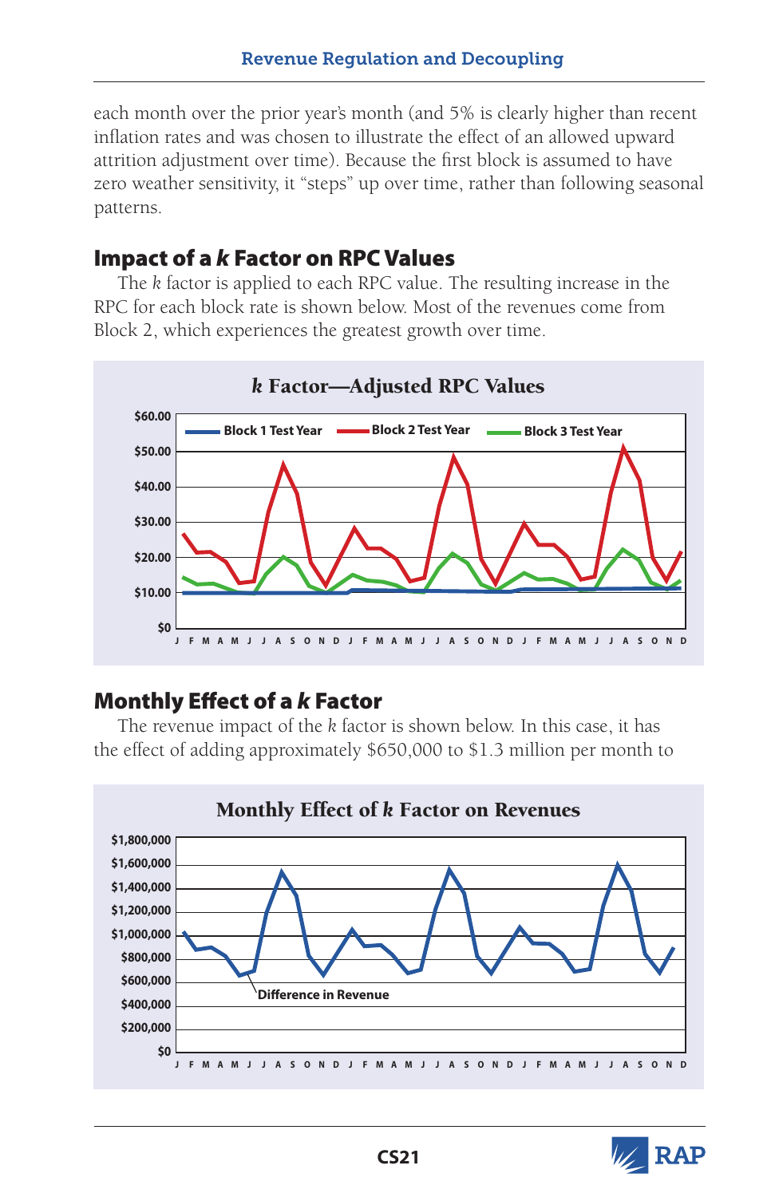each month over the prior year's month (and 5% is clearly higher than recent inflation rates and was chosen to illustrate the effect of an allowed upward attrition adjustment over time). Because the first block is assumed to have zero weather sensitivity, it "steps" up over time, rather than following seasonal patterns.

## Impact of a *k* Factor on RPC Values

The *k* factor is applied to each RPC value. The resulting increase in the RPC for each block rate is shown below. Most of the revenues come from Block 2, which experiences the greatest growth over time.

**k Factor—Adjusted RPC Values**

## Monthly Effect of a *k* Factor

The revenue impact of the *k* factor is shown below. In this case, it has the effect of adding approximately $650,000 to $1.3 million per month to

**Monthly Effect of k Factor on Revenues**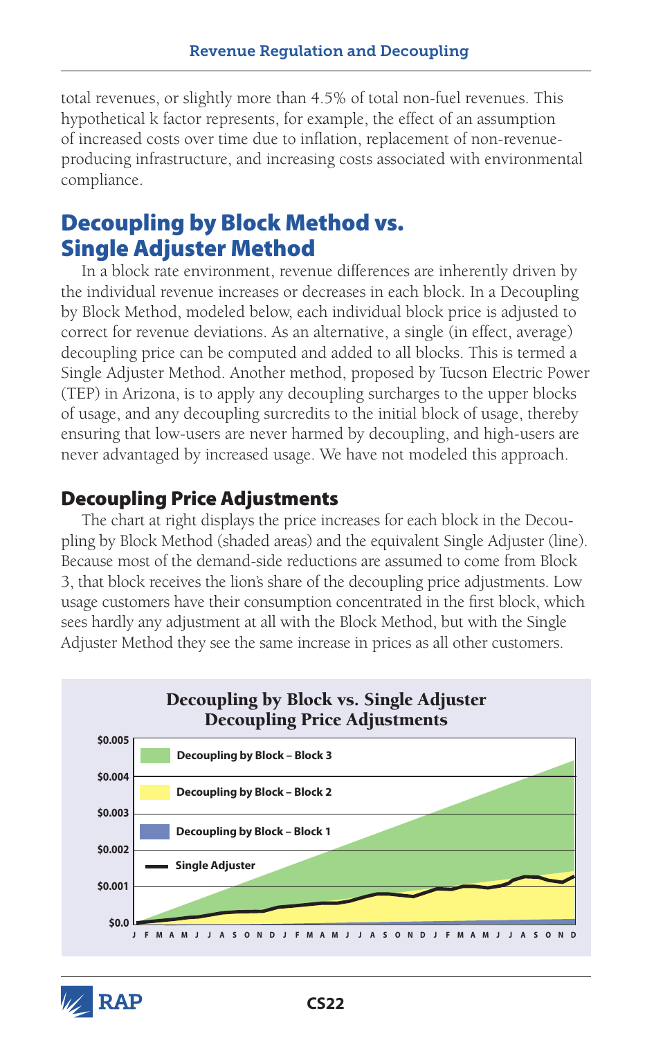total revenues, or slightly more than 4.5% of total non-fuel revenues. This hypothetical k factor represents, for example, the effect of an assumption of increased costs over time due to inflation, replacement of non-revenue-producing infrastructure, and increasing costs associated with environmental compliance.

## Decoupling by Block Method vs. Single Adjuster Method

In a block rate environment, revenue differences are inherently driven by the individual revenue increases or decreases in each block. In a Decoupling by Block Method, modeled below, each individual block price is adjusted to correct for revenue deviations. As an alternative, a single (in effect, average) decoupling price can be computed and added to all blocks. This is termed a Single Adjuster Method. Another method, proposed by Tucson Electric Power (TEP) in Arizona, is to apply any decoupling surcharges to the upper blocks of usage, and any decoupling surcredits to the initial block of usage, thereby ensuring that low-users are never harmed by decoupling, and high-users are never advantaged by increased usage. We have not modeled this approach.

### Decoupling Price Adjustments

The chart at right displays the price increases for each block in the Decoupling by Block Method (shaded areas) and the equivalent Single Adjuster (line). Because most of the demand-side reductions are assumed to come from Block 3, that block receives the lion's share of the decoupling price adjustments. Low usage customers have their consumption concentrated in the first block, which sees hardly any adjustment at all with the Block Method, but with the Single Adjuster Method they see the same increase in prices as all other customers.

**Decoupling by Block vs. Single Adjuster Decoupling Price Adjustments**

(Chart legend: Decoupling by Block – Block 3; Decoupling by Block – Block 2; Decoupling by Block – Block 1; Single Adjuster. Y-axis: $0.0 to $0.005. X-axis: J F M A M J J A S O N D J F M A M J J A S O N D J F M A M J J A S O N D)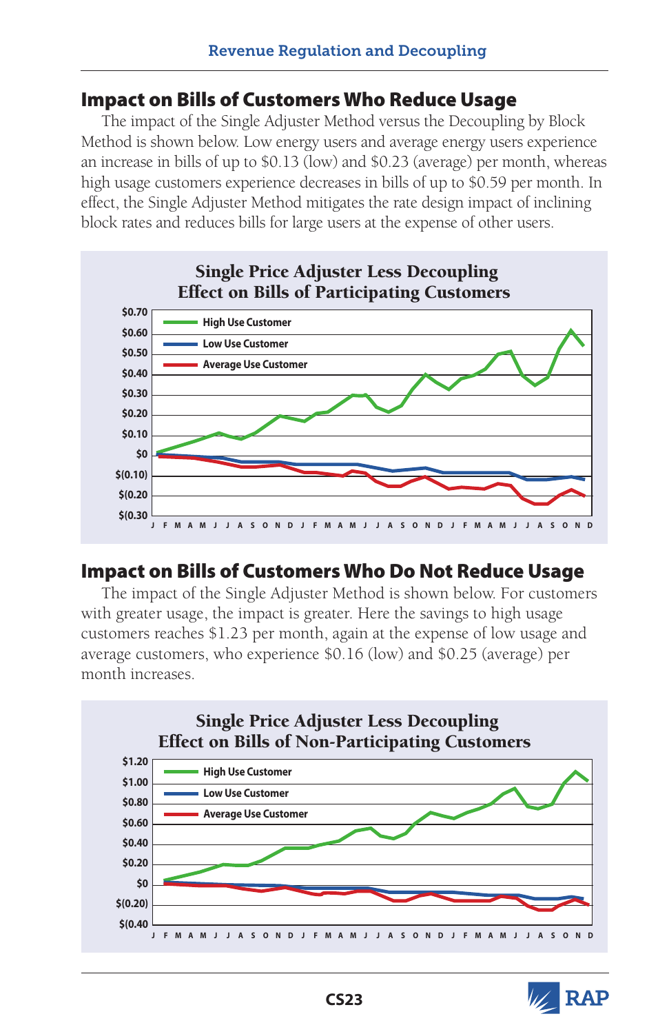## Impact on Bills of Customers Who Reduce Usage

The impact of the Single Adjuster Method versus the Decoupling by Block Method is shown below. Low energy users and average energy users experience an increase in bills of up to $0.13 (low) and $0.23 (average) per month, whereas high usage customers experience decreases in bills of up to $0.59 per month. In effect, the Single Adjuster Method mitigates the rate design impact of inclining block rates and reduces bills for large users at the expense of other users.

**Single Price Adjuster Less Decoupling Effect on Bills of Participating Customers**

## Impact on Bills of Customers Who Do Not Reduce Usage

The impact of the Single Adjuster Method is shown below. For customers with greater usage, the impact is greater. Here the savings to high usage customers reaches $1.23 per month, again at the expense of low usage and average customers, who experience $0.16 (low) and $0.25 (average) per month increases.

**Single Price Adjuster Less Decoupling Effect on Bills of Non-Participating Customers**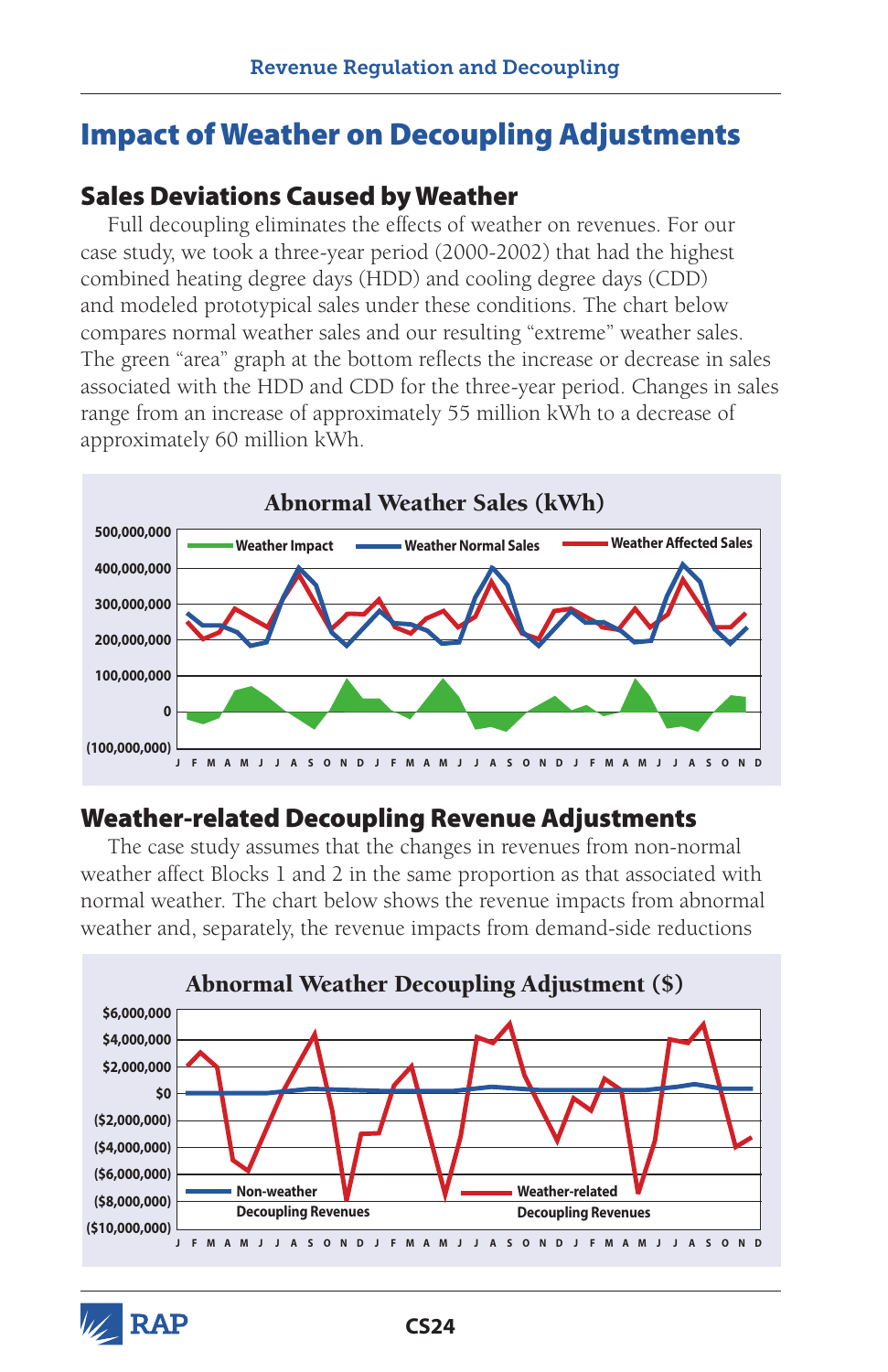# Impact of Weather on Decoupling Adjustments

## Sales Deviations Caused by Weather

Full decoupling eliminates the effects of weather on revenues. For our case study, we took a three-year period (2000-2002) that had the highest combined heating degree days (HDD) and cooling degree days (CDD) and modeled prototypical sales under these conditions. The chart below compares normal weather sales and our resulting "extreme" weather sales. The green "area" graph at the bottom reflects the increase or decrease in sales associated with the HDD and CDD for the three-year period. Changes in sales range from an increase of approximately 55 million kWh to a decrease of approximately 60 million kWh.

**Abnormal Weather Sales (kWh)**

## Weather-related Decoupling Revenue Adjustments

The case study assumes that the changes in revenues from non-normal weather affect Blocks 1 and 2 in the same proportion as that associated with normal weather. The chart below shows the revenue impacts from abnormal weather and, separately, the revenue impacts from demand-side reductions

**Abnormal Weather Decoupling Adjustment ($)**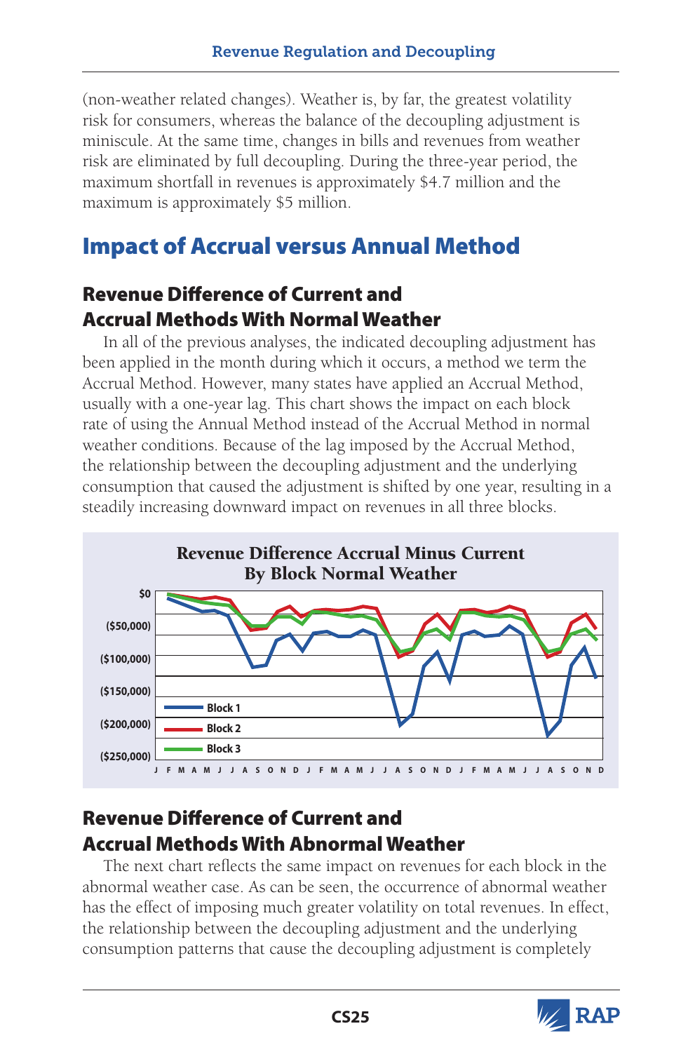(non-weather related changes). Weather is, by far, the greatest volatility risk for consumers, whereas the balance of the decoupling adjustment is miniscule. At the same time, changes in bills and revenues from weather risk are eliminated by full decoupling. During the three-year period, the maximum shortfall in revenues is approximately $4.7 million and the maximum is approximately $5 million.

## Impact of Accrual versus Annual Method

### Revenue Difference of Current and Accrual Methods With Normal Weather

In all of the previous analyses, the indicated decoupling adjustment has been applied in the month during which it occurs, a method we term the Accrual Method. However, many states have applied an Accrual Method, usually with a one-year lag. This chart shows the impact on each block rate of using the Annual Method instead of the Accrual Method in normal weather conditions. Because of the lag imposed by the Accrual Method, the relationship between the decoupling adjustment and the underlying consumption that caused the adjustment is shifted by one year, resulting in a steadily increasing downward impact on revenues in all three blocks.

**Revenue Difference Accrual Minus Current By Block Normal Weather**

### Revenue Difference of Current and Accrual Methods With Abnormal Weather

The next chart reflects the same impact on revenues for each block in the abnormal weather case. As can be seen, the occurrence of abnormal weather has the effect of imposing much greater volatility on total revenues. In effect, the relationship between the decoupling adjustment and the underlying consumption patterns that cause the decoupling adjustment is completely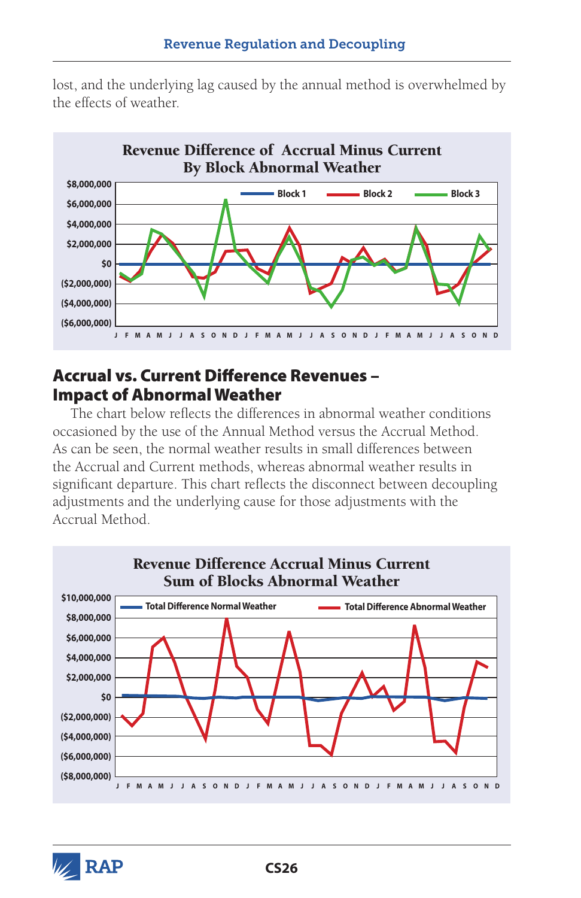lost, and the underlying lag caused by the annual method is overwhelmed by the effects of weather.

**Revenue Difference of Accrual Minus Current By Block Abnormal Weather**

## Accrual vs. Current Difference Revenues – Impact of Abnormal Weather

The chart below reflects the differences in abnormal weather conditions occasioned by the use of the Annual Method versus the Accrual Method. As can be seen, the normal weather results in small differences between the Accrual and Current methods, whereas abnormal weather results in significant departure. This chart reflects the disconnect between decoupling adjustments and the underlying cause for those adjustments with the Accrual Method.

**Revenue Difference Accrual Minus Current Sum of Blocks Abnormal Weather**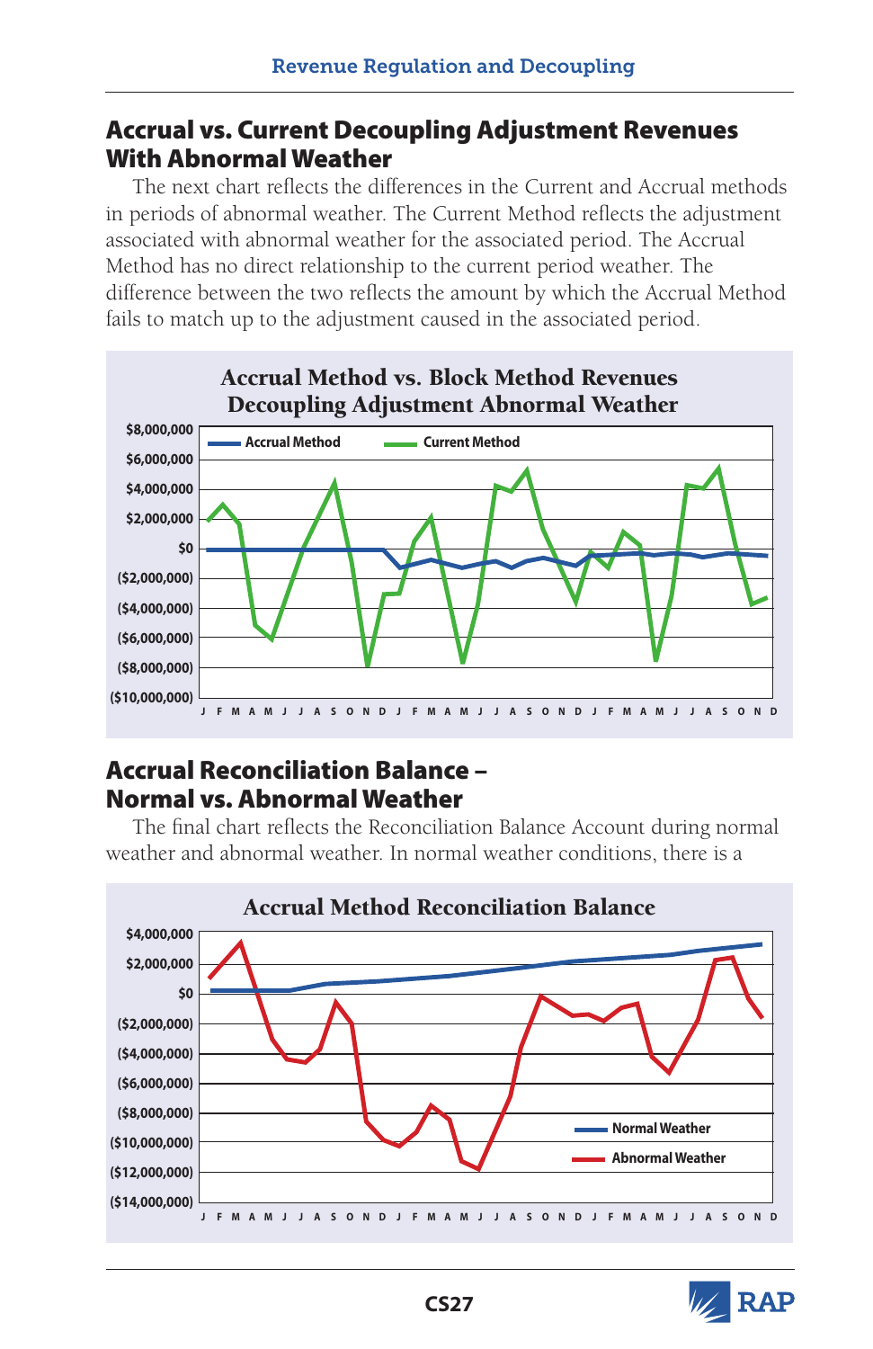## Accrual vs. Current Decoupling Adjustment Revenues With Abnormal Weather

The next chart reflects the differences in the Current and Accrual methods in periods of abnormal weather. The Current Method reflects the adjustment associated with abnormal weather for the associated period. The Accrual Method has no direct relationship to the current period weather. The difference between the two reflects the amount by which the Accrual Method fails to match up to the adjustment caused in the associated period.

**Accrual Method vs. Block Method Revenues Decoupling Adjustment Abnormal Weather**

## Accrual Reconciliation Balance – Normal vs. Abnormal Weather

The final chart reflects the Reconciliation Balance Account during normal weather and abnormal weather. In normal weather conditions, there is a

**Accrual Method Reconciliation Balance**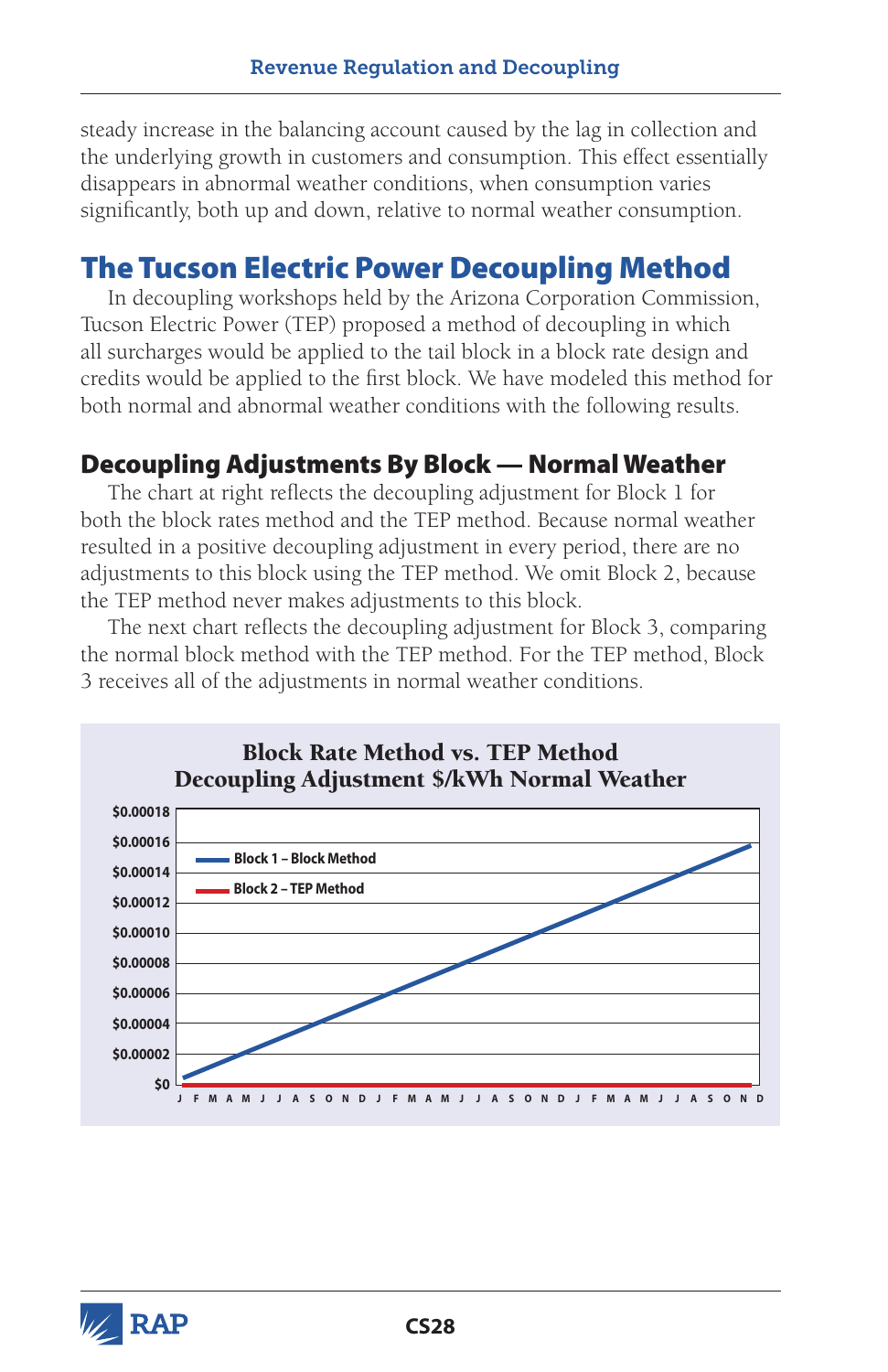steady increase in the balancing account caused by the lag in collection and the underlying growth in customers and consumption. This effect essentially disappears in abnormal weather conditions, when consumption varies significantly, both up and down, relative to normal weather consumption.

## The Tucson Electric Power Decoupling Method

In decoupling workshops held by the Arizona Corporation Commission, Tucson Electric Power (TEP) proposed a method of decoupling in which all surcharges would be applied to the tail block in a block rate design and credits would be applied to the first block. We have modeled this method for both normal and abnormal weather conditions with the following results.

### Decoupling Adjustments By Block — Normal Weather

The chart at right reflects the decoupling adjustment for Block 1 for both the block rates method and the TEP method. Because normal weather resulted in a positive decoupling adjustment in every period, there are no adjustments to this block using the TEP method. We omit Block 2, because the TEP method never makes adjustments to this block.

The next chart reflects the decoupling adjustment for Block 3, comparing the normal block method with the TEP method. For the TEP method, Block 3 receives all of the adjustments in normal weather conditions.

**Block Rate Method vs. TEP Method**
**Decoupling Adjustment $/kWh Normal Weather**

Legend: Block 1 – Block Method; Block 2 – TEP Method

Y-axis: $0, $0.00002, $0.00004, $0.00006, $0.00008, $0.00010, $0.00012, $0.00014, $0.00016, $0.00018

X-axis: J F M A M J J A S O N D J F M A M J J A S O N D J F M A M J J A S O N D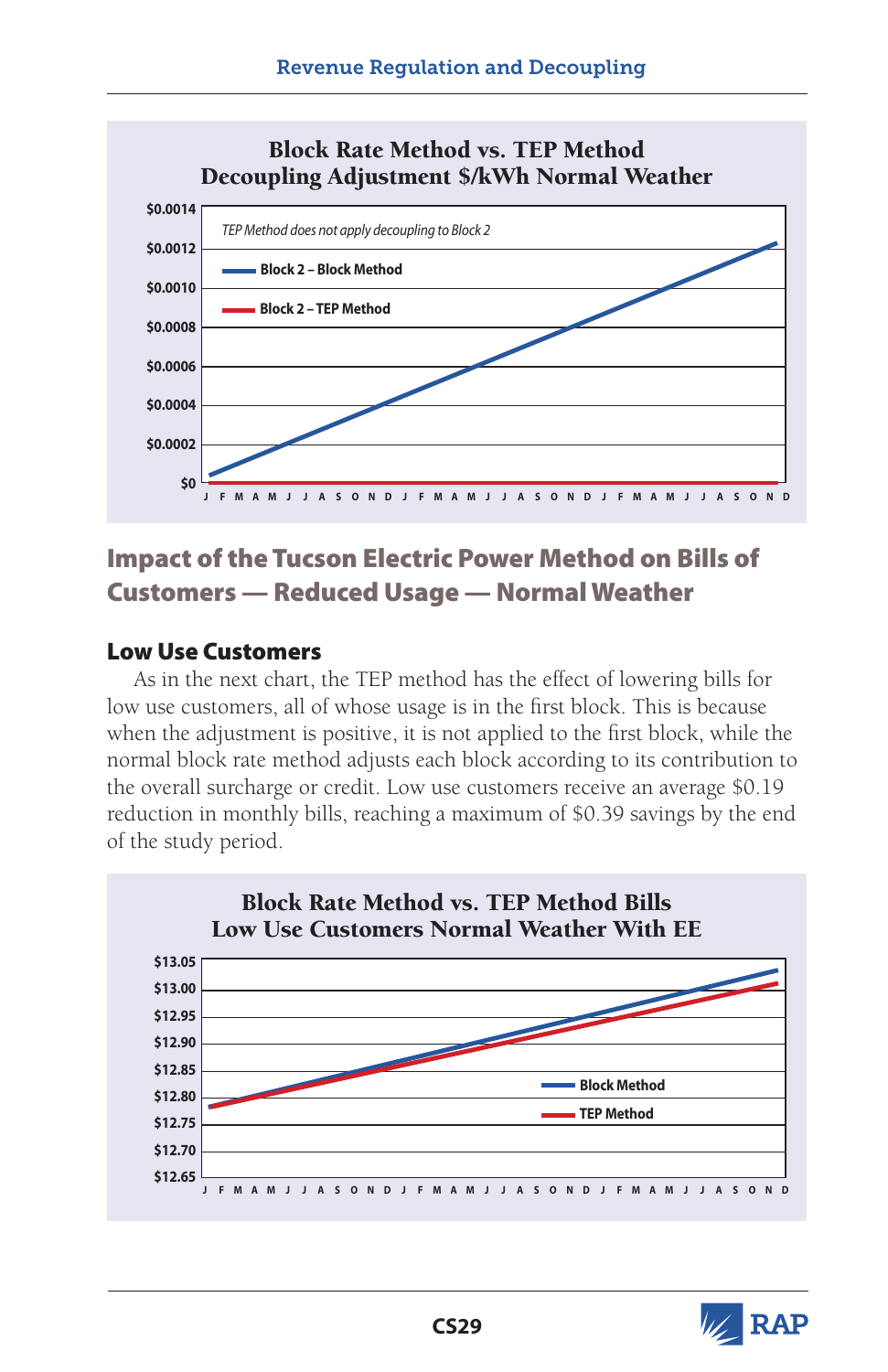**Block Rate Method vs. TEP Method**
**Decoupling Adjustment $/kWh Normal Weather**

*TEP Method does not apply decoupling to Block 2*

- Block 2 – Block Method
- Block 2 – TEP Method

## Impact of the Tucson Electric Power Method on Bills of Customers — Reduced Usage — Normal Weather

### Low Use Customers

As in the next chart, the TEP method has the effect of lowering bills for low use customers, all of whose usage is in the first block. This is because when the adjustment is positive, it is not applied to the first block, while the normal block rate method adjusts each block according to its contribution to the overall surcharge or credit. Low use customers receive an average $0.19 reduction in monthly bills, reaching a maximum of $0.39 savings by the end of the study period.

**Block Rate Method vs. TEP Method Bills**
**Low Use Customers Normal Weather With EE**

- Block Method
- TEP Method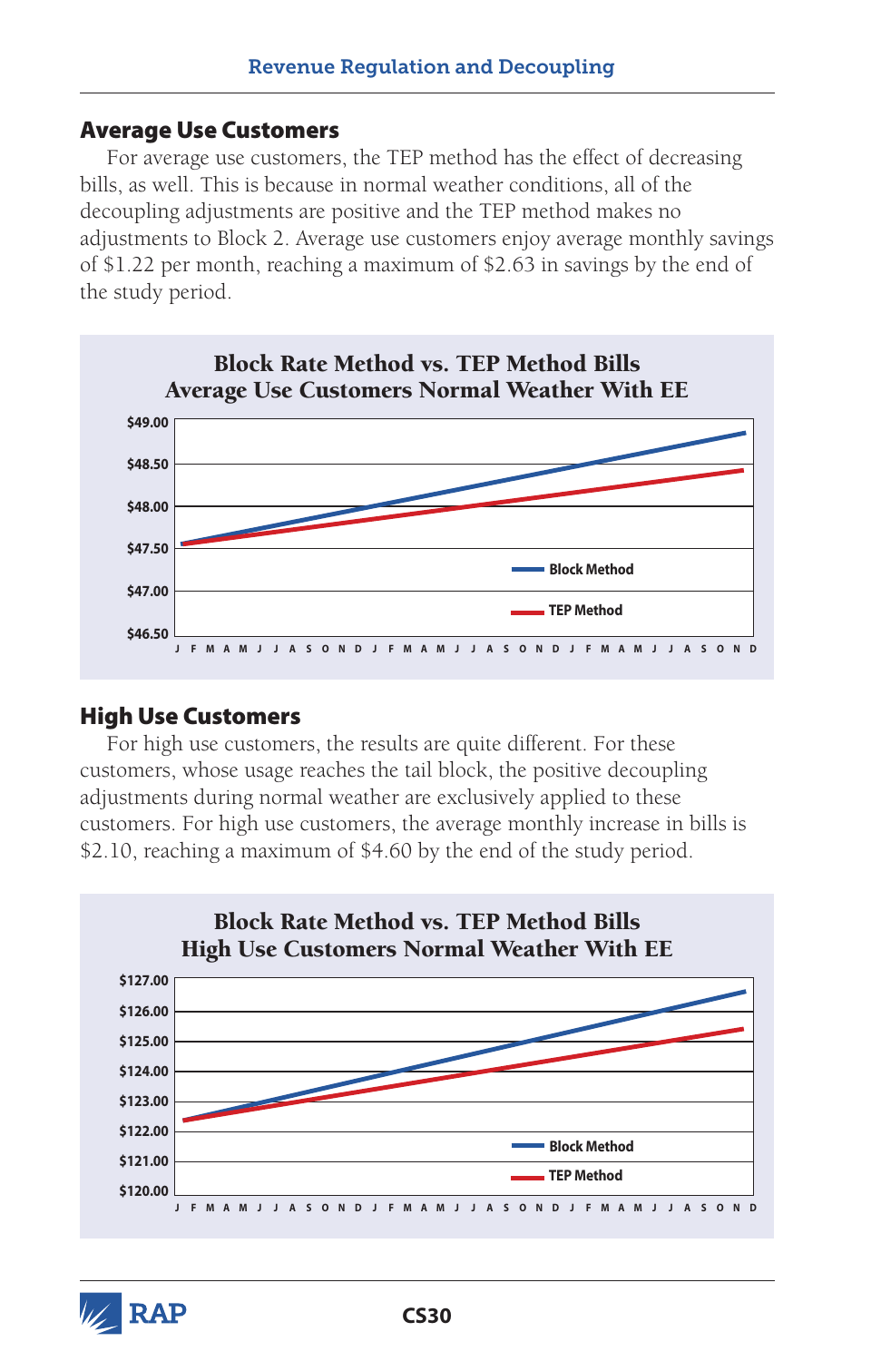## Average Use Customers

For average use customers, the TEP method has the effect of decreasing bills, as well. This is because in normal weather conditions, all of the decoupling adjustments are positive and the TEP method makes no adjustments to Block 2. Average use customers enjoy average monthly savings of $1.22 per month, reaching a maximum of $2.63 in savings by the end of the study period.

**Block Rate Method vs. TEP Method Bills**
**Average Use Customers Normal Weather With EE**

## High Use Customers

For high use customers, the results are quite different. For these customers, whose usage reaches the tail block, the positive decoupling adjustments during normal weather are exclusively applied to these customers. For high use customers, the average monthly increase in bills is $2.10, reaching a maximum of $4.60 by the end of the study period.

**Block Rate Method vs. TEP Method Bills**
**High Use Customers Normal Weather With EE**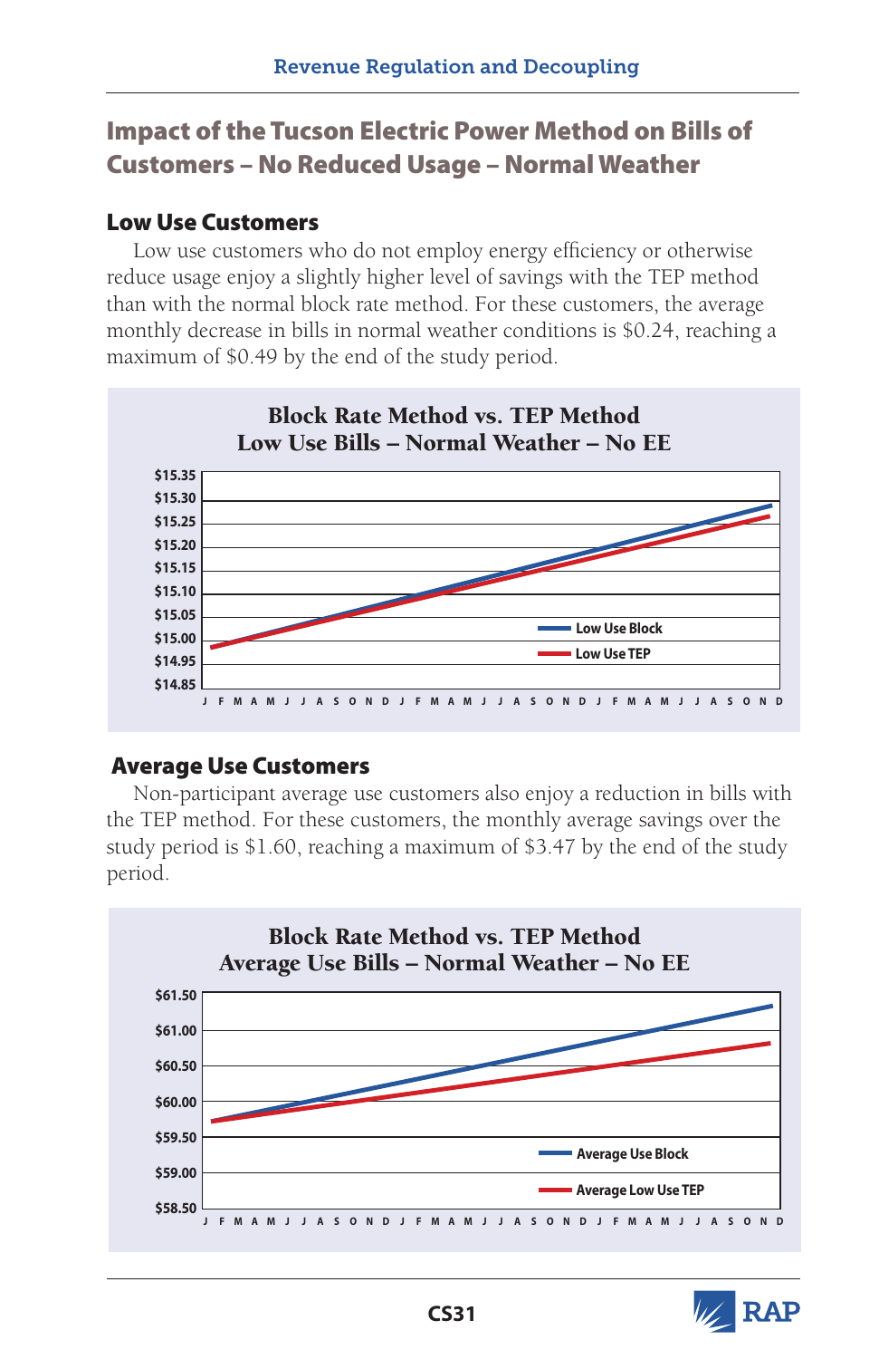## Impact of the Tucson Electric Power Method on Bills of Customers – No Reduced Usage – Normal Weather

### Low Use Customers

Low use customers who do not employ energy efficiency or otherwise reduce usage enjoy a slightly higher level of savings with the TEP method than with the normal block rate method. For these customers, the average monthly decrease in bills in normal weather conditions is $0.24, reaching a maximum of $0.49 by the end of the study period.

**Block Rate Method vs. TEP Method**
**Low Use Bills – Normal Weather – No EE**

### Average Use Customers

Non-participant average use customers also enjoy a reduction in bills with the TEP method. For these customers, the monthly average savings over the study period is $1.60, reaching a maximum of $3.47 by the end of the study period.

**Block Rate Method vs. TEP Method**
**Average Use Bills – Normal Weather – No EE**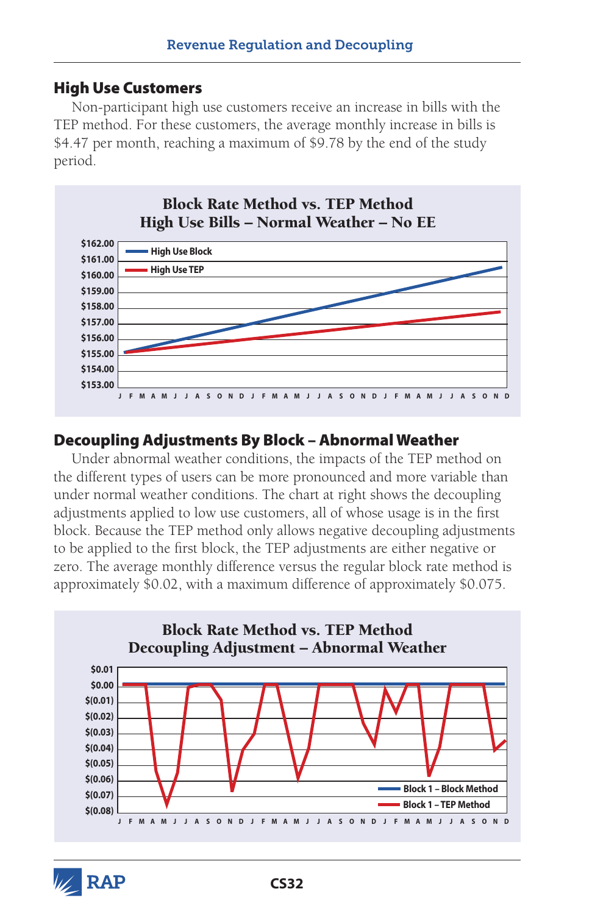## High Use Customers

Non-participant high use customers receive an increase in bills with the TEP method. For these customers, the average monthly increase in bills is $4.47 per month, reaching a maximum of $9.78 by the end of the study period.

**Block Rate Method vs. TEP Method**
**High Use Bills – Normal Weather – No EE**

## Decoupling Adjustments By Block – Abnormal Weather

Under abnormal weather conditions, the impacts of the TEP method on the different types of users can be more pronounced and more variable than under normal weather conditions. The chart at right shows the decoupling adjustments applied to low use customers, all of whose usage is in the first block. Because the TEP method only allows negative decoupling adjustments to be applied to the first block, the TEP adjustments are either negative or zero. The average monthly difference versus the regular block rate method is approximately $0.02, with a maximum difference of approximately $0.075.

**Block Rate Method vs. TEP Method**
**Decoupling Adjustment – Abnormal Weather**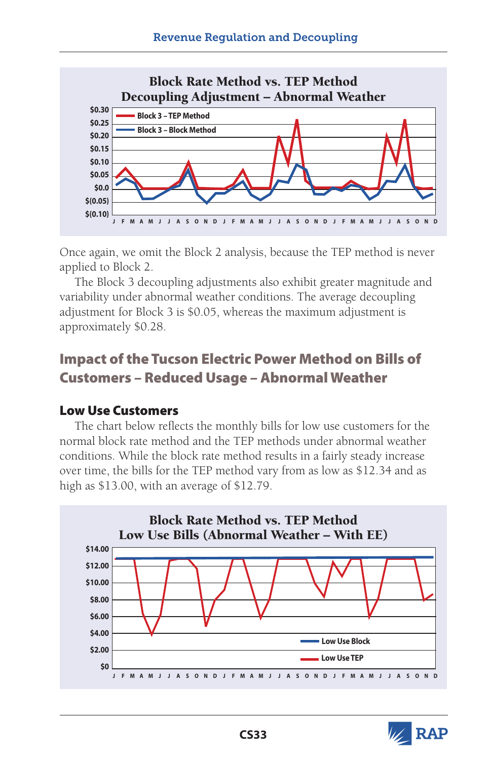**Block Rate Method vs. TEP Method**
**Decoupling Adjustment – Abnormal Weather**

Once again, we omit the Block 2 analysis, because the TEP method is never applied to Block 2.

The Block 3 decoupling adjustments also exhibit greater magnitude and variability under abnormal weather conditions. The average decoupling adjustment for Block 3 is $0.05, whereas the maximum adjustment is approximately $0.28.

## Impact of the Tucson Electric Power Method on Bills of Customers – Reduced Usage – Abnormal Weather

### Low Use Customers

The chart below reflects the monthly bills for low use customers for the normal block rate method and the TEP methods under abnormal weather conditions. While the block rate method results in a fairly steady increase over time, the bills for the TEP method vary from as low as $12.34 and as high as $13.00, with an average of $12.79.

**Block Rate Method vs. TEP Method**
**Low Use Bills (Abnormal Weather – With EE)**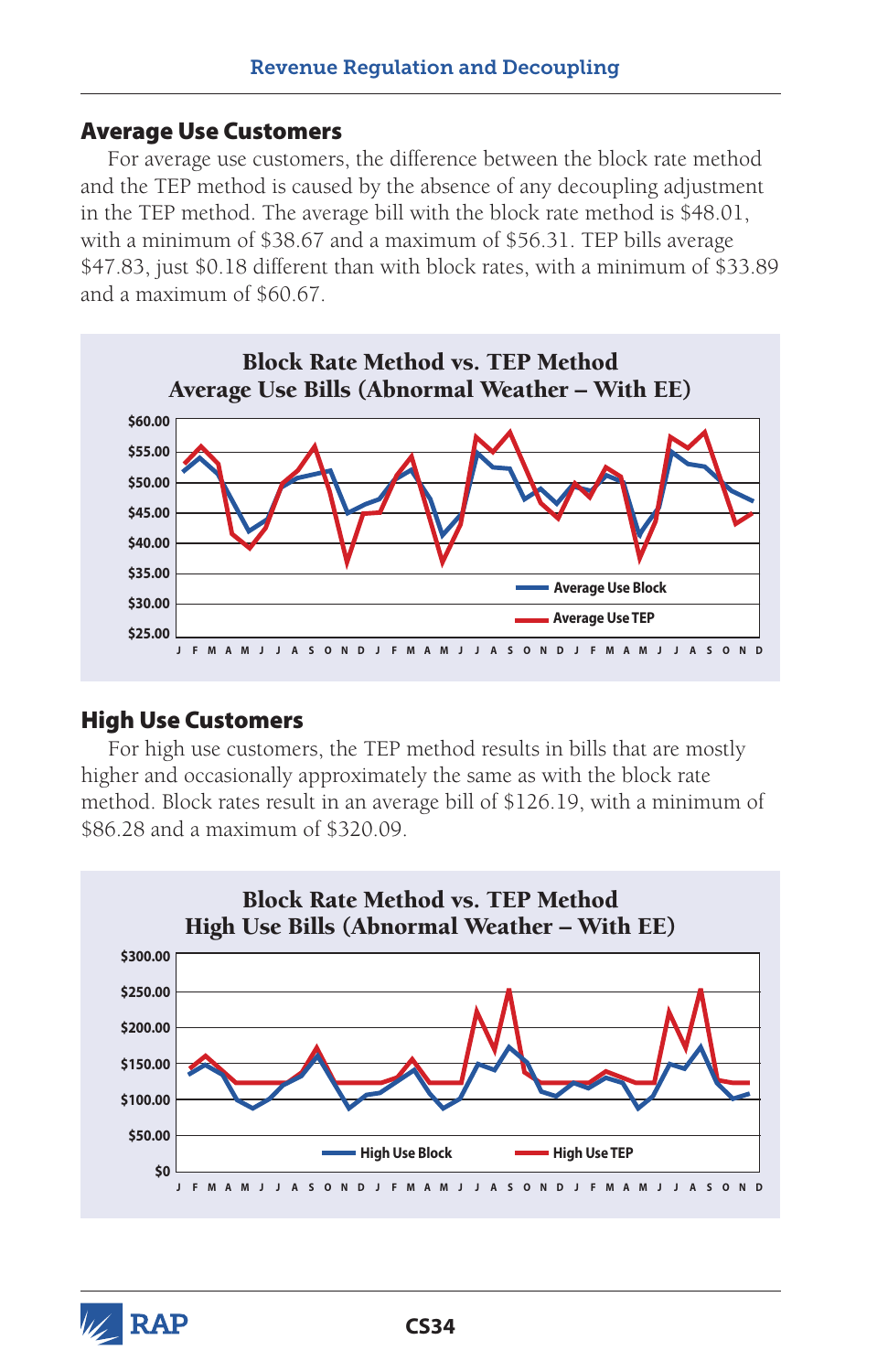## Average Use Customers

For average use customers, the difference between the block rate method and the TEP method is caused by the absence of any decoupling adjustment in the TEP method. The average bill with the block rate method is $48.01, with a minimum of $38.67 and a maximum of $56.31. TEP bills average $47.83, just $0.18 different than with block rates, with a minimum of $33.89 and a maximum of $60.67.

**Block Rate Method vs. TEP Method**
**Average Use Bills (Abnormal Weather – With EE)**

## High Use Customers

For high use customers, the TEP method results in bills that are mostly higher and occasionally approximately the same as with the block rate method. Block rates result in an average bill of $126.19, with a minimum of $86.28 and a maximum of $320.09.

**Block Rate Method vs. TEP Method**
**High Use Bills (Abnormal Weather – With EE)**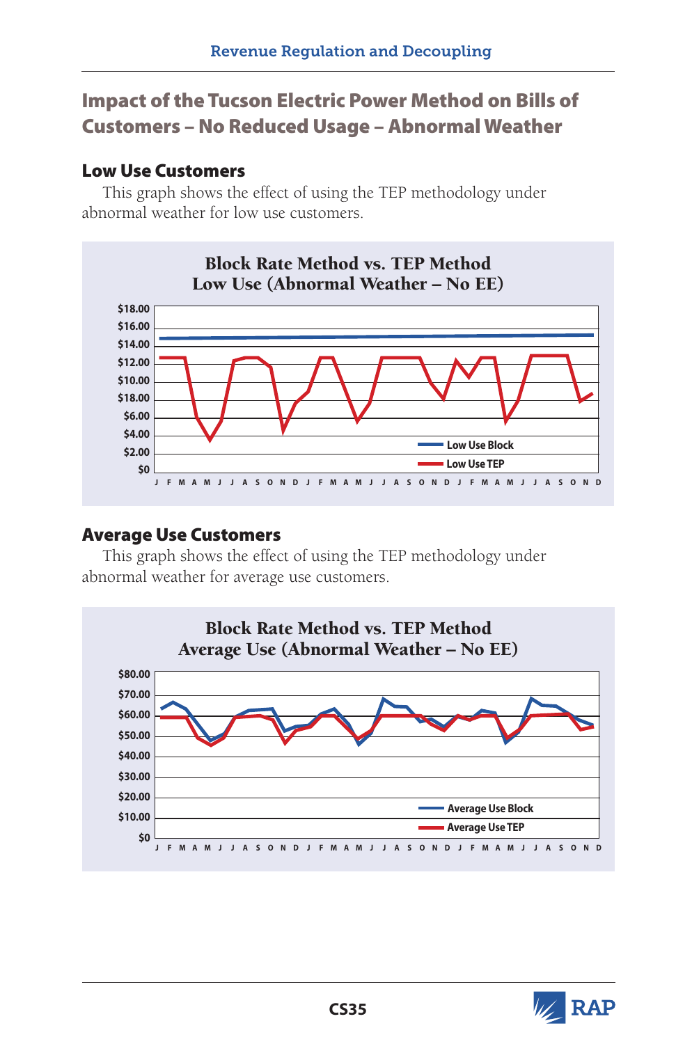## Impact of the Tucson Electric Power Method on Bills of Customers – No Reduced Usage – Abnormal Weather

### Low Use Customers

This graph shows the effect of using the TEP methodology under abnormal weather for low use customers.

**Block Rate Method vs. TEP Method**
**Low Use (Abnormal Weather – No EE)**

$18.00
$16.00
$14.00
$12.00
$10.00
$18.00
$6.00
$4.00
$2.00
$0

J F M A M J J A S O N D J F M A M J J A S O N D J F M A M J J A S O N D

Low Use Block
Low Use TEP

### Average Use Customers

This graph shows the effect of using the TEP methodology under abnormal weather for average use customers.

**Block Rate Method vs. TEP Method**
**Average Use (Abnormal Weather – No EE)**

$80.00
$70.00
$60.00
$50.00
$40.00
$30.00
$20.00
$10.00
$0

J F M A M J J A S O N D J F M A M J J A S O N D J F M A M J J A S O N D

Average Use Block
Average Use TEP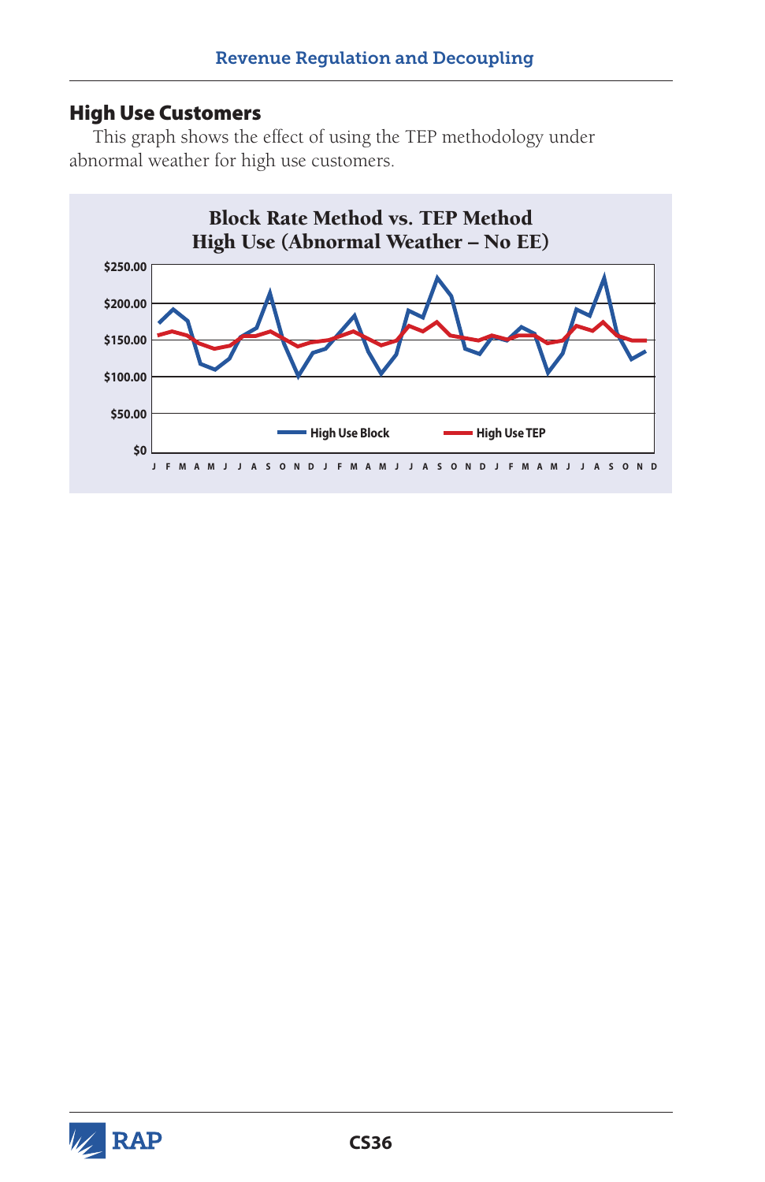## High Use Customers

This graph shows the effect of using the TEP methodology under abnormal weather for high use customers.

**Block Rate Method vs. TEP Method**
**High Use (Abnormal Weather – No EE)**

$250.00
$200.00
$150.00
$100.00
$50.00
$0

J F M A M J J A S O N D J F M A M J J A S O N D J F M A M J J A S O N D

High Use Block
High Use TEP